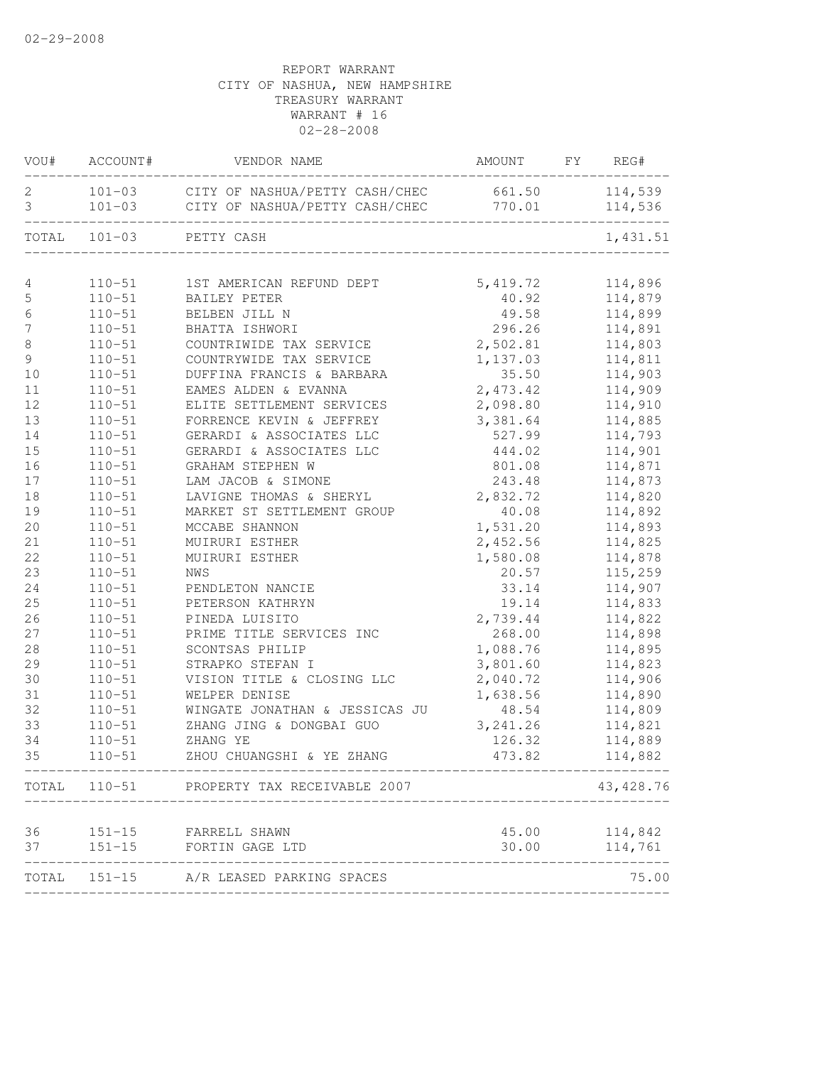02-29-2008

REPORT WARRANT
CITY OF NASHUA, NEW HAMPSHIRE
TREASURY WARRANT
WARRANT # 16
02-28-2008

| VOU# | ACCOUNT# | VENDOR NAME | AMOUNT | FY | REG# |
|---|---|---|---|---|---|
| 2 | 101-03 | CITY OF NASHUA/PETTY CASH/CHEC | 661.50 | | 114,539 |
| 3 | 101-03 | CITY OF NASHUA/PETTY CASH/CHEC | 770.01 | | 114,536 |
| TOTAL | 101-03 | PETTY CASH | | | 1,431.51 |
| 4 | 110-51 | 1ST AMERICAN REFUND DEPT | 5,419.72 | | 114,896 |
| 5 | 110-51 | BAILEY PETER | 40.92 | | 114,879 |
| 6 | 110-51 | BELBEN JILL N | 49.58 | | 114,899 |
| 7 | 110-51 | BHATTA ISHWORI | 296.26 | | 114,891 |
| 8 | 110-51 | COUNTRIWIDE TAX SERVICE | 2,502.81 | | 114,803 |
| 9 | 110-51 | COUNTRYWIDE TAX SERVICE | 1,137.03 | | 114,811 |
| 10 | 110-51 | DUFFINA FRANCIS & BARBARA | 35.50 | | 114,903 |
| 11 | 110-51 | EAMES ALDEN & EVANNA | 2,473.42 | | 114,909 |
| 12 | 110-51 | ELITE SETTLEMENT SERVICES | 2,098.80 | | 114,910 |
| 13 | 110-51 | FORRENCE KEVIN & JEFFREY | 3,381.64 | | 114,885 |
| 14 | 110-51 | GERARDI & ASSOCIATES LLC | 527.99 | | 114,793 |
| 15 | 110-51 | GERARDI & ASSOCIATES LLC | 444.02 | | 114,901 |
| 16 | 110-51 | GRAHAM STEPHEN W | 801.08 | | 114,871 |
| 17 | 110-51 | LAM JACOB & SIMONE | 243.48 | | 114,873 |
| 18 | 110-51 | LAVIGNE THOMAS & SHERYL | 2,832.72 | | 114,820 |
| 19 | 110-51 | MARKET ST SETTLEMENT GROUP | 40.08 | | 114,892 |
| 20 | 110-51 | MCCABE SHANNON | 1,531.20 | | 114,893 |
| 21 | 110-51 | MUIRURI ESTHER | 2,452.56 | | 114,825 |
| 22 | 110-51 | MUIRURI ESTHER | 1,580.08 | | 114,878 |
| 23 | 110-51 | NWS | 20.57 | | 115,259 |
| 24 | 110-51 | PENDLETON NANCIE | 33.14 | | 114,907 |
| 25 | 110-51 | PETERSON KATHRYN | 19.14 | | 114,833 |
| 26 | 110-51 | PINEDA LUISITO | 2,739.44 | | 114,822 |
| 27 | 110-51 | PRIME TITLE SERVICES INC | 268.00 | | 114,898 |
| 28 | 110-51 | SCONTSAS PHILIP | 1,088.76 | | 114,895 |
| 29 | 110-51 | STRAPKO STEFAN I | 3,801.60 | | 114,823 |
| 30 | 110-51 | VISION TITLE & CLOSING LLC | 2,040.72 | | 114,906 |
| 31 | 110-51 | WELPER DENISE | 1,638.56 | | 114,890 |
| 32 | 110-51 | WINGATE JONATHAN & JESSICAS JU | 48.54 | | 114,809 |
| 33 | 110-51 | ZHANG JING & DONGBAI GUO | 3,241.26 | | 114,821 |
| 34 | 110-51 | ZHANG YE | 126.32 | | 114,889 |
| 35 | 110-51 | ZHOU CHUANGSHI & YE ZHANG | 473.82 | | 114,882 |
| TOTAL | 110-51 | PROPERTY TAX RECEIVABLE 2007 | | | 43,428.76 |
| 36 | 151-15 | FARRELL SHAWN | 45.00 | | 114,842 |
| 37 | 151-15 | FORTIN GAGE LTD | 30.00 | | 114,761 |
| TOTAL | 151-15 | A/R LEASED PARKING SPACES | | | 75.00 |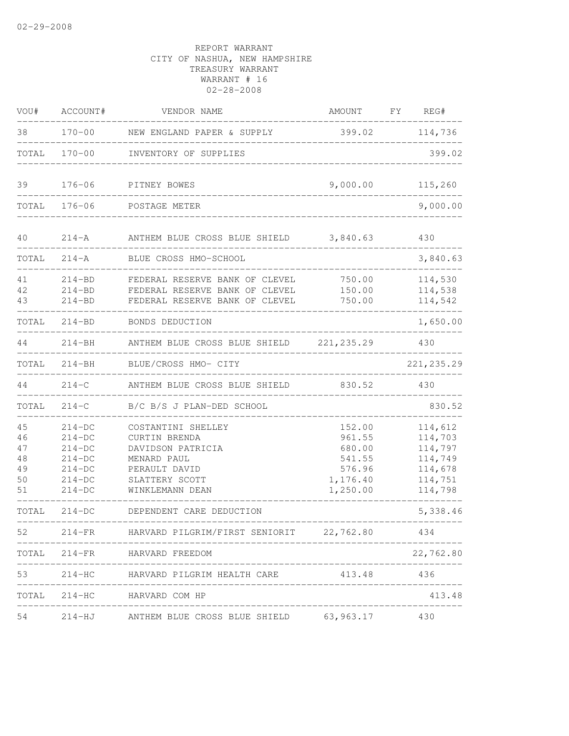02-29-2008

REPORT WARRANT
CITY OF NASHUA, NEW HAMPSHIRE
TREASURY WARRANT
WARRANT # 16
02-28-2008

| VOU# | ACCOUNT# | VENDOR NAME | AMOUNT | FY | REG# |
|---|---|---|---|---|---|
| 38 | 170-00 | NEW ENGLAND PAPER & SUPPLY | 399.02 | | 114,736 |
| TOTAL | 170-00 | INVENTORY OF SUPPLIES | | | 399.02 |
| 39 | 176-06 | PITNEY BOWES | 9,000.00 | | 115,260 |
| TOTAL | 176-06 | POSTAGE METER | | | 9,000.00 |
| 40 | 214-A | ANTHEM BLUE CROSS BLUE SHIELD | 3,840.63 | | 430 |
| TOTAL | 214-A | BLUE CROSS HMO-SCHOOL | | | 3,840.63 |
| 41 | 214-BD | FEDERAL RESERVE BANK OF CLEVEL | 750.00 | | 114,530 |
| 42 | 214-BD | FEDERAL RESERVE BANK OF CLEVEL | 150.00 | | 114,538 |
| 43 | 214-BD | FEDERAL RESERVE BANK OF CLEVEL | 750.00 | | 114,542 |
| TOTAL | 214-BD | BONDS DEDUCTION | | | 1,650.00 |
| 44 | 214-BH | ANTHEM BLUE CROSS BLUE SHIELD | 221,235.29 | | 430 |
| TOTAL | 214-BH | BLUE/CROSS HMO- CITY | | | 221,235.29 |
| 44 | 214-C | ANTHEM BLUE CROSS BLUE SHIELD | 830.52 | | 430 |
| TOTAL | 214-C | B/C B/S J PLAN-DED SCHOOL | | | 830.52 |
| 45 | 214-DC | COSTANTINI SHELLEY | 152.00 | | 114,612 |
| 46 | 214-DC | CURTIN BRENDA | 961.55 | | 114,703 |
| 47 | 214-DC | DAVIDSON PATRICIA | 680.00 | | 114,797 |
| 48 | 214-DC | MENARD PAUL | 541.55 | | 114,749 |
| 49 | 214-DC | PERAULT DAVID | 576.96 | | 114,678 |
| 50 | 214-DC | SLATTERY SCOTT | 1,176.40 | | 114,751 |
| 51 | 214-DC | WINKLEMANN DEAN | 1,250.00 | | 114,798 |
| TOTAL | 214-DC | DEPENDENT CARE DEDUCTION | | | 5,338.46 |
| 52 | 214-FR | HARVARD PILGRIM/FIRST SENIORIT | 22,762.80 | | 434 |
| TOTAL | 214-FR | HARVARD FREEDOM | | | 22,762.80 |
| 53 | 214-HC | HARVARD PILGRIM HEALTH CARE | 413.48 | | 436 |
| TOTAL | 214-HC | HARVARD COM HP | | | 413.48 |
| 54 | 214-HJ | ANTHEM BLUE CROSS BLUE SHIELD | 63,963.17 | | 430 |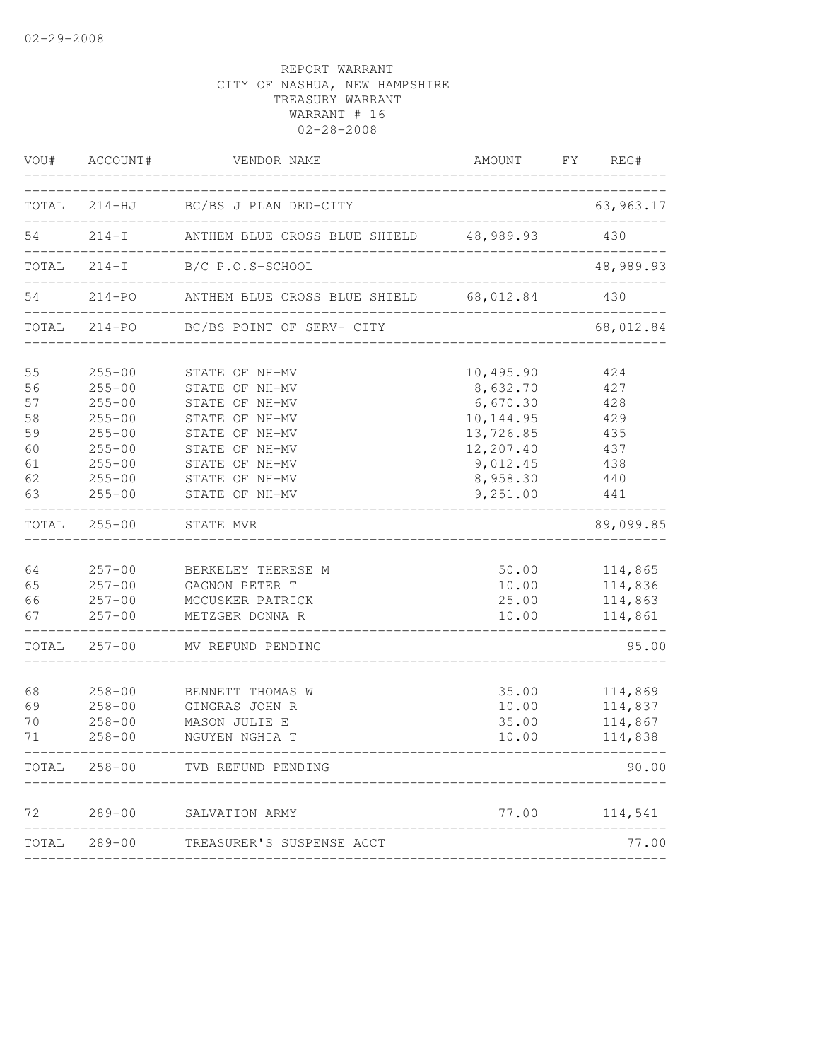02-29-2008

REPORT WARRANT
CITY OF NASHUA, NEW HAMPSHIRE
TREASURY WARRANT
WARRANT # 16
02-28-2008

| VOU# | ACCOUNT# | VENDOR NAME | AMOUNT | FY | REG# |
|---|---|---|---|---|---|
| TOTAL | 214-HJ | BC/BS J PLAN DED-CITY | | | 63,963.17 |
| 54 | 214-I | ANTHEM BLUE CROSS BLUE SHIELD | 48,989.93 | | 430 |
| TOTAL | 214-I | B/C P.O.S-SCHOOL | | | 48,989.93 |
| 54 | 214-PO | ANTHEM BLUE CROSS BLUE SHIELD | 68,012.84 | | 430 |
| TOTAL | 214-PO | BC/BS POINT OF SERV- CITY | | | 68,012.84 |
| 55 | 255-00 | STATE OF NH-MV | 10,495.90 | | 424 |
| 56 | 255-00 | STATE OF NH-MV | 8,632.70 | | 427 |
| 57 | 255-00 | STATE OF NH-MV | 6,670.30 | | 428 |
| 58 | 255-00 | STATE OF NH-MV | 10,144.95 | | 429 |
| 59 | 255-00 | STATE OF NH-MV | 13,726.85 | | 435 |
| 60 | 255-00 | STATE OF NH-MV | 12,207.40 | | 437 |
| 61 | 255-00 | STATE OF NH-MV | 9,012.45 | | 438 |
| 62 | 255-00 | STATE OF NH-MV | 8,958.30 | | 440 |
| 63 | 255-00 | STATE OF NH-MV | 9,251.00 | | 441 |
| TOTAL | 255-00 | STATE MVR | | | 89,099.85 |
| 64 | 257-00 | BERKELEY THERESE M | 50.00 | | 114,865 |
| 65 | 257-00 | GAGNON PETER T | 10.00 | | 114,836 |
| 66 | 257-00 | MCCUSKER PATRICK | 25.00 | | 114,863 |
| 67 | 257-00 | METZGER DONNA R | 10.00 | | 114,861 |
| TOTAL | 257-00 | MV REFUND PENDING | | | 95.00 |
| 68 | 258-00 | BENNETT THOMAS W | 35.00 | | 114,869 |
| 69 | 258-00 | GINGRAS JOHN R | 10.00 | | 114,837 |
| 70 | 258-00 | MASON JULIE E | 35.00 | | 114,867 |
| 71 | 258-00 | NGUYEN NGHIA T | 10.00 | | 114,838 |
| TOTAL | 258-00 | TVB REFUND PENDING | | | 90.00 |
| 72 | 289-00 | SALVATION ARMY | 77.00 | | 114,541 |
| TOTAL | 289-00 | TREASURER'S SUSPENSE ACCT | | | 77.00 |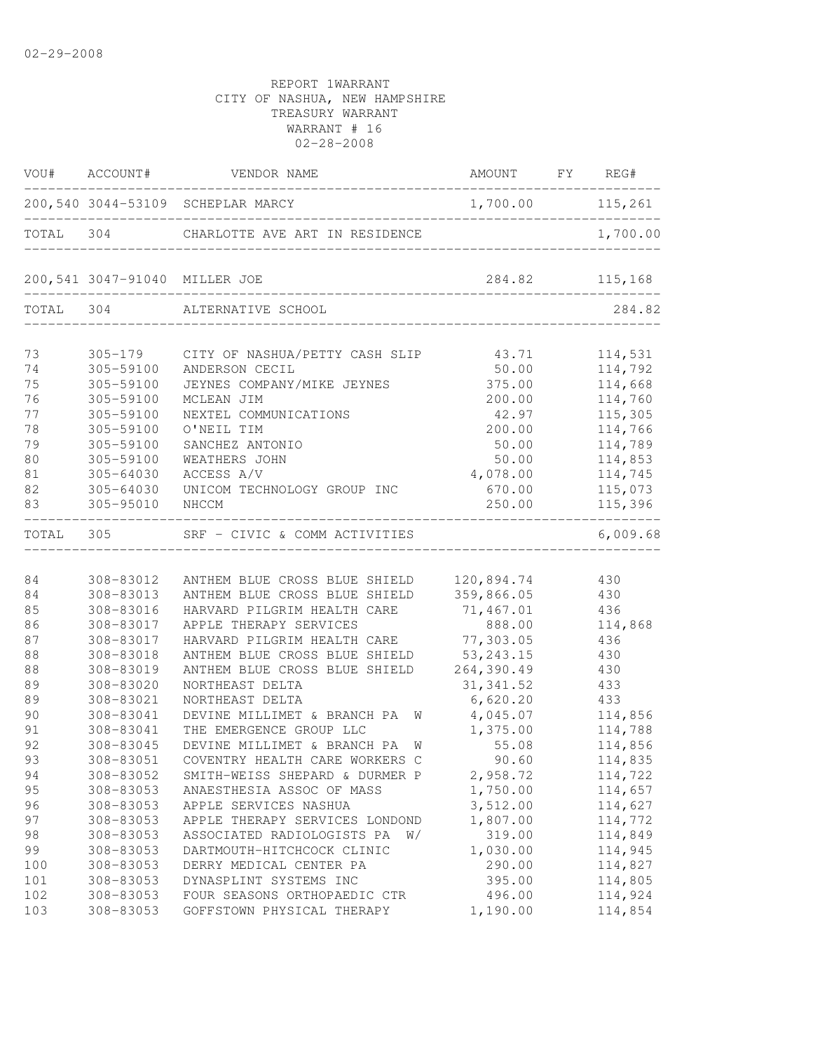02-29-2008

REPORT 1WARRANT
CITY OF NASHUA, NEW HAMPSHIRE
TREASURY WARRANT
WARRANT # 16
02-28-2008

| VOU# | ACCOUNT# | VENDOR NAME | AMOUNT | FY | REG# |
|---|---|---|---|---|---|
| 200,540 | 3044-53109 | SCHEPLAR MARCY | 1,700.00 | | 115,261 |
| TOTAL | 304 | CHARLOTTE AVE ART IN RESIDENCE | | | 1,700.00 |
| 200,541 | 3047-91040 | MILLER JOE | 284.82 | | 115,168 |
| TOTAL | 304 | ALTERNATIVE SCHOOL | | | 284.82 |
| 73 | 305-179 | CITY OF NASHUA/PETTY CASH SLIP | 43.71 | | 114,531 |
| 74 | 305-59100 | ANDERSON CECIL | 50.00 | | 114,792 |
| 75 | 305-59100 | JEYNES COMPANY/MIKE JEYNES | 375.00 | | 114,668 |
| 76 | 305-59100 | MCLEAN JIM | 200.00 | | 114,760 |
| 77 | 305-59100 | NEXTEL COMMUNICATIONS | 42.97 | | 115,305 |
| 78 | 305-59100 | O'NEIL TIM | 200.00 | | 114,766 |
| 79 | 305-59100 | SANCHEZ ANTONIO | 50.00 | | 114,789 |
| 80 | 305-59100 | WEATHERS JOHN | 50.00 | | 114,853 |
| 81 | 305-64030 | ACCESS A/V | 4,078.00 | | 114,745 |
| 82 | 305-64030 | UNICOM TECHNOLOGY GROUP INC | 670.00 | | 115,073 |
| 83 | 305-95010 | NHCCM | 250.00 | | 115,396 |
| TOTAL | 305 | SRF - CIVIC & COMM ACTIVITIES | | | 6,009.68 |
| 84 | 308-83012 | ANTHEM BLUE CROSS BLUE SHIELD | 120,894.74 | | 430 |
| 84 | 308-83013 | ANTHEM BLUE CROSS BLUE SHIELD | 359,866.05 | | 430 |
| 85 | 308-83016 | HARVARD PILGRIM HEALTH CARE | 71,467.01 | | 436 |
| 86 | 308-83017 | APPLE THERAPY SERVICES | 888.00 | | 114,868 |
| 87 | 308-83017 | HARVARD PILGRIM HEALTH CARE | 77,303.05 | | 436 |
| 88 | 308-83018 | ANTHEM BLUE CROSS BLUE SHIELD | 53,243.15 | | 430 |
| 88 | 308-83019 | ANTHEM BLUE CROSS BLUE SHIELD | 264,390.49 | | 430 |
| 89 | 308-83020 | NORTHEAST DELTA | 31,341.52 | | 433 |
| 89 | 308-83021 | NORTHEAST DELTA | 6,620.20 | | 433 |
| 90 | 308-83041 | DEVINE MILLIMET & BRANCH PA W | 4,045.07 | | 114,856 |
| 91 | 308-83041 | THE EMERGENCE GROUP LLC | 1,375.00 | | 114,788 |
| 92 | 308-83045 | DEVINE MILLIMET & BRANCH PA W | 55.08 | | 114,856 |
| 93 | 308-83051 | COVENTRY HEALTH CARE WORKERS C | 90.60 | | 114,835 |
| 94 | 308-83052 | SMITH-WEISS SHEPARD & DURMER P | 2,958.72 | | 114,722 |
| 95 | 308-83053 | ANAESTHESIA ASSOC OF MASS | 1,750.00 | | 114,657 |
| 96 | 308-83053 | APPLE SERVICES NASHUA | 3,512.00 | | 114,627 |
| 97 | 308-83053 | APPLE THERAPY SERVICES LONDOND | 1,807.00 | | 114,772 |
| 98 | 308-83053 | ASSOCIATED RADIOLOGISTS PA W/ | 319.00 | | 114,849 |
| 99 | 308-83053 | DARTMOUTH-HITCHCOCK CLINIC | 1,030.00 | | 114,945 |
| 100 | 308-83053 | DERRY MEDICAL CENTER PA | 290.00 | | 114,827 |
| 101 | 308-83053 | DYNASPLINT SYSTEMS INC | 395.00 | | 114,805 |
| 102 | 308-83053 | FOUR SEASONS ORTHOPAEDIC CTR | 496.00 | | 114,924 |
| 103 | 308-83053 | GOFFSTOWN PHYSICAL THERAPY | 1,190.00 | | 114,854 |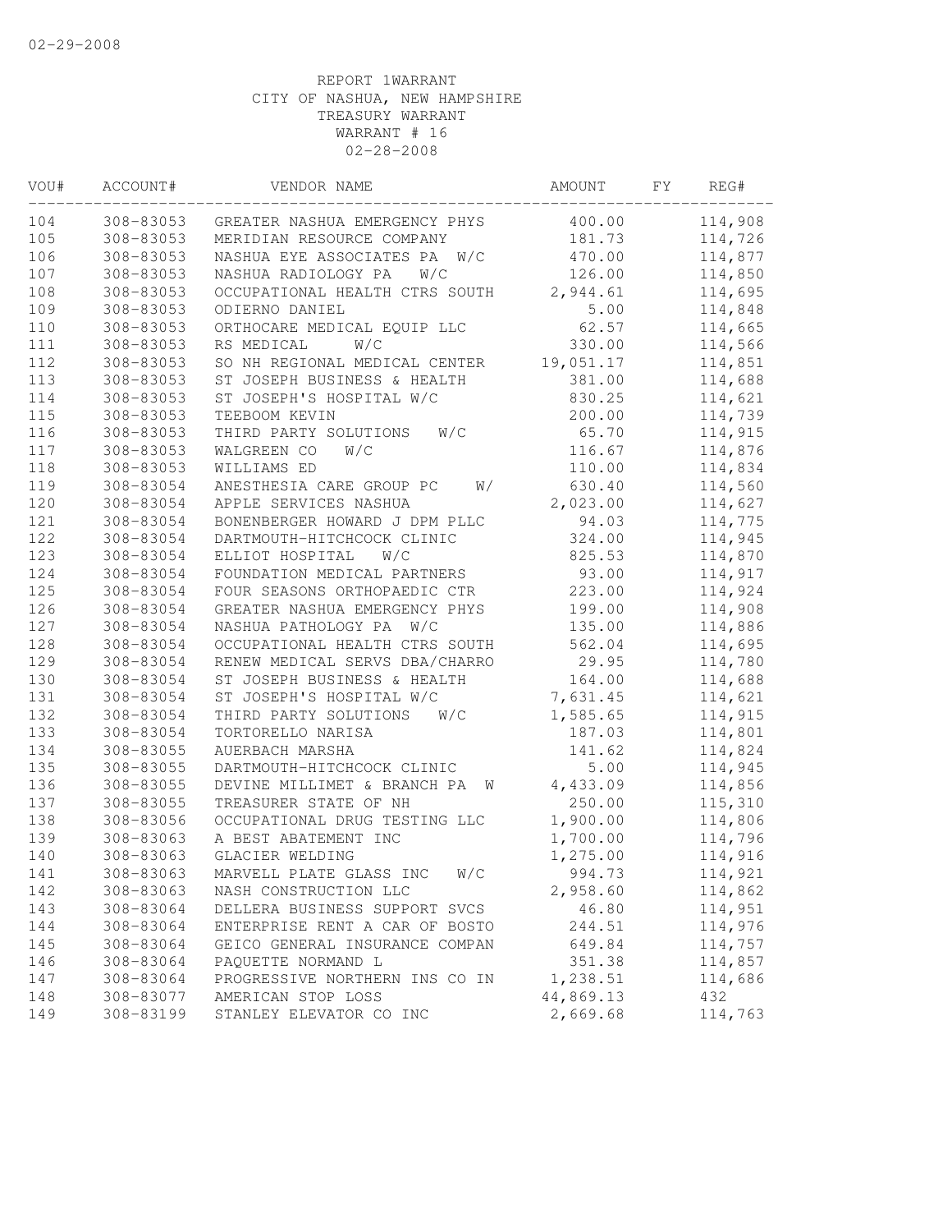02-29-2008

REPORT 1WARRANT
CITY OF NASHUA, NEW HAMPSHIRE
TREASURY WARRANT
WARRANT # 16
02-28-2008

| VOU# | ACCOUNT# | VENDOR NAME | AMOUNT | FY | REG# |
|---|---|---|---|---|---|
| 104 | 308-83053 | GREATER NASHUA EMERGENCY PHYS | 400.00 | | 114,908 |
| 105 | 308-83053 | MERIDIAN RESOURCE COMPANY | 181.73 | | 114,726 |
| 106 | 308-83053 | NASHUA EYE ASSOCIATES PA W/C | 470.00 | | 114,877 |
| 107 | 308-83053 | NASHUA RADIOLOGY PA W/C | 126.00 | | 114,850 |
| 108 | 308-83053 | OCCUPATIONAL HEALTH CTRS SOUTH | 2,944.61 | | 114,695 |
| 109 | 308-83053 | ODIERNO DANIEL | 5.00 | | 114,848 |
| 110 | 308-83053 | ORTHOCARE MEDICAL EQUIP LLC | 62.57 | | 114,665 |
| 111 | 308-83053 | RS MEDICAL W/C | 330.00 | | 114,566 |
| 112 | 308-83053 | SO NH REGIONAL MEDICAL CENTER | 19,051.17 | | 114,851 |
| 113 | 308-83053 | ST JOSEPH BUSINESS & HEALTH | 381.00 | | 114,688 |
| 114 | 308-83053 | ST JOSEPH'S HOSPITAL W/C | 830.25 | | 114,621 |
| 115 | 308-83053 | TEEBOOM KEVIN | 200.00 | | 114,739 |
| 116 | 308-83053 | THIRD PARTY SOLUTIONS W/C | 65.70 | | 114,915 |
| 117 | 308-83053 | WALGREEN CO W/C | 116.67 | | 114,876 |
| 118 | 308-83053 | WILLIAMS ED | 110.00 | | 114,834 |
| 119 | 308-83054 | ANESTHESIA CARE GROUP PC W/ | 630.40 | | 114,560 |
| 120 | 308-83054 | APPLE SERVICES NASHUA | 2,023.00 | | 114,627 |
| 121 | 308-83054 | BONENBERGER HOWARD J DPM PLLC | 94.03 | | 114,775 |
| 122 | 308-83054 | DARTMOUTH-HITCHCOCK CLINIC | 324.00 | | 114,945 |
| 123 | 308-83054 | ELLIOT HOSPITAL W/C | 825.53 | | 114,870 |
| 124 | 308-83054 | FOUNDATION MEDICAL PARTNERS | 93.00 | | 114,917 |
| 125 | 308-83054 | FOUR SEASONS ORTHOPAEDIC CTR | 223.00 | | 114,924 |
| 126 | 308-83054 | GREATER NASHUA EMERGENCY PHYS | 199.00 | | 114,908 |
| 127 | 308-83054 | NASHUA PATHOLOGY PA W/C | 135.00 | | 114,886 |
| 128 | 308-83054 | OCCUPATIONAL HEALTH CTRS SOUTH | 562.04 | | 114,695 |
| 129 | 308-83054 | RENEW MEDICAL SERVS DBA/CHARRO | 29.95 | | 114,780 |
| 130 | 308-83054 | ST JOSEPH BUSINESS & HEALTH | 164.00 | | 114,688 |
| 131 | 308-83054 | ST JOSEPH'S HOSPITAL W/C | 7,631.45 | | 114,621 |
| 132 | 308-83054 | THIRD PARTY SOLUTIONS W/C | 1,585.65 | | 114,915 |
| 133 | 308-83054 | TORTORELLO NARISA | 187.03 | | 114,801 |
| 134 | 308-83055 | AUERBACH MARSHA | 141.62 | | 114,824 |
| 135 | 308-83055 | DARTMOUTH-HITCHCOCK CLINIC | 5.00 | | 114,945 |
| 136 | 308-83055 | DEVINE MILLIMET & BRANCH PA W | 4,433.09 | | 114,856 |
| 137 | 308-83055 | TREASURER STATE OF NH | 250.00 | | 115,310 |
| 138 | 308-83056 | OCCUPATIONAL DRUG TESTING LLC | 1,900.00 | | 114,806 |
| 139 | 308-83063 | A BEST ABATEMENT INC | 1,700.00 | | 114,796 |
| 140 | 308-83063 | GLACIER WELDING | 1,275.00 | | 114,916 |
| 141 | 308-83063 | MARVELL PLATE GLASS INC W/C | 994.73 | | 114,921 |
| 142 | 308-83063 | NASH CONSTRUCTION LLC | 2,958.60 | | 114,862 |
| 143 | 308-83064 | DELLERA BUSINESS SUPPORT SVCS | 46.80 | | 114,951 |
| 144 | 308-83064 | ENTERPRISE RENT A CAR OF BOSTO | 244.51 | | 114,976 |
| 145 | 308-83064 | GEICO GENERAL INSURANCE COMPAN | 649.84 | | 114,757 |
| 146 | 308-83064 | PAQUETTE NORMAND L | 351.38 | | 114,857 |
| 147 | 308-83064 | PROGRESSIVE NORTHERN INS CO IN | 1,238.51 | | 114,686 |
| 148 | 308-83077 | AMERICAN STOP LOSS | 44,869.13 | | 432 |
| 149 | 308-83199 | STANLEY ELEVATOR CO INC | 2,669.68 | | 114,763 |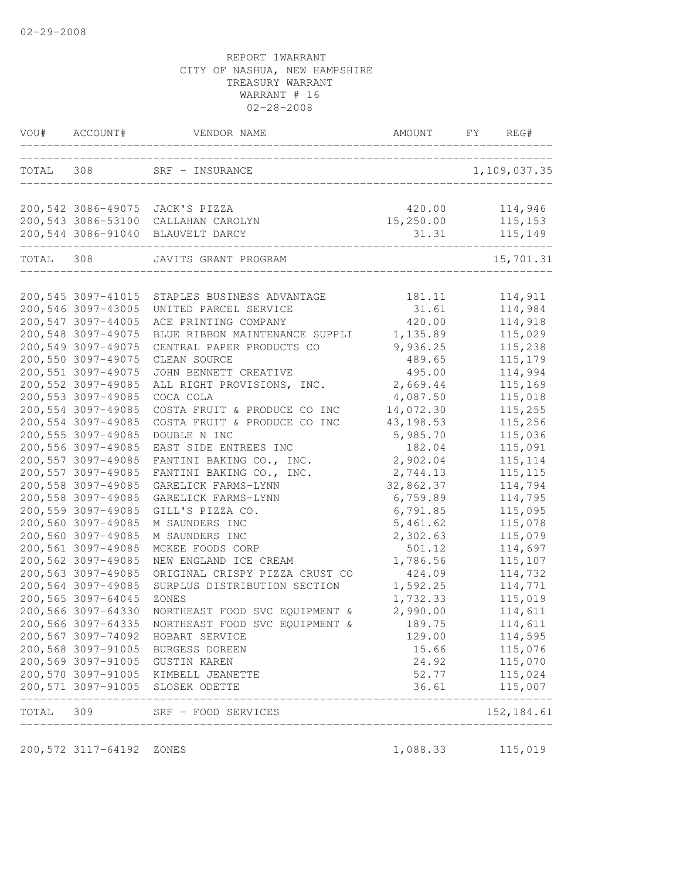02-29-2008

REPORT 1WARRANT
CITY OF NASHUA, NEW HAMPSHIRE
TREASURY WARRANT
WARRANT # 16
02-28-2008

| VOU# | ACCOUNT# | VENDOR NAME | AMOUNT | FY | REG# |
|---|---|---|---|---|---|
| TOTAL | 308 | SRF - INSURANCE | | | 1,109,037.35 |
| 200,542 | 3086-49075 | JACK'S PIZZA | 420.00 | | 114,946 |
| 200,543 | 3086-53100 | CALLAHAN CAROLYN | 15,250.00 | | 115,153 |
| 200,544 | 3086-91040 | BLAUVELT DARCY | 31.31 | | 115,149 |
| TOTAL | 308 | JAVITS GRANT PROGRAM | | | 15,701.31 |
| 200,545 | 3097-41015 | STAPLES BUSINESS ADVANTAGE | 181.11 | | 114,911 |
| 200,546 | 3097-43005 | UNITED PARCEL SERVICE | 31.61 | | 114,984 |
| 200,547 | 3097-44005 | ACE PRINTING COMPANY | 420.00 | | 114,918 |
| 200,548 | 3097-49075 | BLUE RIBBON MAINTENANCE SUPPLI | 1,135.89 | | 115,029 |
| 200,549 | 3097-49075 | CENTRAL PAPER PRODUCTS CO | 9,936.25 | | 115,238 |
| 200,550 | 3097-49075 | CLEAN SOURCE | 489.65 | | 115,179 |
| 200,551 | 3097-49075 | JOHN BENNETT CREATIVE | 495.00 | | 114,994 |
| 200,552 | 3097-49085 | ALL RIGHT PROVISIONS, INC. | 2,669.44 | | 115,169 |
| 200,553 | 3097-49085 | COCA COLA | 4,087.50 | | 115,018 |
| 200,554 | 3097-49085 | COSTA FRUIT & PRODUCE CO INC | 14,072.30 | | 115,255 |
| 200,554 | 3097-49085 | COSTA FRUIT & PRODUCE CO INC | 43,198.53 | | 115,256 |
| 200,555 | 3097-49085 | DOUBLE N INC | 5,985.70 | | 115,036 |
| 200,556 | 3097-49085 | EAST SIDE ENTREES INC | 182.04 | | 115,091 |
| 200,557 | 3097-49085 | FANTINI BAKING CO., INC. | 2,902.04 | | 115,114 |
| 200,557 | 3097-49085 | FANTINI BAKING CO., INC. | 2,744.13 | | 115,115 |
| 200,558 | 3097-49085 | GARELICK FARMS-LYNN | 32,862.37 | | 114,794 |
| 200,558 | 3097-49085 | GARELICK FARMS-LYNN | 6,759.89 | | 114,795 |
| 200,559 | 3097-49085 | GILL'S PIZZA CO. | 6,791.85 | | 115,095 |
| 200,560 | 3097-49085 | M SAUNDERS INC | 5,461.62 | | 115,078 |
| 200,560 | 3097-49085 | M SAUNDERS INC | 2,302.63 | | 115,079 |
| 200,561 | 3097-49085 | MCKEE FOODS CORP | 501.12 | | 114,697 |
| 200,562 | 3097-49085 | NEW ENGLAND ICE CREAM | 1,786.56 | | 115,107 |
| 200,563 | 3097-49085 | ORIGINAL CRISPY PIZZA CRUST CO | 424.09 | | 114,732 |
| 200,564 | 3097-49085 | SURPLUS DISTRIBUTION SECTION | 1,592.25 | | 114,771 |
| 200,565 | 3097-64045 | ZONES | 1,732.33 | | 115,019 |
| 200,566 | 3097-64330 | NORTHEAST FOOD SVC EQUIPMENT & | 2,990.00 | | 114,611 |
| 200,566 | 3097-64335 | NORTHEAST FOOD SVC EQUIPMENT & | 189.75 | | 114,611 |
| 200,567 | 3097-74092 | HOBART SERVICE | 129.00 | | 114,595 |
| 200,568 | 3097-91005 | BURGESS DOREEN | 15.66 | | 115,076 |
| 200,569 | 3097-91005 | GUSTIN KAREN | 24.92 | | 115,070 |
| 200,570 | 3097-91005 | KIMBELL JEANETTE | 52.77 | | 115,024 |
| 200,571 | 3097-91005 | SLOSEK ODETTE | 36.61 | | 115,007 |
| TOTAL | 309 | SRF - FOOD SERVICES | | | 152,184.61 |
| 200,572 | 3117-64192 | ZONES | 1,088.33 | | 115,019 |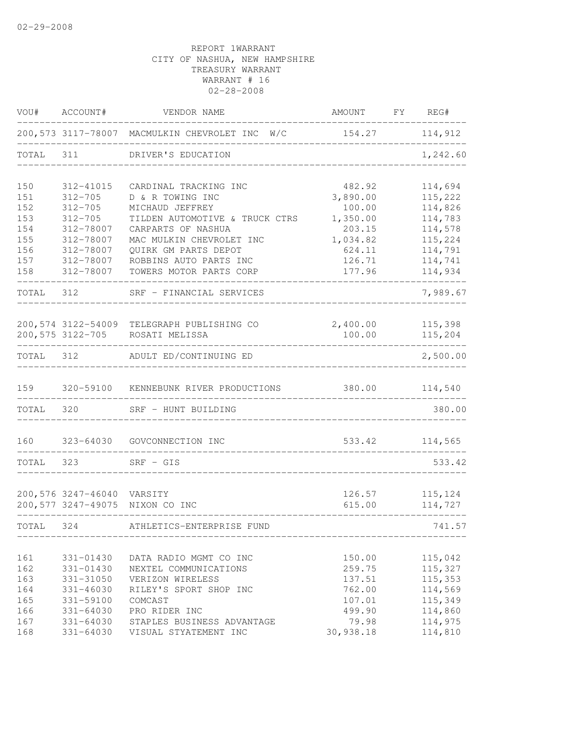02-29-2008

REPORT 1WARRANT
CITY OF NASHUA, NEW HAMPSHIRE
TREASURY WARRANT
WARRANT # 16
02-28-2008

| VOU# | ACCOUNT# | VENDOR NAME | AMOUNT | FY | REG# |
|---|---|---|---|---|---|
| 200,573 | 3117-78007 | MACMULKIN CHEVROLET INC W/C | 154.27 | | 114,912 |
| TOTAL | 311 | DRIVER'S EDUCATION | | | 1,242.60 |
| 150 | 312-41015 | CARDINAL TRACKING INC | 482.92 | | 114,694 |
| 151 | 312-705 | D & R TOWING INC | 3,890.00 | | 115,222 |
| 152 | 312-705 | MICHAUD JEFFREY | 100.00 | | 114,826 |
| 153 | 312-705 | TILDEN AUTOMOTIVE & TRUCK CTRS | 1,350.00 | | 114,783 |
| 154 | 312-78007 | CARPARTS OF NASHUA | 203.15 | | 114,578 |
| 155 | 312-78007 | MAC MULKIN CHEVROLET INC | 1,034.82 | | 115,224 |
| 156 | 312-78007 | QUIRK GM PARTS DEPOT | 624.11 | | 114,791 |
| 157 | 312-78007 | ROBBINS AUTO PARTS INC | 126.71 | | 114,741 |
| 158 | 312-78007 | TOWERS MOTOR PARTS CORP | 177.96 | | 114,934 |
| TOTAL | 312 | SRF - FINANCIAL SERVICES | | | 7,989.67 |
| 200,574 | 3122-54009 | TELEGRAPH PUBLISHING CO | 2,400.00 | | 115,398 |
| 200,575 | 3122-705 | ROSATI MELISSA | 100.00 | | 115,204 |
| TOTAL | 312 | ADULT ED/CONTINUING ED | | | 2,500.00 |
| 159 | 320-59100 | KENNEBUNK RIVER PRODUCTIONS | 380.00 | | 114,540 |
| TOTAL | 320 | SRF - HUNT BUILDING | | | 380.00 |
| 160 | 323-64030 | GOVCONNECTION INC | 533.42 | | 114,565 |
| TOTAL | 323 | SRF - GIS | | | 533.42 |
| 200,576 | 3247-46040 | VARSITY | 126.57 | | 115,124 |
| 200,577 | 3247-49075 | NIXON CO INC | 615.00 | | 114,727 |
| TOTAL | 324 | ATHLETICS-ENTERPRISE FUND | | | 741.57 |
| 161 | 331-01430 | DATA RADIO MGMT CO INC | 150.00 | | 115,042 |
| 162 | 331-01430 | NEXTEL COMMUNICATIONS | 259.75 | | 115,327 |
| 163 | 331-31050 | VERIZON WIRELESS | 137.51 | | 115,353 |
| 164 | 331-46030 | RILEY'S SPORT SHOP INC | 762.00 | | 114,569 |
| 165 | 331-59100 | COMCAST | 107.01 | | 115,349 |
| 166 | 331-64030 | PRO RIDER INC | 499.90 | | 114,860 |
| 167 | 331-64030 | STAPLES BUSINESS ADVANTAGE | 79.98 | | 114,975 |
| 168 | 331-64030 | VISUAL STYATEMENT INC | 30,938.18 | | 114,810 |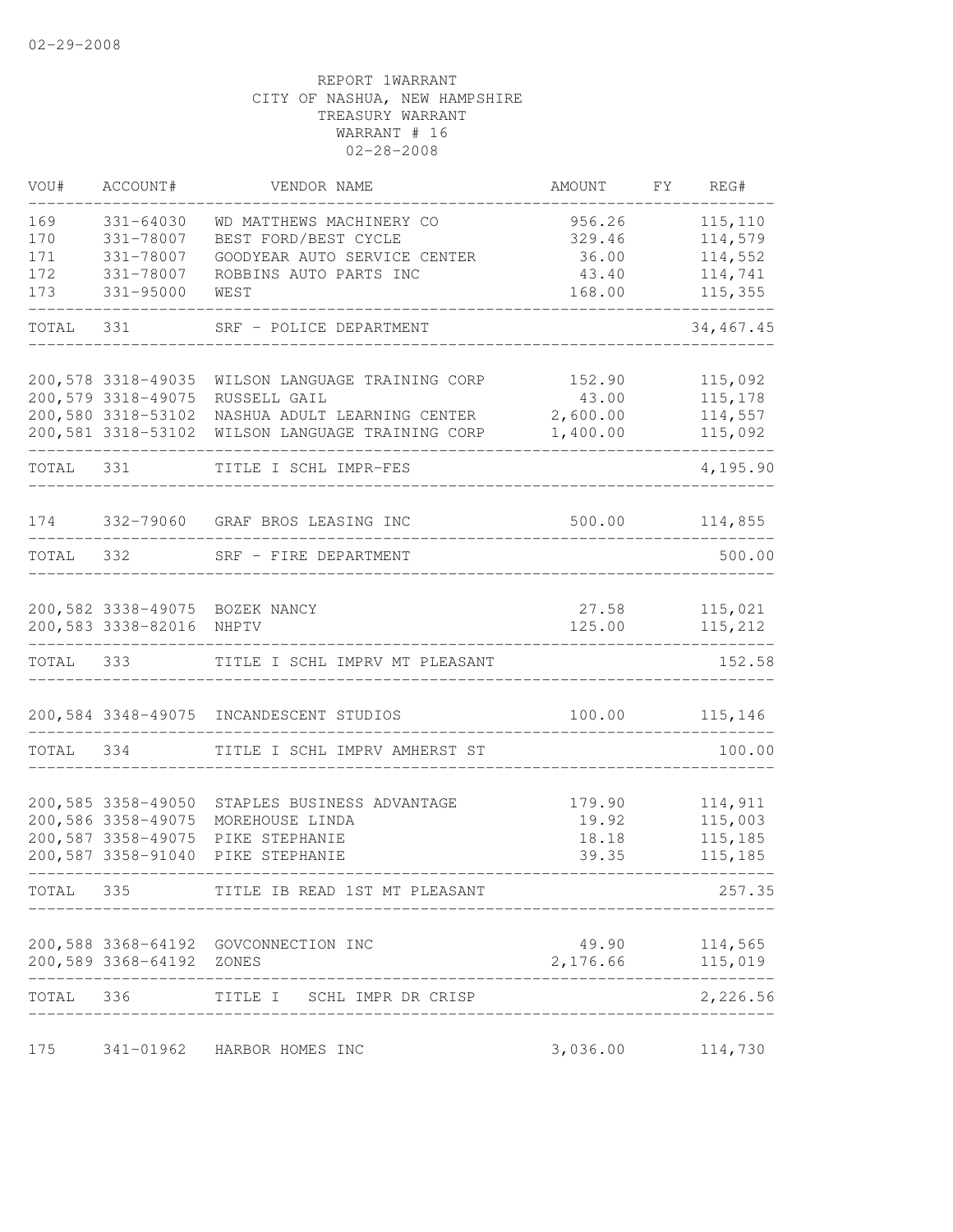02-29-2008

REPORT 1WARRANT
CITY OF NASHUA, NEW HAMPSHIRE
TREASURY WARRANT
WARRANT # 16
02-28-2008

| VOU# | ACCOUNT# | VENDOR NAME | AMOUNT | FY | REG# |
|---|---|---|---|---|---|
| 169 | 331-64030 | WD MATTHEWS MACHINERY CO | 956.26 | | 115,110 |
| 170 | 331-78007 | BEST FORD/BEST CYCLE | 329.46 | | 114,579 |
| 171 | 331-78007 | GOODYEAR AUTO SERVICE CENTER | 36.00 | | 114,552 |
| 172 | 331-78007 | ROBBINS AUTO PARTS INC | 43.40 | | 114,741 |
| 173 | 331-95000 | WEST | 168.00 | | 115,355 |
| TOTAL | 331 | SRF - POLICE DEPARTMENT | | | 34,467.45 |
| 200,578 | 3318-49035 | WILSON LANGUAGE TRAINING CORP | 152.90 | | 115,092 |
| 200,579 | 3318-49075 | RUSSELL GAIL | 43.00 | | 115,178 |
| 200,580 | 3318-53102 | NASHUA ADULT LEARNING CENTER | 2,600.00 | | 114,557 |
| 200,581 | 3318-53102 | WILSON LANGUAGE TRAINING CORP | 1,400.00 | | 115,092 |
| TOTAL | 331 | TITLE I SCHL IMPR-FES | | | 4,195.90 |
| 174 | 332-79060 | GRAF BROS LEASING INC | 500.00 | | 114,855 |
| TOTAL | 332 | SRF - FIRE DEPARTMENT | | | 500.00 |
| 200,582 | 3338-49075 | BOZEK NANCY | 27.58 | | 115,021 |
| 200,583 | 3338-82016 | NHPTV | 125.00 | | 115,212 |
| TOTAL | 333 | TITLE I SCHL IMPRV MT PLEASANT | | | 152.58 |
| 200,584 | 3348-49075 | INCANDESCENT STUDIOS | 100.00 | | 115,146 |
| TOTAL | 334 | TITLE I SCHL IMPRV AMHERST ST | | | 100.00 |
| 200,585 | 3358-49050 | STAPLES BUSINESS ADVANTAGE | 179.90 | | 114,911 |
| 200,586 | 3358-49075 | MOREHOUSE LINDA | 19.92 | | 115,003 |
| 200,587 | 3358-49075 | PIKE STEPHANIE | 18.18 | | 115,185 |
| 200,587 | 3358-91040 | PIKE STEPHANIE | 39.35 | | 115,185 |
| TOTAL | 335 | TITLE IB READ 1ST MT PLEASANT | | | 257.35 |
| 200,588 | 3368-64192 | GOVCONNECTION INC | 49.90 | | 114,565 |
| 200,589 | 3368-64192 | ZONES | 2,176.66 | | 115,019 |
| TOTAL | 336 | TITLE I SCHL IMPR DR CRISP | | | 2,226.56 |
| 175 | 341-01962 | HARBOR HOMES INC | 3,036.00 | | 114,730 |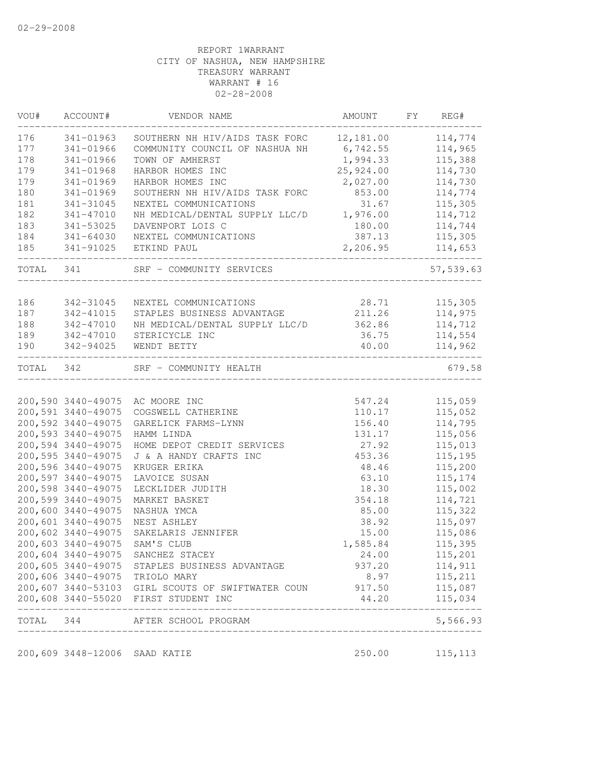REPORT 1WARRANT
CITY OF NASHUA, NEW HAMPSHIRE
TREASURY WARRANT
WARRANT # 16
02-28-2008

| VOU# | ACCOUNT# | VENDOR NAME | AMOUNT | FY | REG# |
|---|---|---|---|---|---|
| 176 | 341-01963 | SOUTHERN NH HIV/AIDS TASK FORC | 12,181.00 | | 114,774 |
| 177 | 341-01966 | COMMUNITY COUNCIL OF NASHUA NH | 6,742.55 | | 114,965 |
| 178 | 341-01966 | TOWN OF AMHERST | 1,994.33 | | 115,388 |
| 179 | 341-01968 | HARBOR HOMES INC | 25,924.00 | | 114,730 |
| 179 | 341-01969 | HARBOR HOMES INC | 2,027.00 | | 114,730 |
| 180 | 341-01969 | SOUTHERN NH HIV/AIDS TASK FORC | 853.00 | | 114,774 |
| 181 | 341-31045 | NEXTEL COMMUNICATIONS | 31.67 | | 115,305 |
| 182 | 341-47010 | NH MEDICAL/DENTAL SUPPLY LLC/D | 1,976.00 | | 114,712 |
| 183 | 341-53025 | DAVENPORT LOIS C | 180.00 | | 114,744 |
| 184 | 341-64030 | NEXTEL COMMUNICATIONS | 387.13 | | 115,305 |
| 185 | 341-91025 | ETKIND PAUL | 2,206.95 | | 114,653 |
| TOTAL | 341 | SRF - COMMUNITY SERVICES | | | 57,539.63 |
| 186 | 342-31045 | NEXTEL COMMUNICATIONS | 28.71 | | 115,305 |
| 187 | 342-41015 | STAPLES BUSINESS ADVANTAGE | 211.26 | | 114,975 |
| 188 | 342-47010 | NH MEDICAL/DENTAL SUPPLY LLC/D | 362.86 | | 114,712 |
| 189 | 342-47010 | STERICYCLE INC | 36.75 | | 114,554 |
| 190 | 342-94025 | WENDT BETTY | 40.00 | | 114,962 |
| TOTAL | 342 | SRF - COMMUNITY HEALTH | | | 679.58 |
| 200,590 | 3440-49075 | AC MOORE INC | 547.24 | | 115,059 |
| 200,591 | 3440-49075 | COGSWELL CATHERINE | 110.17 | | 115,052 |
| 200,592 | 3440-49075 | GARELICK FARMS-LYNN | 156.40 | | 114,795 |
| 200,593 | 3440-49075 | HAMM LINDA | 131.17 | | 115,056 |
| 200,594 | 3440-49075 | HOME DEPOT CREDIT SERVICES | 27.92 | | 115,013 |
| 200,595 | 3440-49075 | J & A HANDY CRAFTS INC | 453.36 | | 115,195 |
| 200,596 | 3440-49075 | KRUGER ERIKA | 48.46 | | 115,200 |
| 200,597 | 3440-49075 | LAVOICE SUSAN | 63.10 | | 115,174 |
| 200,598 | 3440-49075 | LECKLIDER JUDITH | 18.30 | | 115,002 |
| 200,599 | 3440-49075 | MARKET BASKET | 354.18 | | 114,721 |
| 200,600 | 3440-49075 | NASHUA YMCA | 85.00 | | 115,322 |
| 200,601 | 3440-49075 | NEST ASHLEY | 38.92 | | 115,097 |
| 200,602 | 3440-49075 | SAKELARIS JENNIFER | 15.00 | | 115,086 |
| 200,603 | 3440-49075 | SAM'S CLUB | 1,585.84 | | 115,395 |
| 200,604 | 3440-49075 | SANCHEZ STACEY | 24.00 | | 115,201 |
| 200,605 | 3440-49075 | STAPLES BUSINESS ADVANTAGE | 937.20 | | 114,911 |
| 200,606 | 3440-49075 | TRIOLO MARY | 8.97 | | 115,211 |
| 200,607 | 3440-53103 | GIRL SCOUTS OF SWIFTWATER COUN | 917.50 | | 115,087 |
| 200,608 | 3440-55020 | FIRST STUDENT INC | 44.20 | | 115,034 |
| TOTAL | 344 | AFTER SCHOOL PROGRAM | | | 5,566.93 |
| 200,609 | 3448-12006 | SAAD KATIE | 250.00 | | 115,113 |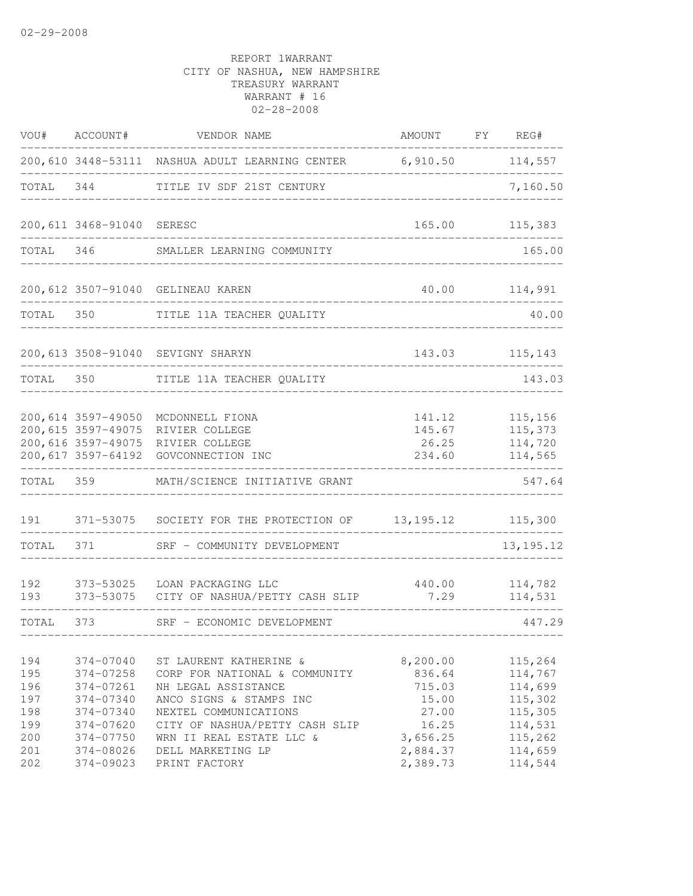02-29-2008

REPORT 1WARRANT
CITY OF NASHUA, NEW HAMPSHIRE
TREASURY WARRANT
WARRANT # 16
02-28-2008

| VOU# | ACCOUNT# | VENDOR NAME | AMOUNT | FY | REG# |
|---|---|---|---|---|---|
| 200,610 | 3448-53111 | NASHUA ADULT LEARNING CENTER | 6,910.50 | | 114,557 |
| TOTAL | 344 | TITLE IV SDF 21ST CENTURY | | | 7,160.50 |
| 200,611 | 3468-91040 | SERESC | 165.00 | | 115,383 |
| TOTAL | 346 | SMALLER LEARNING COMMUNITY | | | 165.00 |
| 200,612 | 3507-91040 | GELINEAU KAREN | 40.00 | | 114,991 |
| TOTAL | 350 | TITLE 11A TEACHER QUALITY | | | 40.00 |
| 200,613 | 3508-91040 | SEVIGNY SHARYN | 143.03 | | 115,143 |
| TOTAL | 350 | TITLE 11A TEACHER QUALITY | | | 143.03 |
| 200,614 | 3597-49050 | MCDONNELL FIONA | 141.12 | | 115,156 |
| 200,615 | 3597-49075 | RIVIER COLLEGE | 145.67 | | 115,373 |
| 200,616 | 3597-49075 | RIVIER COLLEGE | 26.25 | | 114,720 |
| 200,617 | 3597-64192 | GOVCONNECTION INC | 234.60 | | 114,565 |
| TOTAL | 359 | MATH/SCIENCE INITIATIVE GRANT | | | 547.64 |
| 191 | 371-53075 | SOCIETY FOR THE PROTECTION OF | 13,195.12 | | 115,300 |
| TOTAL | 371 | SRF - COMMUNITY DEVELOPMENT | | | 13,195.12 |
| 192 | 373-53025 | LOAN PACKAGING LLC | 440.00 | | 114,782 |
| 193 | 373-53075 | CITY OF NASHUA/PETTY CASH SLIP | 7.29 | | 114,531 |
| TOTAL | 373 | SRF - ECONOMIC DEVELOPMENT | | | 447.29 |
| 194 | 374-07040 | ST LAURENT KATHERINE & | 8,200.00 | | 115,264 |
| 195 | 374-07258 | CORP FOR NATIONAL & COMMUNITY | 836.64 | | 114,767 |
| 196 | 374-07261 | NH LEGAL ASSISTANCE | 715.03 | | 114,699 |
| 197 | 374-07340 | ANCO SIGNS & STAMPS INC | 15.00 | | 115,302 |
| 198 | 374-07340 | NEXTEL COMMUNICATIONS | 27.00 | | 115,305 |
| 199 | 374-07620 | CITY OF NASHUA/PETTY CASH SLIP | 16.25 | | 114,531 |
| 200 | 374-07750 | WRN II REAL ESTATE LLC & | 3,656.25 | | 115,262 |
| 201 | 374-08026 | DELL MARKETING LP | 2,884.37 | | 114,659 |
| 202 | 374-09023 | PRINT FACTORY | 2,389.73 | | 114,544 |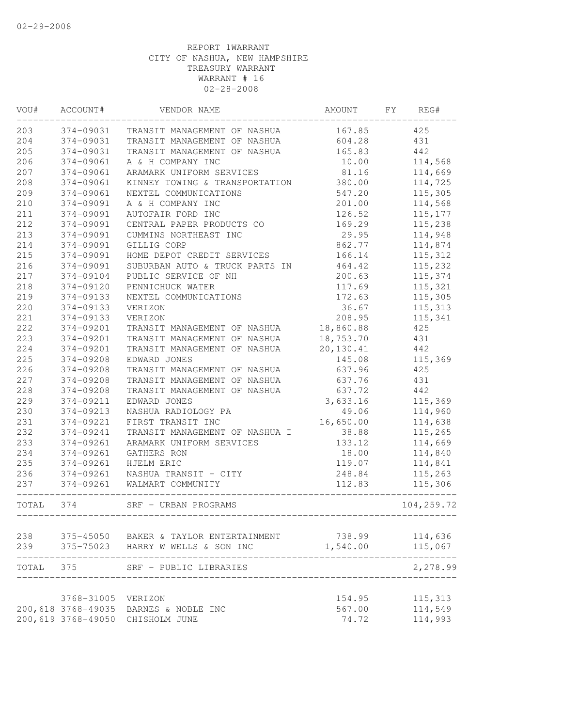02-29-2008

REPORT 1WARRANT
CITY OF NASHUA, NEW HAMPSHIRE
TREASURY WARRANT
WARRANT # 16
02-28-2008

| VOU# | ACCOUNT# | VENDOR NAME | AMOUNT | FY | REG# |
|---|---|---|---|---|---|
| 203 | 374-09031 | TRANSIT MANAGEMENT OF NASHUA | 167.85 | | 425 |
| 204 | 374-09031 | TRANSIT MANAGEMENT OF NASHUA | 604.28 | | 431 |
| 205 | 374-09031 | TRANSIT MANAGEMENT OF NASHUA | 165.83 | | 442 |
| 206 | 374-09061 | A & H COMPANY INC | 10.00 | | 114,568 |
| 207 | 374-09061 | ARAMARK UNIFORM SERVICES | 81.16 | | 114,669 |
| 208 | 374-09061 | KINNEY TOWING & TRANSPORTATION | 380.00 | | 114,725 |
| 209 | 374-09061 | NEXTEL COMMUNICATIONS | 547.20 | | 115,305 |
| 210 | 374-09091 | A & H COMPANY INC | 201.00 | | 114,568 |
| 211 | 374-09091 | AUTOFAIR FORD INC | 126.52 | | 115,177 |
| 212 | 374-09091 | CENTRAL PAPER PRODUCTS CO | 169.29 | | 115,238 |
| 213 | 374-09091 | CUMMINS NORTHEAST INC | 29.95 | | 114,948 |
| 214 | 374-09091 | GILLIG CORP | 862.77 | | 114,874 |
| 215 | 374-09091 | HOME DEPOT CREDIT SERVICES | 166.14 | | 115,312 |
| 216 | 374-09091 | SUBURBAN AUTO & TRUCK PARTS IN | 464.42 | | 115,232 |
| 217 | 374-09104 | PUBLIC SERVICE OF NH | 200.63 | | 115,374 |
| 218 | 374-09120 | PENNICHUCK WATER | 117.69 | | 115,321 |
| 219 | 374-09133 | NEXTEL COMMUNICATIONS | 172.63 | | 115,305 |
| 220 | 374-09133 | VERIZON | 36.67 | | 115,313 |
| 221 | 374-09133 | VERIZON | 208.95 | | 115,341 |
| 222 | 374-09201 | TRANSIT MANAGEMENT OF NASHUA | 18,860.88 | | 425 |
| 223 | 374-09201 | TRANSIT MANAGEMENT OF NASHUA | 18,753.70 | | 431 |
| 224 | 374-09201 | TRANSIT MANAGEMENT OF NASHUA | 20,130.41 | | 442 |
| 225 | 374-09208 | EDWARD JONES | 145.08 | | 115,369 |
| 226 | 374-09208 | TRANSIT MANAGEMENT OF NASHUA | 637.96 | | 425 |
| 227 | 374-09208 | TRANSIT MANAGEMENT OF NASHUA | 637.76 | | 431 |
| 228 | 374-09208 | TRANSIT MANAGEMENT OF NASHUA | 637.72 | | 442 |
| 229 | 374-09211 | EDWARD JONES | 3,633.16 | | 115,369 |
| 230 | 374-09213 | NASHUA RADIOLOGY PA | 49.06 | | 114,960 |
| 231 | 374-09221 | FIRST TRANSIT INC | 16,650.00 | | 114,638 |
| 232 | 374-09241 | TRANSIT MANAGEMENT OF NASHUA I | 38.88 | | 115,265 |
| 233 | 374-09261 | ARAMARK UNIFORM SERVICES | 133.12 | | 114,669 |
| 234 | 374-09261 | GATHERS RON | 18.00 | | 114,840 |
| 235 | 374-09261 | HJELM ERIC | 119.07 | | 114,841 |
| 236 | 374-09261 | NASHUA TRANSIT - CITY | 248.84 | | 115,263 |
| 237 | 374-09261 | WALMART COMMUNITY | 112.83 | | 115,306 |
| TOTAL | 374 | SRF - URBAN PROGRAMS | | | 104,259.72 |
| 238 | 375-45050 | BAKER & TAYLOR ENTERTAINMENT | 738.99 | | 114,636 |
| 239 | 375-75023 | HARRY W WELLS & SON INC | 1,540.00 | | 115,067 |
| TOTAL | 375 | SRF - PUBLIC LIBRARIES | | | 2,278.99 |
| | 3768-31005 | VERIZON | 154.95 | | 115,313 |
| 200,618 | 3768-49035 | BARNES & NOBLE INC | 567.00 | | 114,549 |
| 200,619 | 3768-49050 | CHISHOLM JUNE | 74.72 | | 114,993 |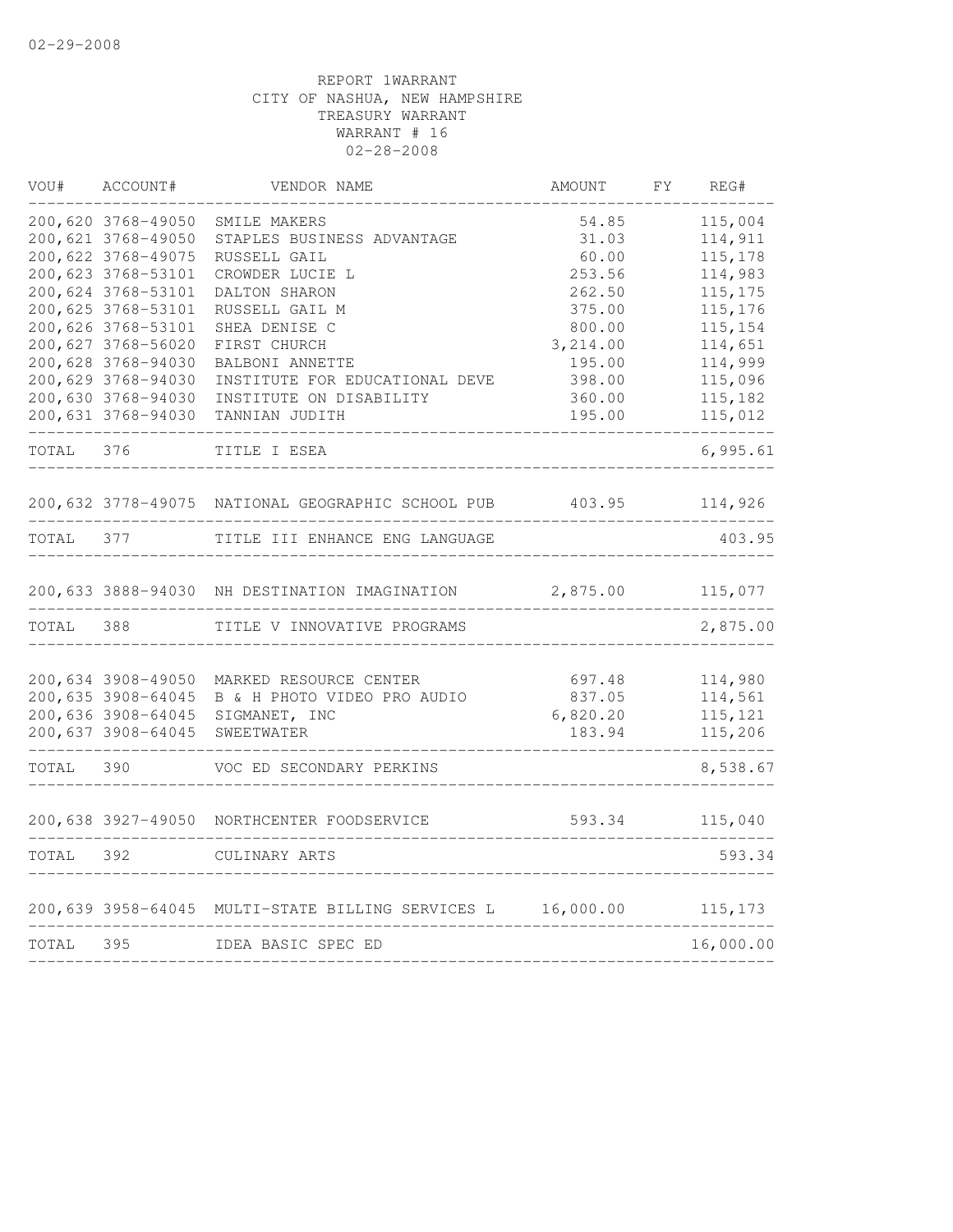REPORT 1WARRANT
CITY OF NASHUA, NEW HAMPSHIRE
TREASURY WARRANT
WARRANT # 16
02-28-2008

| VOU# | ACCOUNT# | VENDOR NAME | AMOUNT | FY | REG# |
|---|---|---|---|---|---|
| 200,620 | 3768-49050 | SMILE MAKERS | 54.85 | | 115,004 |
| 200,621 | 3768-49050 | STAPLES BUSINESS ADVANTAGE | 31.03 | | 114,911 |
| 200,622 | 3768-49075 | RUSSELL GAIL | 60.00 | | 115,178 |
| 200,623 | 3768-53101 | CROWDER LUCIE L | 253.56 | | 114,983 |
| 200,624 | 3768-53101 | DALTON SHARON | 262.50 | | 115,175 |
| 200,625 | 3768-53101 | RUSSELL GAIL M | 375.00 | | 115,176 |
| 200,626 | 3768-53101 | SHEA DENISE C | 800.00 | | 115,154 |
| 200,627 | 3768-56020 | FIRST CHURCH | 3,214.00 | | 114,651 |
| 200,628 | 3768-94030 | BALBONI ANNETTE | 195.00 | | 114,999 |
| 200,629 | 3768-94030 | INSTITUTE FOR EDUCATIONAL DEVE | 398.00 | | 115,096 |
| 200,630 | 3768-94030 | INSTITUTE ON DISABILITY | 360.00 | | 115,182 |
| 200,631 | 3768-94030 | TANNIAN JUDITH | 195.00 | | 115,012 |
| TOTAL | 376 | TITLE I ESEA | | | 6,995.61 |
| 200,632 | 3778-49075 | NATIONAL GEOGRAPHIC SCHOOL PUB | 403.95 | | 114,926 |
| TOTAL | 377 | TITLE III ENHANCE ENG LANGUAGE | | | 403.95 |
| 200,633 | 3888-94030 | NH DESTINATION IMAGINATION | 2,875.00 | | 115,077 |
| TOTAL | 388 | TITLE V INNOVATIVE PROGRAMS | | | 2,875.00 |
| 200,634 | 3908-49050 | MARKED RESOURCE CENTER | 697.48 | | 114,980 |
| 200,635 | 3908-64045 | B & H PHOTO VIDEO PRO AUDIO | 837.05 | | 114,561 |
| 200,636 | 3908-64045 | SIGMANET, INC | 6,820.20 | | 115,121 |
| 200,637 | 3908-64045 | SWEETWATER | 183.94 | | 115,206 |
| TOTAL | 390 | VOC ED SECONDARY PERKINS | | | 8,538.67 |
| 200,638 | 3927-49050 | NORTHCENTER FOODSERVICE | 593.34 | | 115,040 |
| TOTAL | 392 | CULINARY ARTS | | | 593.34 |
| 200,639 | 3958-64045 | MULTI-STATE BILLING SERVICES L | 16,000.00 | | 115,173 |
| TOTAL | 395 | IDEA BASIC SPEC ED | | | 16,000.00 |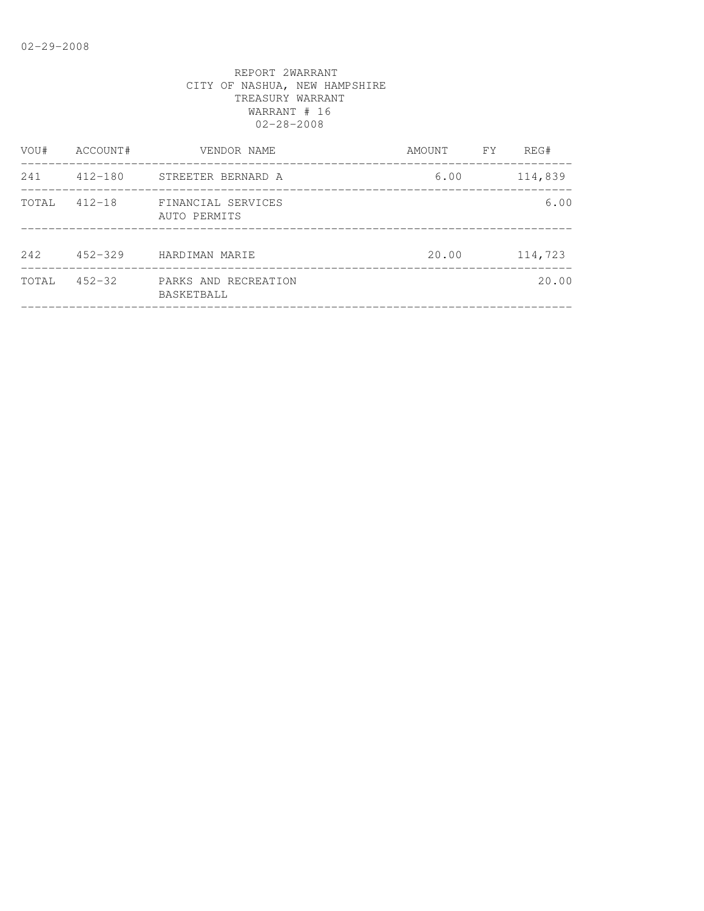REPORT 2WARRANT
CITY OF NASHUA, NEW HAMPSHIRE
TREASURY WARRANT
WARRANT # 16
02-28-2008

| VOU# | ACCOUNT# | VENDOR NAME | AMOUNT | FY | REG# |
|---|---|---|---|---|---|
| 241 | 412-180 | STREETER BERNARD A | 6.00 | | 114,839 |
| TOTAL | 412-18 | FINANCIAL SERVICES AUTO PERMITS | | | 6.00 |
| 242 | 452-329 | HARDIMAN MARIE | 20.00 | | 114,723 |
| TOTAL | 452-32 | PARKS AND RECREATION BASKETBALL | | | 20.00 |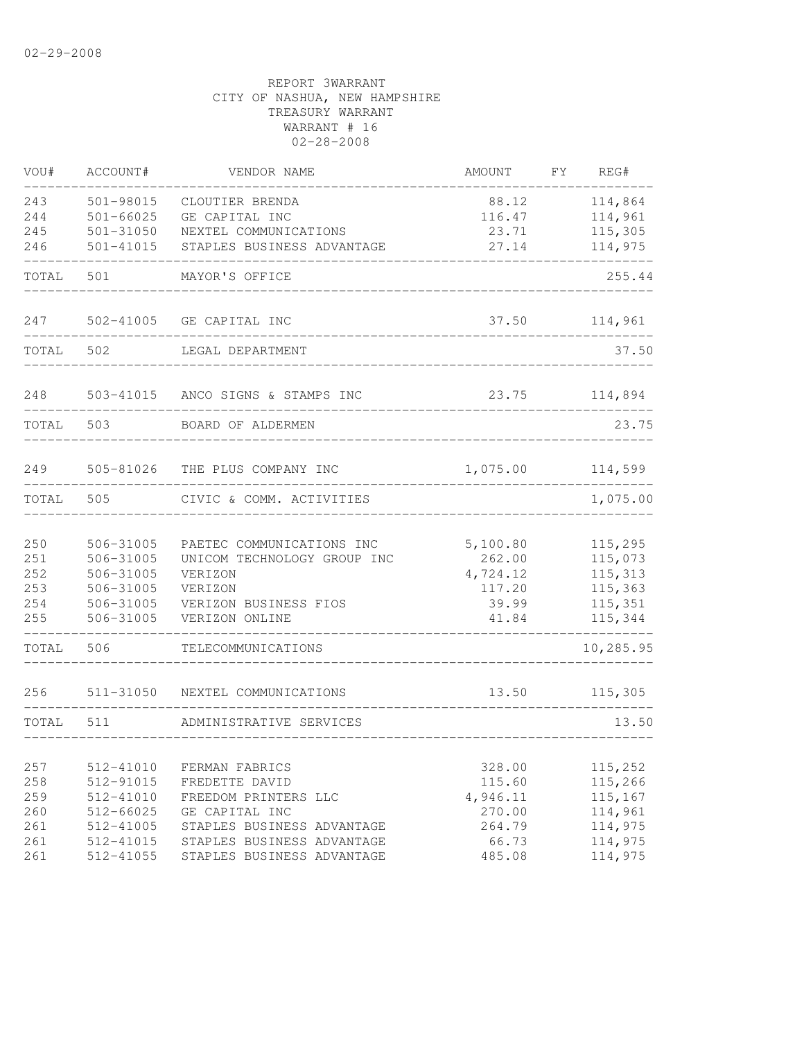02-29-2008

REPORT 3WARRANT
CITY OF NASHUA, NEW HAMPSHIRE
TREASURY WARRANT
WARRANT # 16
02-28-2008

| VOU# | ACCOUNT# | VENDOR NAME | AMOUNT | FY | REG# |
|---|---|---|---|---|---|
| 243 | 501-98015 | CLOUTIER BRENDA | 88.12 | | 114,864 |
| 244 | 501-66025 | GE CAPITAL INC | 116.47 | | 114,961 |
| 245 | 501-31050 | NEXTEL COMMUNICATIONS | 23.71 | | 115,305 |
| 246 | 501-41015 | STAPLES BUSINESS ADVANTAGE | 27.14 | | 114,975 |
| TOTAL | 501 | MAYOR'S OFFICE | | | 255.44 |
| 247 | 502-41005 | GE CAPITAL INC | 37.50 | | 114,961 |
| TOTAL | 502 | LEGAL DEPARTMENT | | | 37.50 |
| 248 | 503-41015 | ANCO SIGNS & STAMPS INC | 23.75 | | 114,894 |
| TOTAL | 503 | BOARD OF ALDERMEN | | | 23.75 |
| 249 | 505-81026 | THE PLUS COMPANY INC | 1,075.00 | | 114,599 |
| TOTAL | 505 | CIVIC & COMM. ACTIVITIES | | | 1,075.00 |
| 250 | 506-31005 | PAETEC COMMUNICATIONS INC | 5,100.80 | | 115,295 |
| 251 | 506-31005 | UNICOM TECHNOLOGY GROUP INC | 262.00 | | 115,073 |
| 252 | 506-31005 | VERIZON | 4,724.12 | | 115,313 |
| 253 | 506-31005 | VERIZON | 117.20 | | 115,363 |
| 254 | 506-31005 | VERIZON BUSINESS FIOS | 39.99 | | 115,351 |
| 255 | 506-31005 | VERIZON ONLINE | 41.84 | | 115,344 |
| TOTAL | 506 | TELECOMMUNICATIONS | | | 10,285.95 |
| 256 | 511-31050 | NEXTEL COMMUNICATIONS | 13.50 | | 115,305 |
| TOTAL | 511 | ADMINISTRATIVE SERVICES | | | 13.50 |
| 257 | 512-41010 | FERMAN FABRICS | 328.00 | | 115,252 |
| 258 | 512-91015 | FREDETTE DAVID | 115.60 | | 115,266 |
| 259 | 512-41010 | FREEDOM PRINTERS LLC | 4,946.11 | | 115,167 |
| 260 | 512-66025 | GE CAPITAL INC | 270.00 | | 114,961 |
| 261 | 512-41005 | STAPLES BUSINESS ADVANTAGE | 264.79 | | 114,975 |
| 261 | 512-41015 | STAPLES BUSINESS ADVANTAGE | 66.73 | | 114,975 |
| 261 | 512-41055 | STAPLES BUSINESS ADVANTAGE | 485.08 | | 114,975 |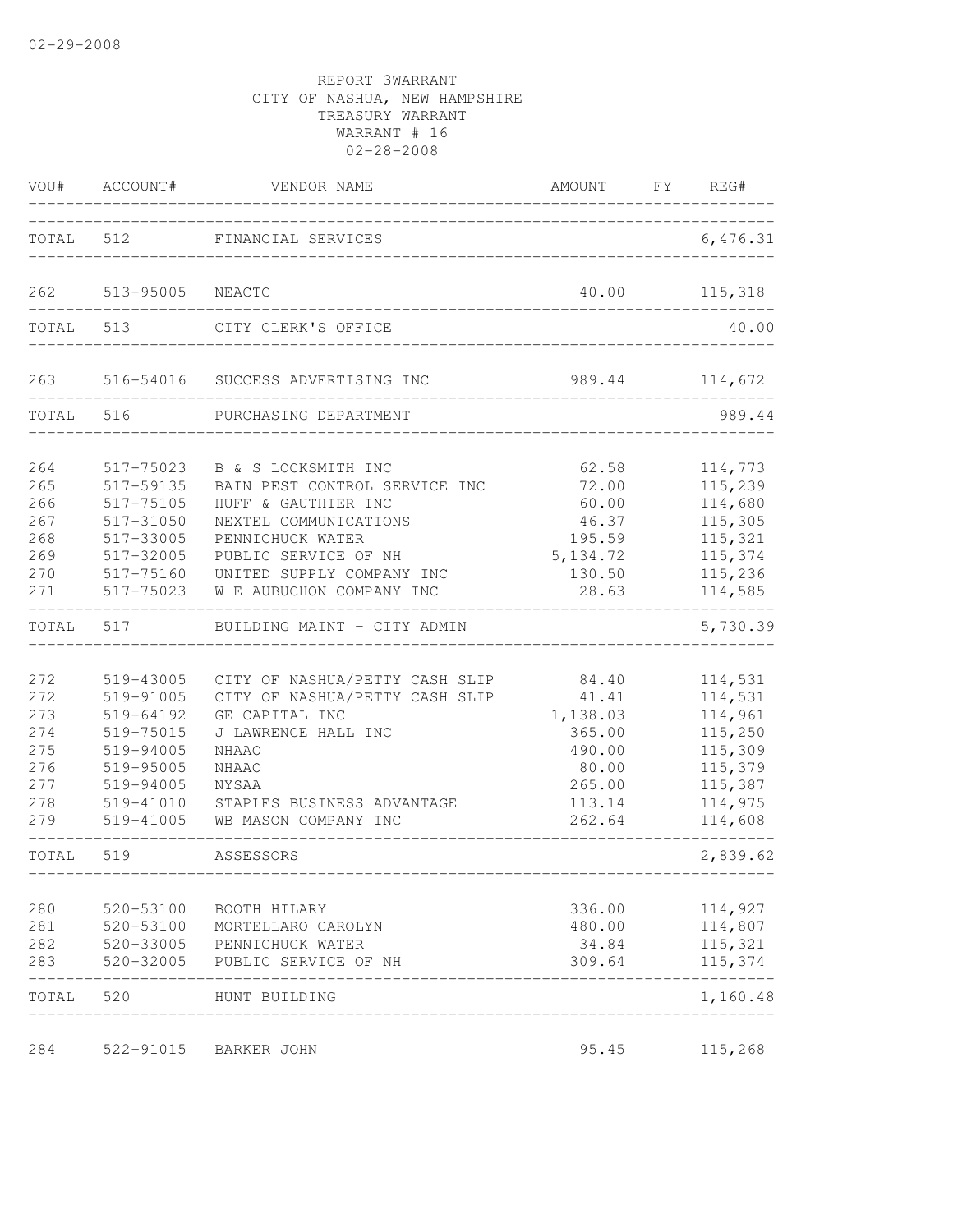02-29-2008

REPORT 3WARRANT
CITY OF NASHUA, NEW HAMPSHIRE
TREASURY WARRANT
WARRANT # 16
02-28-2008

| VOU# | ACCOUNT# | VENDOR NAME | AMOUNT | FY | REG# |
|---|---|---|---|---|---|
| TOTAL | 512 | FINANCIAL SERVICES | | | 6,476.31 |
| 262 | 513-95005 | NEACTC | 40.00 | | 115,318 |
| TOTAL | 513 | CITY CLERK'S OFFICE | | | 40.00 |
| 263 | 516-54016 | SUCCESS ADVERTISING INC | 989.44 | | 114,672 |
| TOTAL | 516 | PURCHASING DEPARTMENT | | | 989.44 |
| 264 | 517-75023 | B & S LOCKSMITH INC | 62.58 | | 114,773 |
| 265 | 517-59135 | BAIN PEST CONTROL SERVICE INC | 72.00 | | 115,239 |
| 266 | 517-75105 | HUFF & GAUTHIER INC | 60.00 | | 114,680 |
| 267 | 517-31050 | NEXTEL COMMUNICATIONS | 46.37 | | 115,305 |
| 268 | 517-33005 | PENNICHUCK WATER | 195.59 | | 115,321 |
| 269 | 517-32005 | PUBLIC SERVICE OF NH | 5,134.72 | | 115,374 |
| 270 | 517-75160 | UNITED SUPPLY COMPANY INC | 130.50 | | 115,236 |
| 271 | 517-75023 | W E AUBUCHON COMPANY INC | 28.63 | | 114,585 |
| TOTAL | 517 | BUILDING MAINT - CITY ADMIN | | | 5,730.39 |
| 272 | 519-43005 | CITY OF NASHUA/PETTY CASH SLIP | 84.40 | | 114,531 |
| 272 | 519-91005 | CITY OF NASHUA/PETTY CASH SLIP | 41.41 | | 114,531 |
| 273 | 519-64192 | GE CAPITAL INC | 1,138.03 | | 114,961 |
| 274 | 519-75015 | J LAWRENCE HALL INC | 365.00 | | 115,250 |
| 275 | 519-94005 | NHAAO | 490.00 | | 115,309 |
| 276 | 519-95005 | NHAAO | 80.00 | | 115,379 |
| 277 | 519-94005 | NYSAA | 265.00 | | 115,387 |
| 278 | 519-41010 | STAPLES BUSINESS ADVANTAGE | 113.14 | | 114,975 |
| 279 | 519-41005 | WB MASON COMPANY INC | 262.64 | | 114,608 |
| TOTAL | 519 | ASSESSORS | | | 2,839.62 |
| 280 | 520-53100 | BOOTH HILARY | 336.00 | | 114,927 |
| 281 | 520-53100 | MORTELLARO CAROLYN | 480.00 | | 114,807 |
| 282 | 520-33005 | PENNICHUCK WATER | 34.84 | | 115,321 |
| 283 | 520-32005 | PUBLIC SERVICE OF NH | 309.64 | | 115,374 |
| TOTAL | 520 | HUNT BUILDING | | | 1,160.48 |
| 284 | 522-91015 | BARKER JOHN | 95.45 | | 115,268 |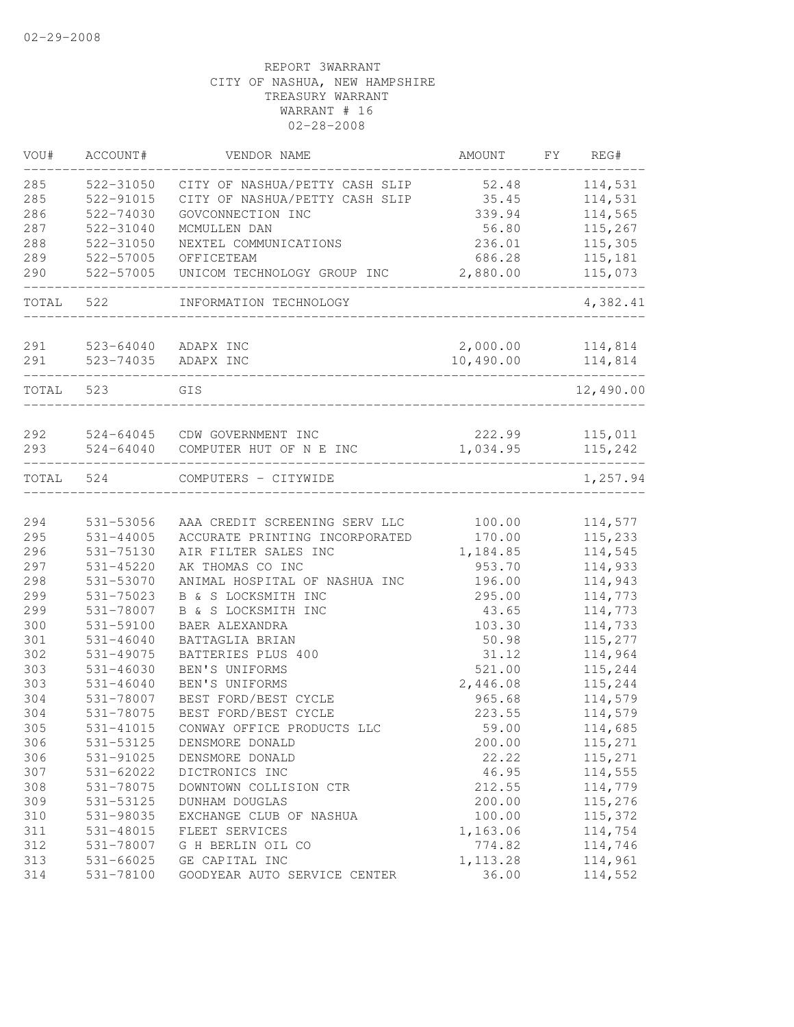02-29-2008

REPORT 3WARRANT
CITY OF NASHUA, NEW HAMPSHIRE
TREASURY WARRANT
WARRANT # 16
02-28-2008

| VOU# | ACCOUNT# | VENDOR NAME | AMOUNT | FY | REG# |
|---|---|---|---|---|---|
| 285 | 522-31050 | CITY OF NASHUA/PETTY CASH SLIP | 52.48 | | 114,531 |
| 285 | 522-91015 | CITY OF NASHUA/PETTY CASH SLIP | 35.45 | | 114,531 |
| 286 | 522-74030 | GOVCONNECTION INC | 339.94 | | 114,565 |
| 287 | 522-31040 | MCMULLEN DAN | 56.80 | | 115,267 |
| 288 | 522-31050 | NEXTEL COMMUNICATIONS | 236.01 | | 115,305 |
| 289 | 522-57005 | OFFICETEAM | 686.28 | | 115,181 |
| 290 | 522-57005 | UNICOM TECHNOLOGY GROUP INC | 2,880.00 | | 115,073 |
| TOTAL | 522 | INFORMATION TECHNOLOGY | | | 4,382.41 |
| 291 | 523-64040 | ADAPX INC | 2,000.00 | | 114,814 |
| 291 | 523-74035 | ADAPX INC | 10,490.00 | | 114,814 |
| TOTAL | 523 | GIS | | | 12,490.00 |
| 292 | 524-64045 | CDW GOVERNMENT INC | 222.99 | | 115,011 |
| 293 | 524-64040 | COMPUTER HUT OF N E INC | 1,034.95 | | 115,242 |
| TOTAL | 524 | COMPUTERS - CITYWIDE | | | 1,257.94 |
| 294 | 531-53056 | AAA CREDIT SCREENING SERV LLC | 100.00 | | 114,577 |
| 295 | 531-44005 | ACCURATE PRINTING INCORPORATED | 170.00 | | 115,233 |
| 296 | 531-75130 | AIR FILTER SALES INC | 1,184.85 | | 114,545 |
| 297 | 531-45220 | AK THOMAS CO INC | 953.70 | | 114,933 |
| 298 | 531-53070 | ANIMAL HOSPITAL OF NASHUA INC | 196.00 | | 114,943 |
| 299 | 531-75023 | B & S LOCKSMITH INC | 295.00 | | 114,773 |
| 299 | 531-78007 | B & S LOCKSMITH INC | 43.65 | | 114,773 |
| 300 | 531-59100 | BAER ALEXANDRA | 103.30 | | 114,733 |
| 301 | 531-46040 | BATTAGLIA BRIAN | 50.98 | | 115,277 |
| 302 | 531-49075 | BATTERIES PLUS 400 | 31.12 | | 114,964 |
| 303 | 531-46030 | BEN'S UNIFORMS | 521.00 | | 115,244 |
| 303 | 531-46040 | BEN'S UNIFORMS | 2,446.08 | | 115,244 |
| 304 | 531-78007 | BEST FORD/BEST CYCLE | 965.68 | | 114,579 |
| 304 | 531-78075 | BEST FORD/BEST CYCLE | 223.55 | | 114,579 |
| 305 | 531-41015 | CONWAY OFFICE PRODUCTS LLC | 59.00 | | 114,685 |
| 306 | 531-53125 | DENSMORE DONALD | 200.00 | | 115,271 |
| 306 | 531-91025 | DENSMORE DONALD | 22.22 | | 115,271 |
| 307 | 531-62022 | DICTRONICS INC | 46.95 | | 114,555 |
| 308 | 531-78075 | DOWNTOWN COLLISION CTR | 212.55 | | 114,779 |
| 309 | 531-53125 | DUNHAM DOUGLAS | 200.00 | | 115,276 |
| 310 | 531-98035 | EXCHANGE CLUB OF NASHUA | 100.00 | | 115,372 |
| 311 | 531-48015 | FLEET SERVICES | 1,163.06 | | 114,754 |
| 312 | 531-78007 | G H BERLIN OIL CO | 774.82 | | 114,746 |
| 313 | 531-66025 | GE CAPITAL INC | 1,113.28 | | 114,961 |
| 314 | 531-78100 | GOODYEAR AUTO SERVICE CENTER | 36.00 | | 114,552 |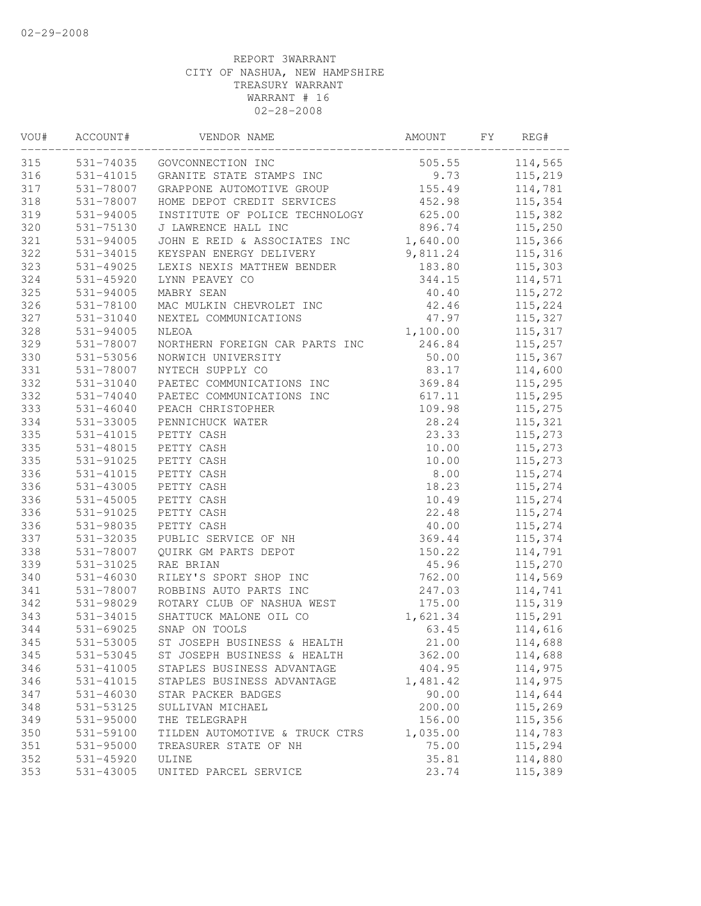02-29-2008

REPORT 3WARRANT
CITY OF NASHUA, NEW HAMPSHIRE
TREASURY WARRANT
WARRANT # 16
02-28-2008

| VOU# | ACCOUNT# | VENDOR NAME | AMOUNT | FY | REG# |
|---|---|---|---|---|---|
| 315 | 531-74035 | GOVCONNECTION INC | 505.55 | | 114,565 |
| 316 | 531-41015 | GRANITE STATE STAMPS INC | 9.73 | | 115,219 |
| 317 | 531-78007 | GRAPPONE AUTOMOTIVE GROUP | 155.49 | | 114,781 |
| 318 | 531-78007 | HOME DEPOT CREDIT SERVICES | 452.98 | | 115,354 |
| 319 | 531-94005 | INSTITUTE OF POLICE TECHNOLOGY | 625.00 | | 115,382 |
| 320 | 531-75130 | J LAWRENCE HALL INC | 896.74 | | 115,250 |
| 321 | 531-94005 | JOHN E REID & ASSOCIATES INC | 1,640.00 | | 115,366 |
| 322 | 531-34015 | KEYSPAN ENERGY DELIVERY | 9,811.24 | | 115,316 |
| 323 | 531-49025 | LEXIS NEXIS MATTHEW BENDER | 183.80 | | 115,303 |
| 324 | 531-45920 | LYNN PEAVEY CO | 344.15 | | 114,571 |
| 325 | 531-94005 | MABRY SEAN | 40.40 | | 115,272 |
| 326 | 531-78100 | MAC MULKIN CHEVROLET INC | 42.46 | | 115,224 |
| 327 | 531-31040 | NEXTEL COMMUNICATIONS | 47.97 | | 115,327 |
| 328 | 531-94005 | NLEOA | 1,100.00 | | 115,317 |
| 329 | 531-78007 | NORTHERN FOREIGN CAR PARTS INC | 246.84 | | 115,257 |
| 330 | 531-53056 | NORWICH UNIVERSITY | 50.00 | | 115,367 |
| 331 | 531-78007 | NYTECH SUPPLY CO | 83.17 | | 114,600 |
| 332 | 531-31040 | PAETEC COMMUNICATIONS INC | 369.84 | | 115,295 |
| 332 | 531-74040 | PAETEC COMMUNICATIONS INC | 617.11 | | 115,295 |
| 333 | 531-46040 | PEACH CHRISTOPHER | 109.98 | | 115,275 |
| 334 | 531-33005 | PENNICHUCK WATER | 28.24 | | 115,321 |
| 335 | 531-41015 | PETTY CASH | 23.33 | | 115,273 |
| 335 | 531-48015 | PETTY CASH | 10.00 | | 115,273 |
| 335 | 531-91025 | PETTY CASH | 10.00 | | 115,273 |
| 336 | 531-41015 | PETTY CASH | 8.00 | | 115,274 |
| 336 | 531-43005 | PETTY CASH | 18.23 | | 115,274 |
| 336 | 531-45005 | PETTY CASH | 10.49 | | 115,274 |
| 336 | 531-91025 | PETTY CASH | 22.48 | | 115,274 |
| 336 | 531-98035 | PETTY CASH | 40.00 | | 115,274 |
| 337 | 531-32035 | PUBLIC SERVICE OF NH | 369.44 | | 115,374 |
| 338 | 531-78007 | QUIRK GM PARTS DEPOT | 150.22 | | 114,791 |
| 339 | 531-31025 | RAE BRIAN | 45.96 | | 115,270 |
| 340 | 531-46030 | RILEY'S SPORT SHOP INC | 762.00 | | 114,569 |
| 341 | 531-78007 | ROBBINS AUTO PARTS INC | 247.03 | | 114,741 |
| 342 | 531-98029 | ROTARY CLUB OF NASHUA WEST | 175.00 | | 115,319 |
| 343 | 531-34015 | SHATTUCK MALONE OIL CO | 1,621.34 | | 115,291 |
| 344 | 531-69025 | SNAP ON TOOLS | 63.45 | | 114,616 |
| 345 | 531-53005 | ST JOSEPH BUSINESS & HEALTH | 21.00 | | 114,688 |
| 345 | 531-53045 | ST JOSEPH BUSINESS & HEALTH | 362.00 | | 114,688 |
| 346 | 531-41005 | STAPLES BUSINESS ADVANTAGE | 404.95 | | 114,975 |
| 346 | 531-41015 | STAPLES BUSINESS ADVANTAGE | 1,481.42 | | 114,975 |
| 347 | 531-46030 | STAR PACKER BADGES | 90.00 | | 114,644 |
| 348 | 531-53125 | SULLIVAN MICHAEL | 200.00 | | 115,269 |
| 349 | 531-95000 | THE TELEGRAPH | 156.00 | | 115,356 |
| 350 | 531-59100 | TILDEN AUTOMOTIVE & TRUCK CTRS | 1,035.00 | | 114,783 |
| 351 | 531-95000 | TREASURER STATE OF NH | 75.00 | | 115,294 |
| 352 | 531-45920 | ULINE | 35.81 | | 114,880 |
| 353 | 531-43005 | UNITED PARCEL SERVICE | 23.74 | | 115,389 |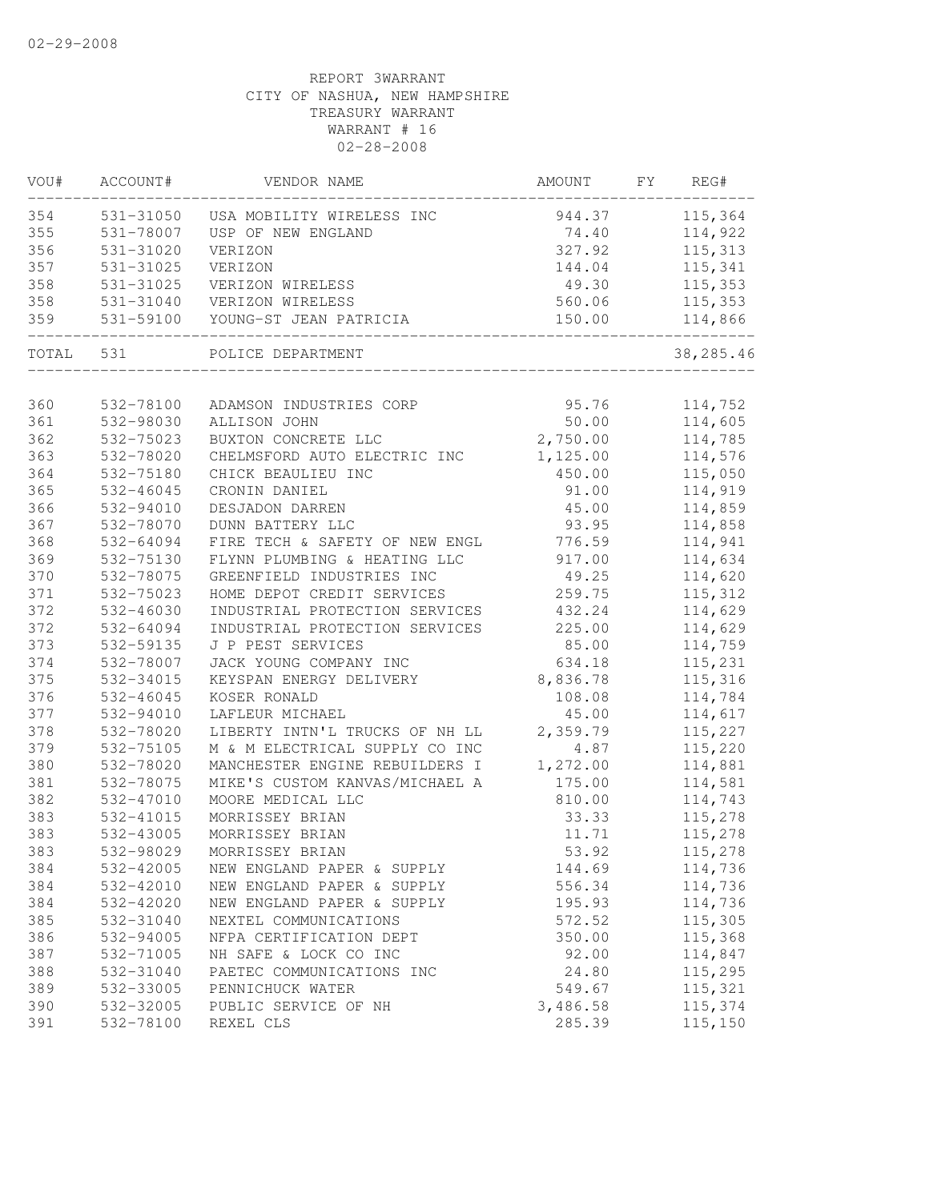02-29-2008

REPORT 3WARRANT
CITY OF NASHUA, NEW HAMPSHIRE
TREASURY WARRANT
WARRANT # 16
02-28-2008

| VOU# | ACCOUNT# | VENDOR NAME | AMOUNT | FY | REG# |
|---|---|---|---|---|---|
| 354 | 531-31050 | USA MOBILITY WIRELESS INC | 944.37 | | 115,364 |
| 355 | 531-78007 | USP OF NEW ENGLAND | 74.40 | | 114,922 |
| 356 | 531-31020 | VERIZON | 327.92 | | 115,313 |
| 357 | 531-31025 | VERIZON | 144.04 | | 115,341 |
| 358 | 531-31025 | VERIZON WIRELESS | 49.30 | | 115,353 |
| 358 | 531-31040 | VERIZON WIRELESS | 560.06 | | 115,353 |
| 359 | 531-59100 | YOUNG-ST JEAN PATRICIA | 150.00 | | 114,866 |
| TOTAL | 531 | POLICE DEPARTMENT | | | 38,285.46 |
| 360 | 532-78100 | ADAMSON INDUSTRIES CORP | 95.76 | | 114,752 |
| 361 | 532-98030 | ALLISON JOHN | 50.00 | | 114,605 |
| 362 | 532-75023 | BUXTON CONCRETE LLC | 2,750.00 | | 114,785 |
| 363 | 532-78020 | CHELMSFORD AUTO ELECTRIC INC | 1,125.00 | | 114,576 |
| 364 | 532-75180 | CHICK BEAULIEU INC | 450.00 | | 115,050 |
| 365 | 532-46045 | CRONIN DANIEL | 91.00 | | 114,919 |
| 366 | 532-94010 | DESJADON DARREN | 45.00 | | 114,859 |
| 367 | 532-78070 | DUNN BATTERY LLC | 93.95 | | 114,858 |
| 368 | 532-64094 | FIRE TECH & SAFETY OF NEW ENGL | 776.59 | | 114,941 |
| 369 | 532-75130 | FLYNN PLUMBING & HEATING LLC | 917.00 | | 114,634 |
| 370 | 532-78075 | GREENFIELD INDUSTRIES INC | 49.25 | | 114,620 |
| 371 | 532-75023 | HOME DEPOT CREDIT SERVICES | 259.75 | | 115,312 |
| 372 | 532-46030 | INDUSTRIAL PROTECTION SERVICES | 432.24 | | 114,629 |
| 372 | 532-64094 | INDUSTRIAL PROTECTION SERVICES | 225.00 | | 114,629 |
| 373 | 532-59135 | J P PEST SERVICES | 85.00 | | 114,759 |
| 374 | 532-78007 | JACK YOUNG COMPANY INC | 634.18 | | 115,231 |
| 375 | 532-34015 | KEYSPAN ENERGY DELIVERY | 8,836.78 | | 115,316 |
| 376 | 532-46045 | KOSER RONALD | 108.08 | | 114,784 |
| 377 | 532-94010 | LAFLEUR MICHAEL | 45.00 | | 114,617 |
| 378 | 532-78020 | LIBERTY INTN'L TRUCKS OF NH LL | 2,359.79 | | 115,227 |
| 379 | 532-75105 | M & M ELECTRICAL SUPPLY CO INC | 4.87 | | 115,220 |
| 380 | 532-78020 | MANCHESTER ENGINE REBUILDERS I | 1,272.00 | | 114,881 |
| 381 | 532-78075 | MIKE'S CUSTOM KANVAS/MICHAEL A | 175.00 | | 114,581 |
| 382 | 532-47010 | MOORE MEDICAL LLC | 810.00 | | 114,743 |
| 383 | 532-41015 | MORRISSEY BRIAN | 33.33 | | 115,278 |
| 383 | 532-43005 | MORRISSEY BRIAN | 11.71 | | 115,278 |
| 383 | 532-98029 | MORRISSEY BRIAN | 53.92 | | 115,278 |
| 384 | 532-42005 | NEW ENGLAND PAPER & SUPPLY | 144.69 | | 114,736 |
| 384 | 532-42010 | NEW ENGLAND PAPER & SUPPLY | 556.34 | | 114,736 |
| 384 | 532-42020 | NEW ENGLAND PAPER & SUPPLY | 195.93 | | 114,736 |
| 385 | 532-31040 | NEXTEL COMMUNICATIONS | 572.52 | | 115,305 |
| 386 | 532-94005 | NFPA CERTIFICATION DEPT | 350.00 | | 115,368 |
| 387 | 532-71005 | NH SAFE & LOCK CO INC | 92.00 | | 114,847 |
| 388 | 532-31040 | PAETEC COMMUNICATIONS INC | 24.80 | | 115,295 |
| 389 | 532-33005 | PENNICHUCK WATER | 549.67 | | 115,321 |
| 390 | 532-32005 | PUBLIC SERVICE OF NH | 3,486.58 | | 115,374 |
| 391 | 532-78100 | REXEL CLS | 285.39 | | 115,150 |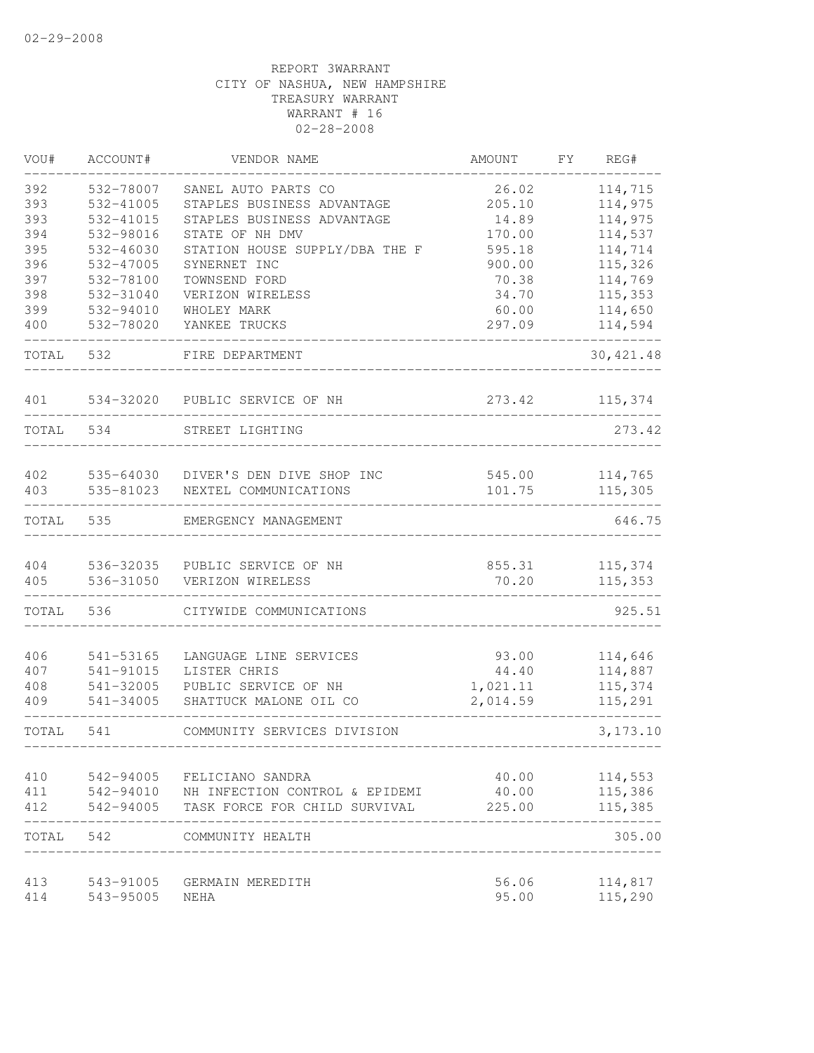02-29-2008

REPORT 3WARRANT
CITY OF NASHUA, NEW HAMPSHIRE
TREASURY WARRANT
WARRANT # 16
02-28-2008

| VOU# | ACCOUNT# | VENDOR NAME | AMOUNT | FY | REG# |
|---|---|---|---|---|---|
| 392 | 532-78007 | SANEL AUTO PARTS CO | 26.02 | | 114,715 |
| 393 | 532-41005 | STAPLES BUSINESS ADVANTAGE | 205.10 | | 114,975 |
| 393 | 532-41015 | STAPLES BUSINESS ADVANTAGE | 14.89 | | 114,975 |
| 394 | 532-98016 | STATE OF NH DMV | 170.00 | | 114,537 |
| 395 | 532-46030 | STATION HOUSE SUPPLY/DBA THE F | 595.18 | | 114,714 |
| 396 | 532-47005 | SYNERNET INC | 900.00 | | 115,326 |
| 397 | 532-78100 | TOWNSEND FORD | 70.38 | | 114,769 |
| 398 | 532-31040 | VERIZON WIRELESS | 34.70 | | 115,353 |
| 399 | 532-94010 | WHOLEY MARK | 60.00 | | 114,650 |
| 400 | 532-78020 | YANKEE TRUCKS | 297.09 | | 114,594 |
| TOTAL | 532 | FIRE DEPARTMENT | | | 30,421.48 |
| 401 | 534-32020 | PUBLIC SERVICE OF NH | 273.42 | | 115,374 |
| TOTAL | 534 | STREET LIGHTING | | | 273.42 |
| 402 | 535-64030 | DIVER'S DEN DIVE SHOP INC | 545.00 | | 114,765 |
| 403 | 535-81023 | NEXTEL COMMUNICATIONS | 101.75 | | 115,305 |
| TOTAL | 535 | EMERGENCY MANAGEMENT | | | 646.75 |
| 404 | 536-32035 | PUBLIC SERVICE OF NH | 855.31 | | 115,374 |
| 405 | 536-31050 | VERIZON WIRELESS | 70.20 | | 115,353 |
| TOTAL | 536 | CITYWIDE COMMUNICATIONS | | | 925.51 |
| 406 | 541-53165 | LANGUAGE LINE SERVICES | 93.00 | | 114,646 |
| 407 | 541-91015 | LISTER CHRIS | 44.40 | | 114,887 |
| 408 | 541-32005 | PUBLIC SERVICE OF NH | 1,021.11 | | 115,374 |
| 409 | 541-34005 | SHATTUCK MALONE OIL CO | 2,014.59 | | 115,291 |
| TOTAL | 541 | COMMUNITY SERVICES DIVISION | | | 3,173.10 |
| 410 | 542-94005 | FELICIANO SANDRA | 40.00 | | 114,553 |
| 411 | 542-94010 | NH INFECTION CONTROL & EPIDEMI | 40.00 | | 115,386 |
| 412 | 542-94005 | TASK FORCE FOR CHILD SURVIVAL | 225.00 | | 115,385 |
| TOTAL | 542 | COMMUNITY HEALTH | | | 305.00 |
| 413 | 543-91005 | GERMAIN MEREDITH | 56.06 | | 114,817 |
| 414 | 543-95005 | NEHA | 95.00 | | 115,290 |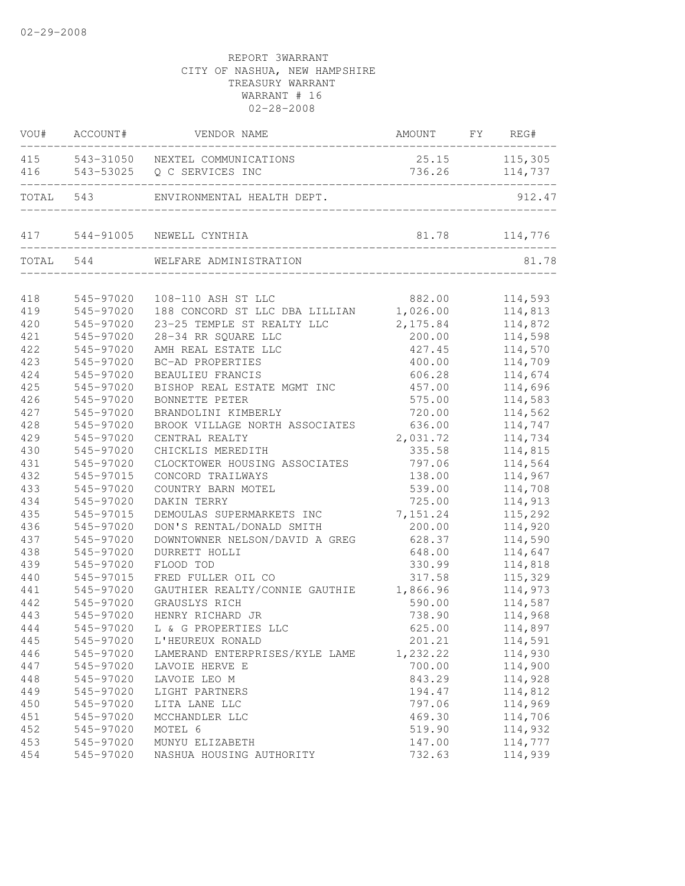02-29-2008

REPORT 3WARRANT
CITY OF NASHUA, NEW HAMPSHIRE
TREASURY WARRANT
WARRANT # 16
02-28-2008

| VOU# | ACCOUNT# | VENDOR NAME | AMOUNT | FY | REG# |
|---|---|---|---|---|---|
| 415 | 543-31050 | NEXTEL COMMUNICATIONS | 25.15 | | 115,305 |
| 416 | 543-53025 | Q C SERVICES INC | 736.26 | | 114,737 |
| TOTAL | 543 | ENVIRONMENTAL HEALTH DEPT. | | | 912.47 |
| 417 | 544-91005 | NEWELL CYNTHIA | 81.78 | | 114,776 |
| TOTAL | 544 | WELFARE ADMINISTRATION | | | 81.78 |
| 418 | 545-97020 | 108-110 ASH ST LLC | 882.00 | | 114,593 |
| 419 | 545-97020 | 188 CONCORD ST LLC DBA LILLIAN | 1,026.00 | | 114,813 |
| 420 | 545-97020 | 23-25 TEMPLE ST REALTY LLC | 2,175.84 | | 114,872 |
| 421 | 545-97020 | 28-34 RR SQUARE LLC | 200.00 | | 114,598 |
| 422 | 545-97020 | AMH REAL ESTATE LLC | 427.45 | | 114,570 |
| 423 | 545-97020 | BC-AD PROPERTIES | 400.00 | | 114,709 |
| 424 | 545-97020 | BEAULIEU FRANCIS | 606.28 | | 114,674 |
| 425 | 545-97020 | BISHOP REAL ESTATE MGMT INC | 457.00 | | 114,696 |
| 426 | 545-97020 | BONNETTE PETER | 575.00 | | 114,583 |
| 427 | 545-97020 | BRANDOLINI KIMBERLY | 720.00 | | 114,562 |
| 428 | 545-97020 | BROOK VILLAGE NORTH ASSOCIATES | 636.00 | | 114,747 |
| 429 | 545-97020 | CENTRAL REALTY | 2,031.72 | | 114,734 |
| 430 | 545-97020 | CHICKLIS MEREDITH | 335.58 | | 114,815 |
| 431 | 545-97020 | CLOCKTOWER HOUSING ASSOCIATES | 797.06 | | 114,564 |
| 432 | 545-97015 | CONCORD TRAILWAYS | 138.00 | | 114,967 |
| 433 | 545-97020 | COUNTRY BARN MOTEL | 539.00 | | 114,708 |
| 434 | 545-97020 | DAKIN TERRY | 725.00 | | 114,913 |
| 435 | 545-97015 | DEMOULAS SUPERMARKETS INC | 7,151.24 | | 115,292 |
| 436 | 545-97020 | DON'S RENTAL/DONALD SMITH | 200.00 | | 114,920 |
| 437 | 545-97020 | DOWNTOWNER NELSON/DAVID A GREG | 628.37 | | 114,590 |
| 438 | 545-97020 | DURRETT HOLLI | 648.00 | | 114,647 |
| 439 | 545-97020 | FLOOD TOD | 330.99 | | 114,818 |
| 440 | 545-97015 | FRED FULLER OIL CO | 317.58 | | 115,329 |
| 441 | 545-97020 | GAUTHIER REALTY/CONNIE GAUTHIE | 1,866.96 | | 114,973 |
| 442 | 545-97020 | GRAUSLYS RICH | 590.00 | | 114,587 |
| 443 | 545-97020 | HENRY RICHARD JR | 738.90 | | 114,968 |
| 444 | 545-97020 | L & G PROPERTIES LLC | 625.00 | | 114,897 |
| 445 | 545-97020 | L'HEUREUX RONALD | 201.21 | | 114,591 |
| 446 | 545-97020 | LAMERAND ENTERPRISES/KYLE LAME | 1,232.22 | | 114,930 |
| 447 | 545-97020 | LAVOIE HERVE E | 700.00 | | 114,900 |
| 448 | 545-97020 | LAVOIE LEO M | 843.29 | | 114,928 |
| 449 | 545-97020 | LIGHT PARTNERS | 194.47 | | 114,812 |
| 450 | 545-97020 | LITA LANE LLC | 797.06 | | 114,969 |
| 451 | 545-97020 | MCCHANDLER LLC | 469.30 | | 114,706 |
| 452 | 545-97020 | MOTEL 6 | 519.90 | | 114,932 |
| 453 | 545-97020 | MUNYU ELIZABETH | 147.00 | | 114,777 |
| 454 | 545-97020 | NASHUA HOUSING AUTHORITY | 732.63 | | 114,939 |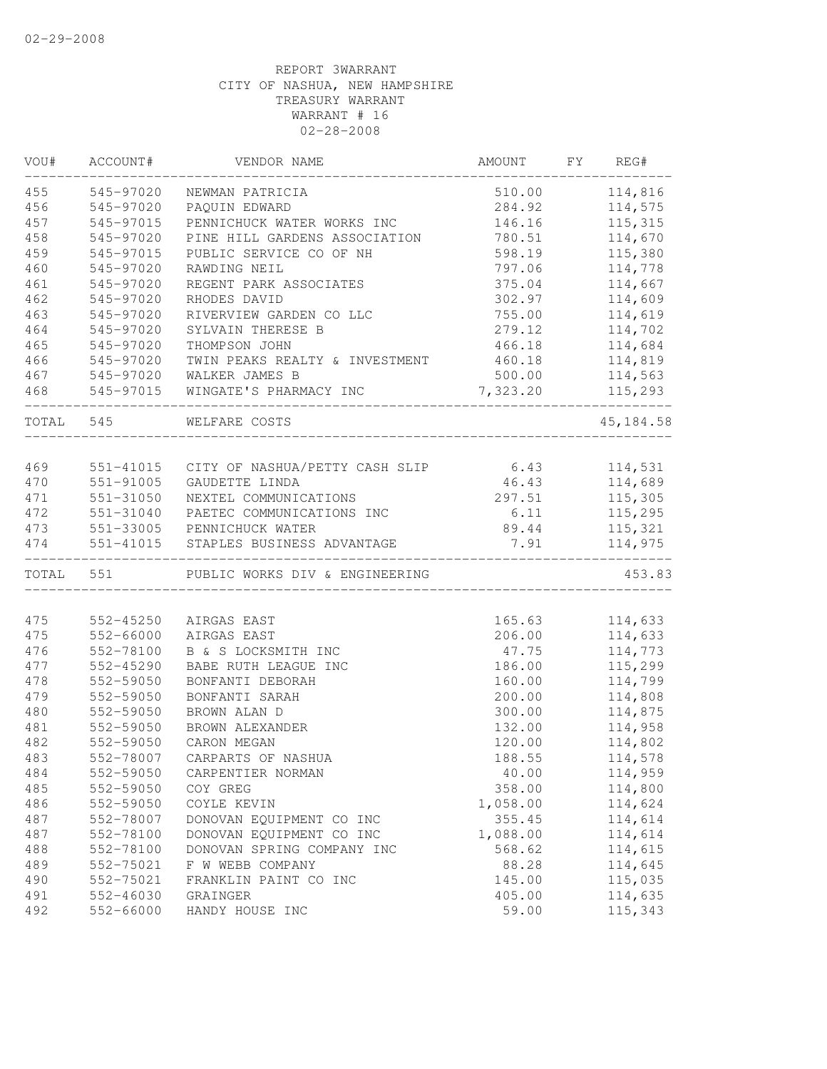02-29-2008

REPORT 3WARRANT
CITY OF NASHUA, NEW HAMPSHIRE
TREASURY WARRANT
WARRANT # 16
02-28-2008

| VOU# | ACCOUNT# | VENDOR NAME | AMOUNT | FY | REG# |
|---|---|---|---|---|---|
| 455 | 545-97020 | NEWMAN PATRICIA | 510.00 | | 114,816 |
| 456 | 545-97020 | PAQUIN EDWARD | 284.92 | | 114,575 |
| 457 | 545-97015 | PENNICHUCK WATER WORKS INC | 146.16 | | 115,315 |
| 458 | 545-97020 | PINE HILL GARDENS ASSOCIATION | 780.51 | | 114,670 |
| 459 | 545-97015 | PUBLIC SERVICE CO OF NH | 598.19 | | 115,380 |
| 460 | 545-97020 | RAWDING NEIL | 797.06 | | 114,778 |
| 461 | 545-97020 | REGENT PARK ASSOCIATES | 375.04 | | 114,667 |
| 462 | 545-97020 | RHODES DAVID | 302.97 | | 114,609 |
| 463 | 545-97020 | RIVERVIEW GARDEN CO LLC | 755.00 | | 114,619 |
| 464 | 545-97020 | SYLVAIN THERESE B | 279.12 | | 114,702 |
| 465 | 545-97020 | THOMPSON JOHN | 466.18 | | 114,684 |
| 466 | 545-97020 | TWIN PEAKS REALTY & INVESTMENT | 460.18 | | 114,819 |
| 467 | 545-97020 | WALKER JAMES B | 500.00 | | 114,563 |
| 468 | 545-97015 | WINGATE'S PHARMACY INC | 7,323.20 | | 115,293 |
| TOTAL | 545 | WELFARE COSTS | | | 45,184.58 |
| 469 | 551-41015 | CITY OF NASHUA/PETTY CASH SLIP | 6.43 | | 114,531 |
| 470 | 551-91005 | GAUDETTE LINDA | 46.43 | | 114,689 |
| 471 | 551-31050 | NEXTEL COMMUNICATIONS | 297.51 | | 115,305 |
| 472 | 551-31040 | PAETEC COMMUNICATIONS INC | 6.11 | | 115,295 |
| 473 | 551-33005 | PENNICHUCK WATER | 89.44 | | 115,321 |
| 474 | 551-41015 | STAPLES BUSINESS ADVANTAGE | 7.91 | | 114,975 |
| TOTAL | 551 | PUBLIC WORKS DIV & ENGINEERING | | | 453.83 |
| 475 | 552-45250 | AIRGAS EAST | 165.63 | | 114,633 |
| 475 | 552-66000 | AIRGAS EAST | 206.00 | | 114,633 |
| 476 | 552-78100 | B & S LOCKSMITH INC | 47.75 | | 114,773 |
| 477 | 552-45290 | BABE RUTH LEAGUE INC | 186.00 | | 115,299 |
| 478 | 552-59050 | BONFANTI DEBORAH | 160.00 | | 114,799 |
| 479 | 552-59050 | BONFANTI SARAH | 200.00 | | 114,808 |
| 480 | 552-59050 | BROWN ALAN D | 300.00 | | 114,875 |
| 481 | 552-59050 | BROWN ALEXANDER | 132.00 | | 114,958 |
| 482 | 552-59050 | CARON MEGAN | 120.00 | | 114,802 |
| 483 | 552-78007 | CARPARTS OF NASHUA | 188.55 | | 114,578 |
| 484 | 552-59050 | CARPENTIER NORMAN | 40.00 | | 114,959 |
| 485 | 552-59050 | COY GREG | 358.00 | | 114,800 |
| 486 | 552-59050 | COYLE KEVIN | 1,058.00 | | 114,624 |
| 487 | 552-78007 | DONOVAN EQUIPMENT CO INC | 355.45 | | 114,614 |
| 487 | 552-78100 | DONOVAN EQUIPMENT CO INC | 1,088.00 | | 114,614 |
| 488 | 552-78100 | DONOVAN SPRING COMPANY INC | 568.62 | | 114,615 |
| 489 | 552-75021 | F W WEBB COMPANY | 88.28 | | 114,645 |
| 490 | 552-75021 | FRANKLIN PAINT CO INC | 145.00 | | 115,035 |
| 491 | 552-46030 | GRAINGER | 405.00 | | 114,635 |
| 492 | 552-66000 | HANDY HOUSE INC | 59.00 | | 115,343 |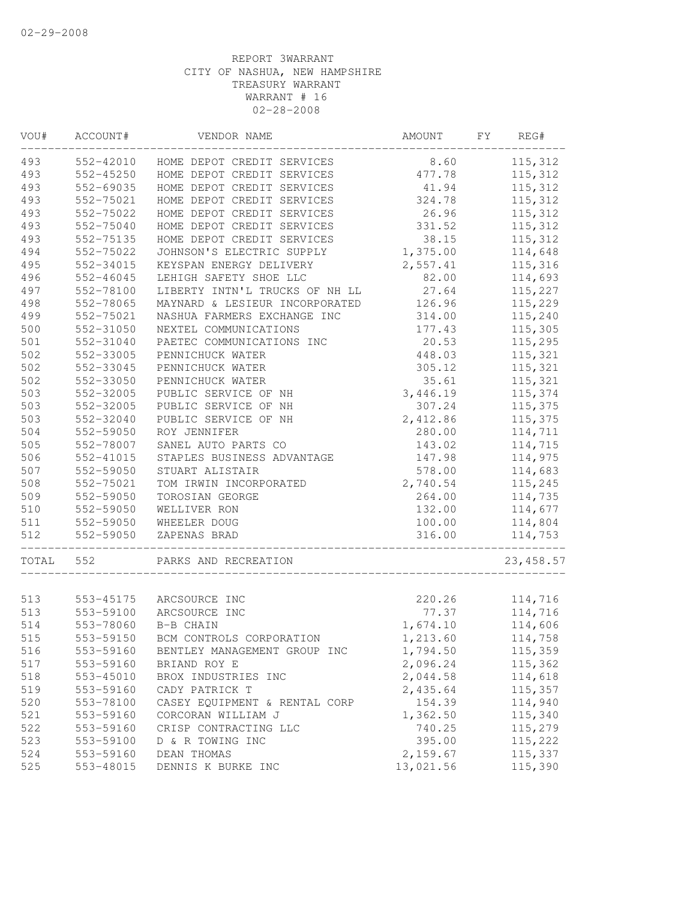02-29-2008

REPORT 3WARRANT
CITY OF NASHUA, NEW HAMPSHIRE
TREASURY WARRANT
WARRANT # 16
02-28-2008

| VOU# | ACCOUNT# | VENDOR NAME | AMOUNT | FY | REG# |
|---|---|---|---|---|---|
| 493 | 552-42010 | HOME DEPOT CREDIT SERVICES | 8.60 | | 115,312 |
| 493 | 552-45250 | HOME DEPOT CREDIT SERVICES | 477.78 | | 115,312 |
| 493 | 552-69035 | HOME DEPOT CREDIT SERVICES | 41.94 | | 115,312 |
| 493 | 552-75021 | HOME DEPOT CREDIT SERVICES | 324.78 | | 115,312 |
| 493 | 552-75022 | HOME DEPOT CREDIT SERVICES | 26.96 | | 115,312 |
| 493 | 552-75040 | HOME DEPOT CREDIT SERVICES | 331.52 | | 115,312 |
| 493 | 552-75135 | HOME DEPOT CREDIT SERVICES | 38.15 | | 115,312 |
| 494 | 552-75022 | JOHNSON'S ELECTRIC SUPPLY | 1,375.00 | | 114,648 |
| 495 | 552-34015 | KEYSPAN ENERGY DELIVERY | 2,557.41 | | 115,316 |
| 496 | 552-46045 | LEHIGH SAFETY SHOE LLC | 82.00 | | 114,693 |
| 497 | 552-78100 | LIBERTY INTN'L TRUCKS OF NH LL | 27.64 | | 115,227 |
| 498 | 552-78065 | MAYNARD & LESIEUR INCORPORATED | 126.96 | | 115,229 |
| 499 | 552-75021 | NASHUA FARMERS EXCHANGE INC | 314.00 | | 115,240 |
| 500 | 552-31050 | NEXTEL COMMUNICATIONS | 177.43 | | 115,305 |
| 501 | 552-31040 | PAETEC COMMUNICATIONS INC | 20.53 | | 115,295 |
| 502 | 552-33005 | PENNICHUCK WATER | 448.03 | | 115,321 |
| 502 | 552-33045 | PENNICHUCK WATER | 305.12 | | 115,321 |
| 502 | 552-33050 | PENNICHUCK WATER | 35.61 | | 115,321 |
| 503 | 552-32005 | PUBLIC SERVICE OF NH | 3,446.19 | | 115,374 |
| 503 | 552-32005 | PUBLIC SERVICE OF NH | 307.24 | | 115,375 |
| 503 | 552-32040 | PUBLIC SERVICE OF NH | 2,412.86 | | 115,375 |
| 504 | 552-59050 | ROY JENNIFER | 280.00 | | 114,711 |
| 505 | 552-78007 | SANEL AUTO PARTS CO | 143.02 | | 114,715 |
| 506 | 552-41015 | STAPLES BUSINESS ADVANTAGE | 147.98 | | 114,975 |
| 507 | 552-59050 | STUART ALISTAIR | 578.00 | | 114,683 |
| 508 | 552-75021 | TOM IRWIN INCORPORATED | 2,740.54 | | 115,245 |
| 509 | 552-59050 | TOROSIAN GEORGE | 264.00 | | 114,735 |
| 510 | 552-59050 | WELLIVER RON | 132.00 | | 114,677 |
| 511 | 552-59050 | WHEELER DOUG | 100.00 | | 114,804 |
| 512 | 552-59050 | ZAPENAS BRAD | 316.00 | | 114,753 |
| TOTAL | 552 | PARKS AND RECREATION | | | 23,458.57 |
| 513 | 553-45175 | ARCSOURCE INC | 220.26 | | 114,716 |
| 513 | 553-59100 | ARCSOURCE INC | 77.37 | | 114,716 |
| 514 | 553-78060 | B-B CHAIN | 1,674.10 | | 114,606 |
| 515 | 553-59150 | BCM CONTROLS CORPORATION | 1,213.60 | | 114,758 |
| 516 | 553-59160 | BENTLEY MANAGEMENT GROUP INC | 1,794.50 | | 115,359 |
| 517 | 553-59160 | BRIAND ROY E | 2,096.24 | | 115,362 |
| 518 | 553-45010 | BROX INDUSTRIES INC | 2,044.58 | | 114,618 |
| 519 | 553-59160 | CADY PATRICK T | 2,435.64 | | 115,357 |
| 520 | 553-78100 | CASEY EQUIPMENT & RENTAL CORP | 154.39 | | 114,940 |
| 521 | 553-59160 | CORCORAN WILLIAM J | 1,362.50 | | 115,340 |
| 522 | 553-59160 | CRISP CONTRACTING LLC | 740.25 | | 115,279 |
| 523 | 553-59100 | D & R TOWING INC | 395.00 | | 115,222 |
| 524 | 553-59160 | DEAN THOMAS | 2,159.67 | | 115,337 |
| 525 | 553-48015 | DENNIS K BURKE INC | 13,021.56 | | 115,390 |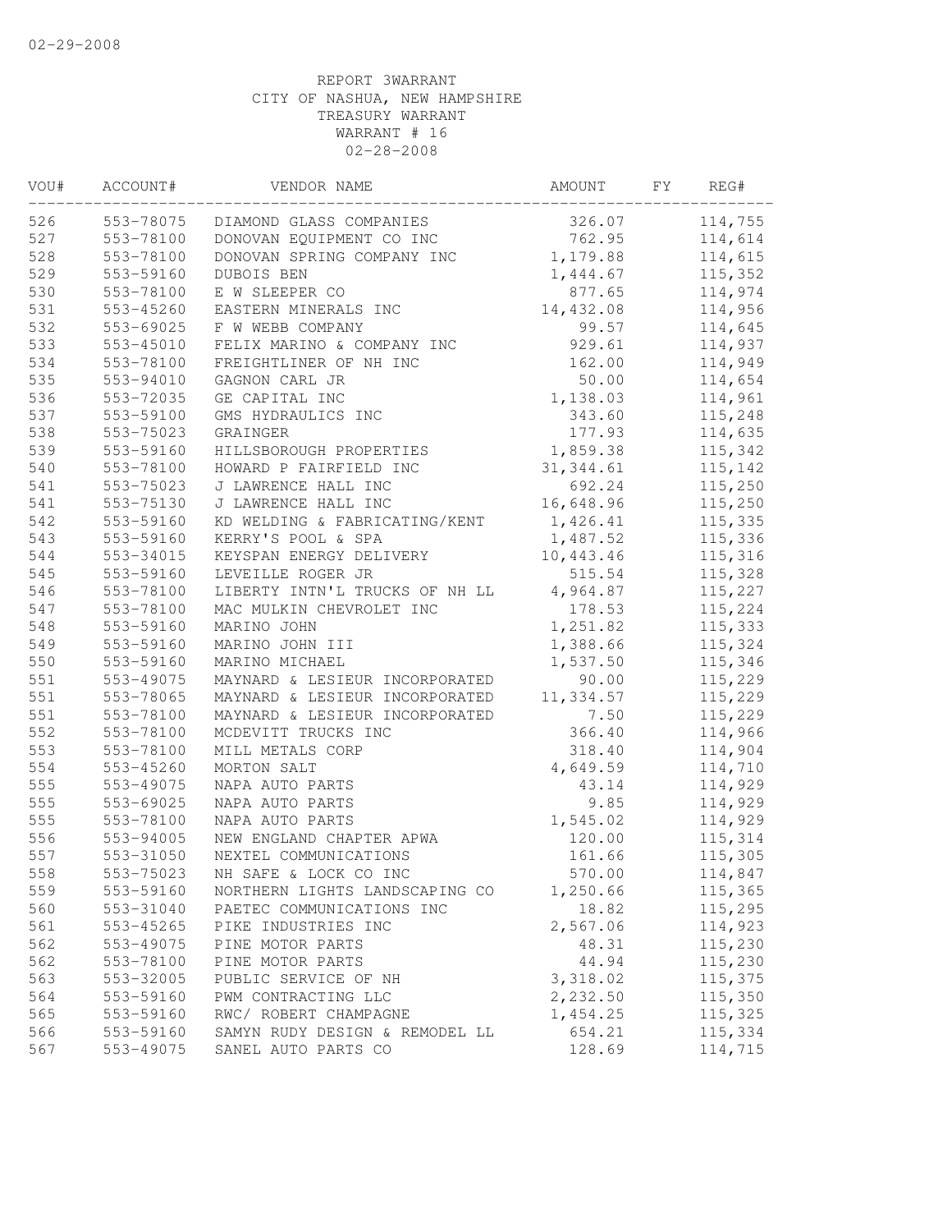REPORT 3WARRANT
CITY OF NASHUA, NEW HAMPSHIRE
TREASURY WARRANT
WARRANT # 16
02-28-2008

| VOU# | ACCOUNT# | VENDOR NAME | AMOUNT | FY | REG# |
|---|---|---|---|---|---|
| 526 | 553-78075 | DIAMOND GLASS COMPANIES | 326.07 | | 114,755 |
| 527 | 553-78100 | DONOVAN EQUIPMENT CO INC | 762.95 | | 114,614 |
| 528 | 553-78100 | DONOVAN SPRING COMPANY INC | 1,179.88 | | 114,615 |
| 529 | 553-59160 | DUBOIS BEN | 1,444.67 | | 115,352 |
| 530 | 553-78100 | E W SLEEPER CO | 877.65 | | 114,974 |
| 531 | 553-45260 | EASTERN MINERALS INC | 14,432.08 | | 114,956 |
| 532 | 553-69025 | F W WEBB COMPANY | 99.57 | | 114,645 |
| 533 | 553-45010 | FELIX MARINO & COMPANY INC | 929.61 | | 114,937 |
| 534 | 553-78100 | FREIGHTLINER OF NH INC | 162.00 | | 114,949 |
| 535 | 553-94010 | GAGNON CARL JR | 50.00 | | 114,654 |
| 536 | 553-72035 | GE CAPITAL INC | 1,138.03 | | 114,961 |
| 537 | 553-59100 | GMS HYDRAULICS INC | 343.60 | | 115,248 |
| 538 | 553-75023 | GRAINGER | 177.93 | | 114,635 |
| 539 | 553-59160 | HILLSBOROUGH PROPERTIES | 1,859.38 | | 115,342 |
| 540 | 553-78100 | HOWARD P FAIRFIELD INC | 31,344.61 | | 115,142 |
| 541 | 553-75023 | J LAWRENCE HALL INC | 692.24 | | 115,250 |
| 541 | 553-75130 | J LAWRENCE HALL INC | 16,648.96 | | 115,250 |
| 542 | 553-59160 | KD WELDING & FABRICATING/KENT | 1,426.41 | | 115,335 |
| 543 | 553-59160 | KERRY'S POOL & SPA | 1,487.52 | | 115,336 |
| 544 | 553-34015 | KEYSPAN ENERGY DELIVERY | 10,443.46 | | 115,316 |
| 545 | 553-59160 | LEVEILLE ROGER JR | 515.54 | | 115,328 |
| 546 | 553-78100 | LIBERTY INTN'L TRUCKS OF NH LL | 4,964.87 | | 115,227 |
| 547 | 553-78100 | MAC MULKIN CHEVROLET INC | 178.53 | | 115,224 |
| 548 | 553-59160 | MARINO JOHN | 1,251.82 | | 115,333 |
| 549 | 553-59160 | MARINO JOHN III | 1,388.66 | | 115,324 |
| 550 | 553-59160 | MARINO MICHAEL | 1,537.50 | | 115,346 |
| 551 | 553-49075 | MAYNARD & LESIEUR INCORPORATED | 90.00 | | 115,229 |
| 551 | 553-78065 | MAYNARD & LESIEUR INCORPORATED | 11,334.57 | | 115,229 |
| 551 | 553-78100 | MAYNARD & LESIEUR INCORPORATED | 7.50 | | 115,229 |
| 552 | 553-78100 | MCDEVITT TRUCKS INC | 366.40 | | 114,966 |
| 553 | 553-78100 | MILL METALS CORP | 318.40 | | 114,904 |
| 554 | 553-45260 | MORTON SALT | 4,649.59 | | 114,710 |
| 555 | 553-49075 | NAPA AUTO PARTS | 43.14 | | 114,929 |
| 555 | 553-69025 | NAPA AUTO PARTS | 9.85 | | 114,929 |
| 555 | 553-78100 | NAPA AUTO PARTS | 1,545.02 | | 114,929 |
| 556 | 553-94005 | NEW ENGLAND CHAPTER APWA | 120.00 | | 115,314 |
| 557 | 553-31050 | NEXTEL COMMUNICATIONS | 161.66 | | 115,305 |
| 558 | 553-75023 | NH SAFE & LOCK CO INC | 570.00 | | 114,847 |
| 559 | 553-59160 | NORTHERN LIGHTS LANDSCAPING CO | 1,250.66 | | 115,365 |
| 560 | 553-31040 | PAETEC COMMUNICATIONS INC | 18.82 | | 115,295 |
| 561 | 553-45265 | PIKE INDUSTRIES INC | 2,567.06 | | 114,923 |
| 562 | 553-49075 | PINE MOTOR PARTS | 48.31 | | 115,230 |
| 562 | 553-78100 | PINE MOTOR PARTS | 44.94 | | 115,230 |
| 563 | 553-32005 | PUBLIC SERVICE OF NH | 3,318.02 | | 115,375 |
| 564 | 553-59160 | PWM CONTRACTING LLC | 2,232.50 | | 115,350 |
| 565 | 553-59160 | RWC/ ROBERT CHAMPAGNE | 1,454.25 | | 115,325 |
| 566 | 553-59160 | SAMYN RUDY DESIGN & REMODEL LL | 654.21 | | 115,334 |
| 567 | 553-49075 | SANEL AUTO PARTS CO | 128.69 | | 114,715 |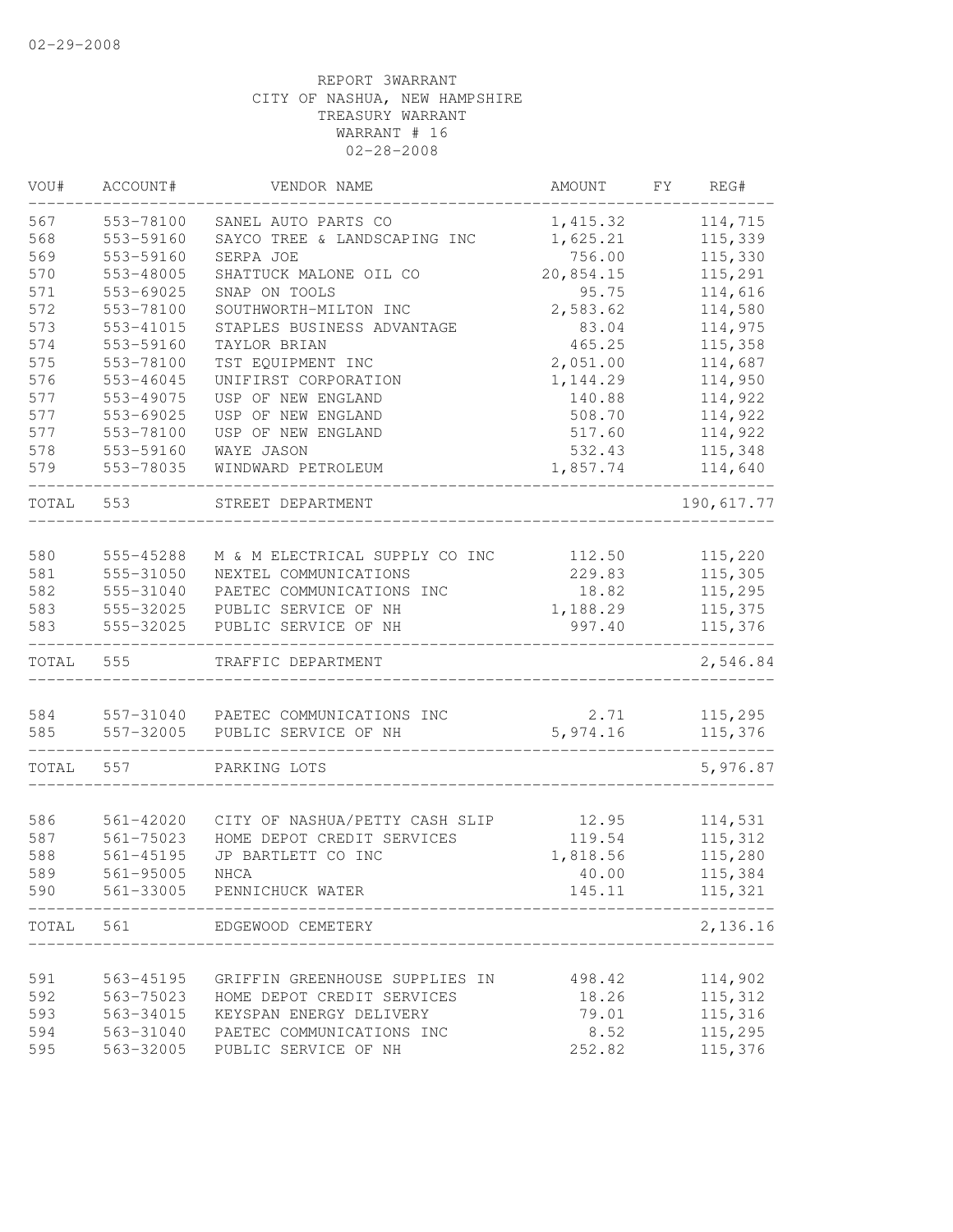02-29-2008

REPORT 3WARRANT
CITY OF NASHUA, NEW HAMPSHIRE
TREASURY WARRANT
WARRANT # 16
02-28-2008

| VOU# | ACCOUNT# | VENDOR NAME | AMOUNT | FY | REG# |
|---|---|---|---|---|---|
| 567 | 553-78100 | SANEL AUTO PARTS CO | 1,415.32 | | 114,715 |
| 568 | 553-59160 | SAYCO TREE & LANDSCAPING INC | 1,625.21 | | 115,339 |
| 569 | 553-59160 | SERPA JOE | 756.00 | | 115,330 |
| 570 | 553-48005 | SHATTUCK MALONE OIL CO | 20,854.15 | | 115,291 |
| 571 | 553-69025 | SNAP ON TOOLS | 95.75 | | 114,616 |
| 572 | 553-78100 | SOUTHWORTH-MILTON INC | 2,583.62 | | 114,580 |
| 573 | 553-41015 | STAPLES BUSINESS ADVANTAGE | 83.04 | | 114,975 |
| 574 | 553-59160 | TAYLOR BRIAN | 465.25 | | 115,358 |
| 575 | 553-78100 | TST EQUIPMENT INC | 2,051.00 | | 114,687 |
| 576 | 553-46045 | UNIFIRST CORPORATION | 1,144.29 | | 114,950 |
| 577 | 553-49075 | USP OF NEW ENGLAND | 140.88 | | 114,922 |
| 577 | 553-69025 | USP OF NEW ENGLAND | 508.70 | | 114,922 |
| 577 | 553-78100 | USP OF NEW ENGLAND | 517.60 | | 114,922 |
| 578 | 553-59160 | WAYE JASON | 532.43 | | 115,348 |
| 579 | 553-78035 | WINDWARD PETROLEUM | 1,857.74 | | 114,640 |
| TOTAL | 553 | STREET DEPARTMENT | | | 190,617.77 |
| 580 | 555-45288 | M & M ELECTRICAL SUPPLY CO INC | 112.50 | | 115,220 |
| 581 | 555-31050 | NEXTEL COMMUNICATIONS | 229.83 | | 115,305 |
| 582 | 555-31040 | PAETEC COMMUNICATIONS INC | 18.82 | | 115,295 |
| 583 | 555-32025 | PUBLIC SERVICE OF NH | 1,188.29 | | 115,375 |
| 583 | 555-32025 | PUBLIC SERVICE OF NH | 997.40 | | 115,376 |
| TOTAL | 555 | TRAFFIC DEPARTMENT | | | 2,546.84 |
| 584 | 557-31040 | PAETEC COMMUNICATIONS INC | 2.71 | | 115,295 |
| 585 | 557-32005 | PUBLIC SERVICE OF NH | 5,974.16 | | 115,376 |
| TOTAL | 557 | PARKING LOTS | | | 5,976.87 |
| 586 | 561-42020 | CITY OF NASHUA/PETTY CASH SLIP | 12.95 | | 114,531 |
| 587 | 561-75023 | HOME DEPOT CREDIT SERVICES | 119.54 | | 115,312 |
| 588 | 561-45195 | JP BARTLETT CO INC | 1,818.56 | | 115,280 |
| 589 | 561-95005 | NHCA | 40.00 | | 115,384 |
| 590 | 561-33005 | PENNICHUCK WATER | 145.11 | | 115,321 |
| TOTAL | 561 | EDGEWOOD CEMETERY | | | 2,136.16 |
| 591 | 563-45195 | GRIFFIN GREENHOUSE SUPPLIES IN | 498.42 | | 114,902 |
| 592 | 563-75023 | HOME DEPOT CREDIT SERVICES | 18.26 | | 115,312 |
| 593 | 563-34015 | KEYSPAN ENERGY DELIVERY | 79.01 | | 115,316 |
| 594 | 563-31040 | PAETEC COMMUNICATIONS INC | 8.52 | | 115,295 |
| 595 | 563-32005 | PUBLIC SERVICE OF NH | 252.82 | | 115,376 |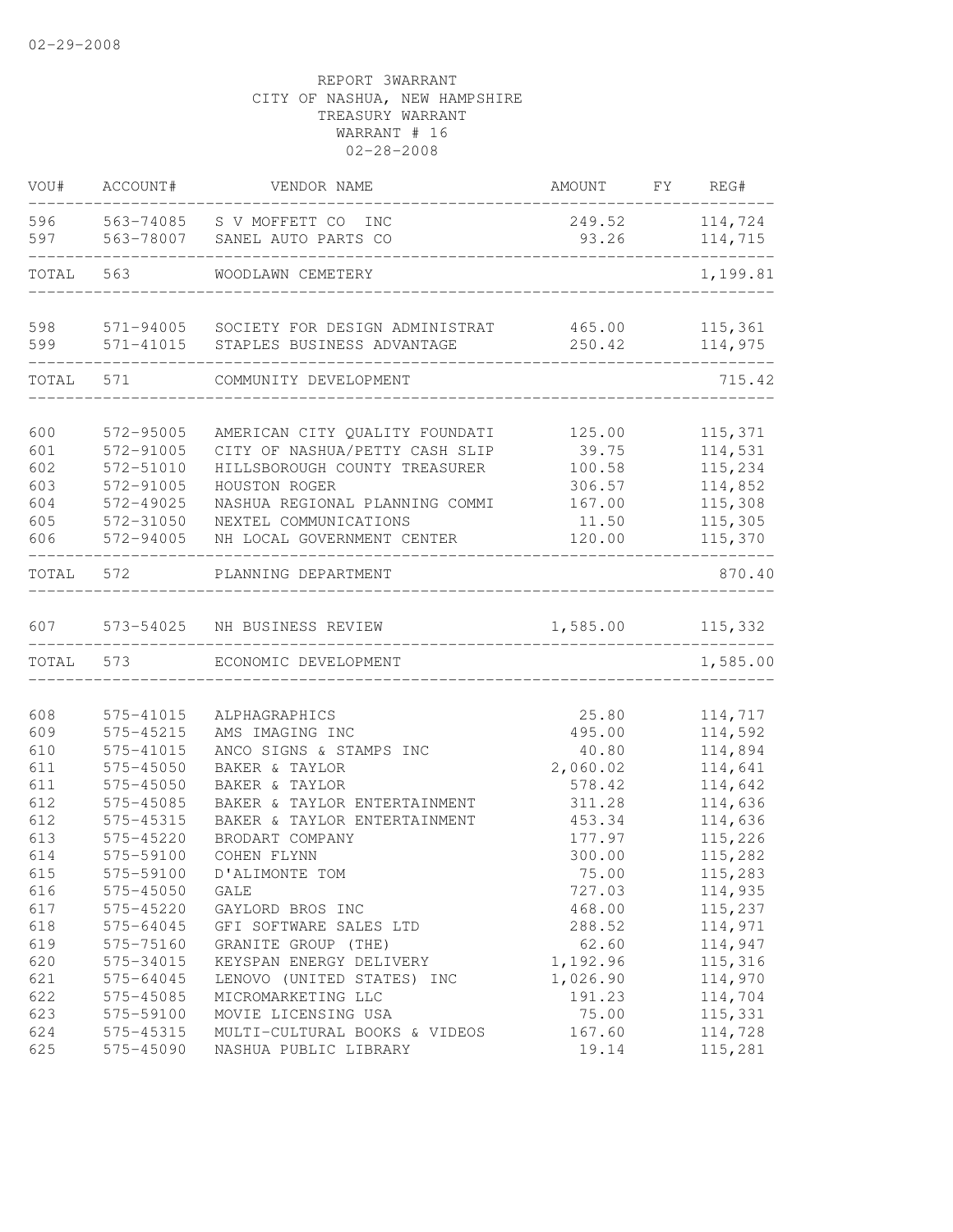02-29-2008

REPORT 3WARRANT
CITY OF NASHUA, NEW HAMPSHIRE
TREASURY WARRANT
WARRANT # 16
02-28-2008

| VOU# | ACCOUNT# | VENDOR NAME | AMOUNT | FY | REG# |
|---|---|---|---|---|---|
| 596 | 563-74085 | S V MOFFETT CO INC | 249.52 | | 114,724 |
| 597 | 563-78007 | SANEL AUTO PARTS CO | 93.26 | | 114,715 |
| TOTAL | 563 | WOODLAWN CEMETERY | | | 1,199.81 |
| 598 | 571-94005 | SOCIETY FOR DESIGN ADMINISTRAT | 465.00 | | 115,361 |
| 599 | 571-41015 | STAPLES BUSINESS ADVANTAGE | 250.42 | | 114,975 |
| TOTAL | 571 | COMMUNITY DEVELOPMENT | | | 715.42 |
| 600 | 572-95005 | AMERICAN CITY QUALITY FOUNDATI | 125.00 | | 115,371 |
| 601 | 572-91005 | CITY OF NASHUA/PETTY CASH SLIP | 39.75 | | 114,531 |
| 602 | 572-51010 | HILLSBOROUGH COUNTY TREASURER | 100.58 | | 115,234 |
| 603 | 572-91005 | HOUSTON ROGER | 306.57 | | 114,852 |
| 604 | 572-49025 | NASHUA REGIONAL PLANNING COMMI | 167.00 | | 115,308 |
| 605 | 572-31050 | NEXTEL COMMUNICATIONS | 11.50 | | 115,305 |
| 606 | 572-94005 | NH LOCAL GOVERNMENT CENTER | 120.00 | | 115,370 |
| TOTAL | 572 | PLANNING DEPARTMENT | | | 870.40 |
| 607 | 573-54025 | NH BUSINESS REVIEW | 1,585.00 | | 115,332 |
| TOTAL | 573 | ECONOMIC DEVELOPMENT | | | 1,585.00 |
| 608 | 575-41015 | ALPHAGRAPHICS | 25.80 | | 114,717 |
| 609 | 575-45215 | AMS IMAGING INC | 495.00 | | 114,592 |
| 610 | 575-41015 | ANCO SIGNS & STAMPS INC | 40.80 | | 114,894 |
| 611 | 575-45050 | BAKER & TAYLOR | 2,060.02 | | 114,641 |
| 611 | 575-45050 | BAKER & TAYLOR | 578.42 | | 114,642 |
| 612 | 575-45085 | BAKER & TAYLOR ENTERTAINMENT | 311.28 | | 114,636 |
| 612 | 575-45315 | BAKER & TAYLOR ENTERTAINMENT | 453.34 | | 114,636 |
| 613 | 575-45220 | BRODART COMPANY | 177.97 | | 115,226 |
| 614 | 575-59100 | COHEN FLYNN | 300.00 | | 115,282 |
| 615 | 575-59100 | D'ALIMONTE TOM | 75.00 | | 115,283 |
| 616 | 575-45050 | GALE | 727.03 | | 114,935 |
| 617 | 575-45220 | GAYLORD BROS INC | 468.00 | | 115,237 |
| 618 | 575-64045 | GFI SOFTWARE SALES LTD | 288.52 | | 114,971 |
| 619 | 575-75160 | GRANITE GROUP (THE) | 62.60 | | 114,947 |
| 620 | 575-34015 | KEYSPAN ENERGY DELIVERY | 1,192.96 | | 115,316 |
| 621 | 575-64045 | LENOVO (UNITED STATES) INC | 1,026.90 | | 114,970 |
| 622 | 575-45085 | MICROMARKETING LLC | 191.23 | | 114,704 |
| 623 | 575-59100 | MOVIE LICENSING USA | 75.00 | | 115,331 |
| 624 | 575-45315 | MULTI-CULTURAL BOOKS & VIDEOS | 167.60 | | 114,728 |
| 625 | 575-45090 | NASHUA PUBLIC LIBRARY | 19.14 | | 115,281 |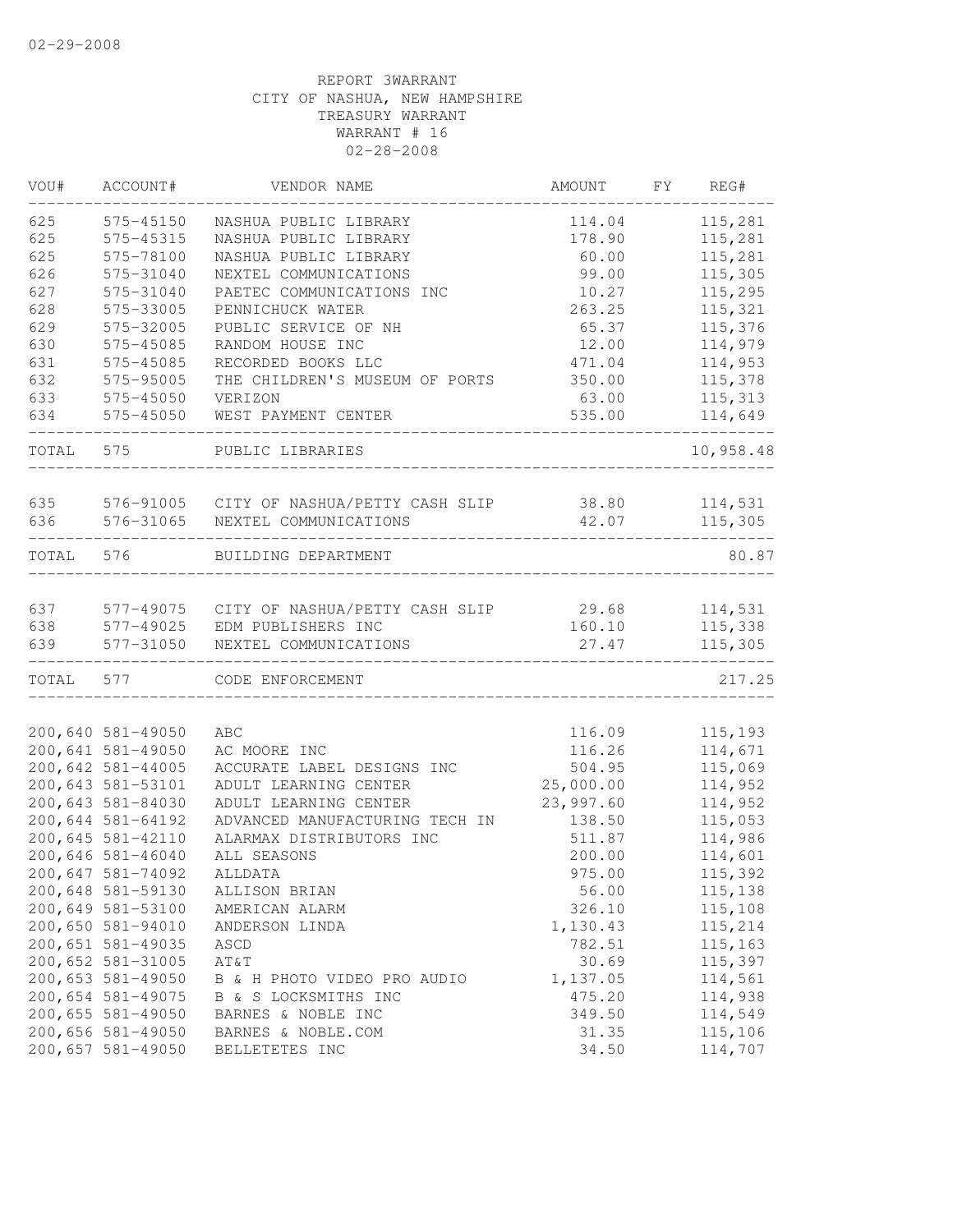02-29-2008

REPORT 3WARRANT
CITY OF NASHUA, NEW HAMPSHIRE
TREASURY WARRANT
WARRANT # 16
02-28-2008

| VOU# | ACCOUNT# | VENDOR NAME | AMOUNT | FY | REG# |
|---|---|---|---|---|---|
| 625 | 575-45150 | NASHUA PUBLIC LIBRARY | 114.04 | | 115,281 |
| 625 | 575-45315 | NASHUA PUBLIC LIBRARY | 178.90 | | 115,281 |
| 625 | 575-78100 | NASHUA PUBLIC LIBRARY | 60.00 | | 115,281 |
| 626 | 575-31040 | NEXTEL COMMUNICATIONS | 99.00 | | 115,305 |
| 627 | 575-31040 | PAETEC COMMUNICATIONS INC | 10.27 | | 115,295 |
| 628 | 575-33005 | PENNICHUCK WATER | 263.25 | | 115,321 |
| 629 | 575-32005 | PUBLIC SERVICE OF NH | 65.37 | | 115,376 |
| 630 | 575-45085 | RANDOM HOUSE INC | 12.00 | | 114,979 |
| 631 | 575-45085 | RECORDED BOOKS LLC | 471.04 | | 114,953 |
| 632 | 575-95005 | THE CHILDREN'S MUSEUM OF PORTS | 350.00 | | 115,378 |
| 633 | 575-45050 | VERIZON | 63.00 | | 115,313 |
| 634 | 575-45050 | WEST PAYMENT CENTER | 535.00 | | 114,649 |
| TOTAL | 575 | PUBLIC LIBRARIES | | | 10,958.48 |
| 635 | 576-91005 | CITY OF NASHUA/PETTY CASH SLIP | 38.80 | | 114,531 |
| 636 | 576-31065 | NEXTEL COMMUNICATIONS | 42.07 | | 115,305 |
| TOTAL | 576 | BUILDING DEPARTMENT | | | 80.87 |
| 637 | 577-49075 | CITY OF NASHUA/PETTY CASH SLIP | 29.68 | | 114,531 |
| 638 | 577-49025 | EDM PUBLISHERS INC | 160.10 | | 115,338 |
| 639 | 577-31050 | NEXTEL COMMUNICATIONS | 27.47 | | 115,305 |
| TOTAL | 577 | CODE ENFORCEMENT | | | 217.25 |
| 200,640 | 581-49050 | ABC | 116.09 | | 115,193 |
| 200,641 | 581-49050 | AC MOORE INC | 116.26 | | 114,671 |
| 200,642 | 581-44005 | ACCURATE LABEL DESIGNS INC | 504.95 | | 115,069 |
| 200,643 | 581-53101 | ADULT LEARNING CENTER | 25,000.00 | | 114,952 |
| 200,643 | 581-84030 | ADULT LEARNING CENTER | 23,997.60 | | 114,952 |
| 200,644 | 581-64192 | ADVANCED MANUFACTURING TECH IN | 138.50 | | 115,053 |
| 200,645 | 581-42110 | ALARMAX DISTRIBUTORS INC | 511.87 | | 114,986 |
| 200,646 | 581-46040 | ALL SEASONS | 200.00 | | 114,601 |
| 200,647 | 581-74092 | ALLDATA | 975.00 | | 115,392 |
| 200,648 | 581-59130 | ALLISON BRIAN | 56.00 | | 115,138 |
| 200,649 | 581-53100 | AMERICAN ALARM | 326.10 | | 115,108 |
| 200,650 | 581-94010 | ANDERSON LINDA | 1,130.43 | | 115,214 |
| 200,651 | 581-49035 | ASCD | 782.51 | | 115,163 |
| 200,652 | 581-31005 | AT&T | 30.69 | | 115,397 |
| 200,653 | 581-49050 | B & H PHOTO VIDEO PRO AUDIO | 1,137.05 | | 114,561 |
| 200,654 | 581-49075 | B & S LOCKSMITHS INC | 475.20 | | 114,938 |
| 200,655 | 581-49050 | BARNES & NOBLE INC | 349.50 | | 114,549 |
| 200,656 | 581-49050 | BARNES & NOBLE.COM | 31.35 | | 115,106 |
| 200,657 | 581-49050 | BELLETETES INC | 34.50 | | 114,707 |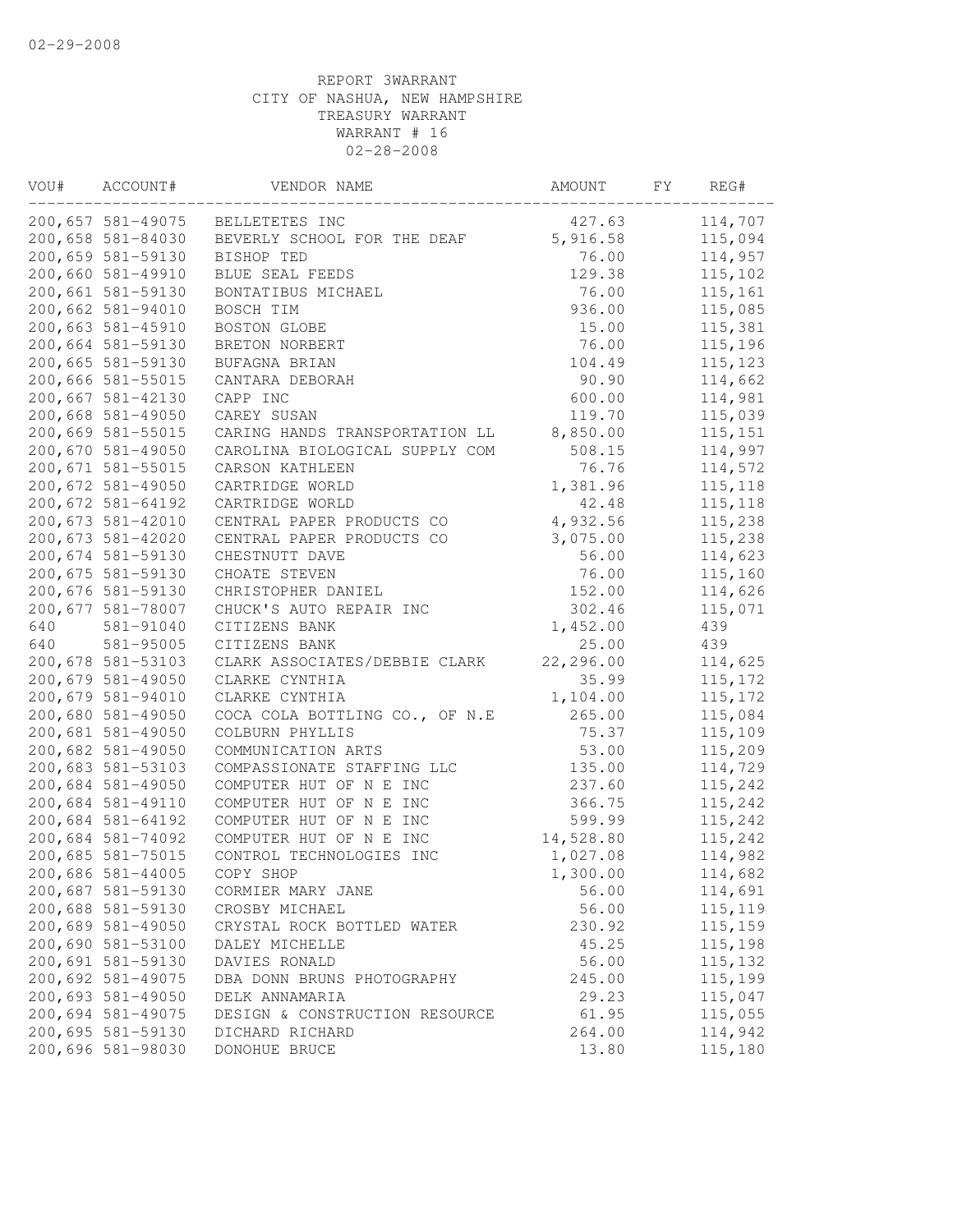02-29-2008

REPORT 3WARRANT
CITY OF NASHUA, NEW HAMPSHIRE
TREASURY WARRANT
WARRANT # 16
02-28-2008

| VOU# | ACCOUNT# | VENDOR NAME | AMOUNT | FY | REG# |
|---|---|---|---|---|---|
| 200,657 | 581-49075 | BELLETETES INC | 427.63 | | 114,707 |
| 200,658 | 581-84030 | BEVERLY SCHOOL FOR THE DEAF | 5,916.58 | | 115,094 |
| 200,659 | 581-59130 | BISHOP TED | 76.00 | | 114,957 |
| 200,660 | 581-49910 | BLUE SEAL FEEDS | 129.38 | | 115,102 |
| 200,661 | 581-59130 | BONTATIBUS MICHAEL | 76.00 | | 115,161 |
| 200,662 | 581-94010 | BOSCH TIM | 936.00 | | 115,085 |
| 200,663 | 581-45910 | BOSTON GLOBE | 15.00 | | 115,381 |
| 200,664 | 581-59130 | BRETON NORBERT | 76.00 | | 115,196 |
| 200,665 | 581-59130 | BUFAGNA BRIAN | 104.49 | | 115,123 |
| 200,666 | 581-55015 | CANTARA DEBORAH | 90.90 | | 114,662 |
| 200,667 | 581-42130 | CAPP INC | 600.00 | | 114,981 |
| 200,668 | 581-49050 | CAREY SUSAN | 119.70 | | 115,039 |
| 200,669 | 581-55015 | CARING HANDS TRANSPORTATION LL | 8,850.00 | | 115,151 |
| 200,670 | 581-49050 | CAROLINA BIOLOGICAL SUPPLY COM | 508.15 | | 114,997 |
| 200,671 | 581-55015 | CARSON KATHLEEN | 76.76 | | 114,572 |
| 200,672 | 581-49050 | CARTRIDGE WORLD | 1,381.96 | | 115,118 |
| 200,672 | 581-64192 | CARTRIDGE WORLD | 42.48 | | 115,118 |
| 200,673 | 581-42010 | CENTRAL PAPER PRODUCTS CO | 4,932.56 | | 115,238 |
| 200,673 | 581-42020 | CENTRAL PAPER PRODUCTS CO | 3,075.00 | | 115,238 |
| 200,674 | 581-59130 | CHESTNUTT DAVE | 56.00 | | 114,623 |
| 200,675 | 581-59130 | CHOATE STEVEN | 76.00 | | 115,160 |
| 200,676 | 581-59130 | CHRISTOPHER DANIEL | 152.00 | | 114,626 |
| 200,677 | 581-78007 | CHUCK'S AUTO REPAIR INC | 302.46 | | 115,071 |
| 640 | 581-91040 | CITIZENS BANK | 1,452.00 | | 439 |
| 640 | 581-95005 | CITIZENS BANK | 25.00 | | 439 |
| 200,678 | 581-53103 | CLARK ASSOCIATES/DEBBIE CLARK | 22,296.00 | | 114,625 |
| 200,679 | 581-49050 | CLARKE CYNTHIA | 35.99 | | 115,172 |
| 200,679 | 581-94010 | CLARKE CYNTHIA | 1,104.00 | | 115,172 |
| 200,680 | 581-49050 | COCA COLA BOTTLING CO., OF N.E | 265.00 | | 115,084 |
| 200,681 | 581-49050 | COLBURN PHYLLIS | 75.37 | | 115,109 |
| 200,682 | 581-49050 | COMMUNICATION ARTS | 53.00 | | 115,209 |
| 200,683 | 581-53103 | COMPASSIONATE STAFFING LLC | 135.00 | | 114,729 |
| 200,684 | 581-49050 | COMPUTER HUT OF N E INC | 237.60 | | 115,242 |
| 200,684 | 581-49110 | COMPUTER HUT OF N E INC | 366.75 | | 115,242 |
| 200,684 | 581-64192 | COMPUTER HUT OF N E INC | 599.99 | | 115,242 |
| 200,684 | 581-74092 | COMPUTER HUT OF N E INC | 14,528.80 | | 115,242 |
| 200,685 | 581-75015 | CONTROL TECHNOLOGIES INC | 1,027.08 | | 114,982 |
| 200,686 | 581-44005 | COPY SHOP | 1,300.00 | | 114,682 |
| 200,687 | 581-59130 | CORMIER MARY JANE | 56.00 | | 114,691 |
| 200,688 | 581-59130 | CROSBY MICHAEL | 56.00 | | 115,119 |
| 200,689 | 581-49050 | CRYSTAL ROCK BOTTLED WATER | 230.92 | | 115,159 |
| 200,690 | 581-53100 | DALEY MICHELLE | 45.25 | | 115,198 |
| 200,691 | 581-59130 | DAVIES RONALD | 56.00 | | 115,132 |
| 200,692 | 581-49075 | DBA DONN BRUNS PHOTOGRAPHY | 245.00 | | 115,199 |
| 200,693 | 581-49050 | DELK ANNAMARIA | 29.23 | | 115,047 |
| 200,694 | 581-49075 | DESIGN & CONSTRUCTION RESOURCE | 61.95 | | 115,055 |
| 200,695 | 581-59130 | DICHARD RICHARD | 264.00 | | 114,942 |
| 200,696 | 581-98030 | DONOHUE BRUCE | 13.80 | | 115,180 |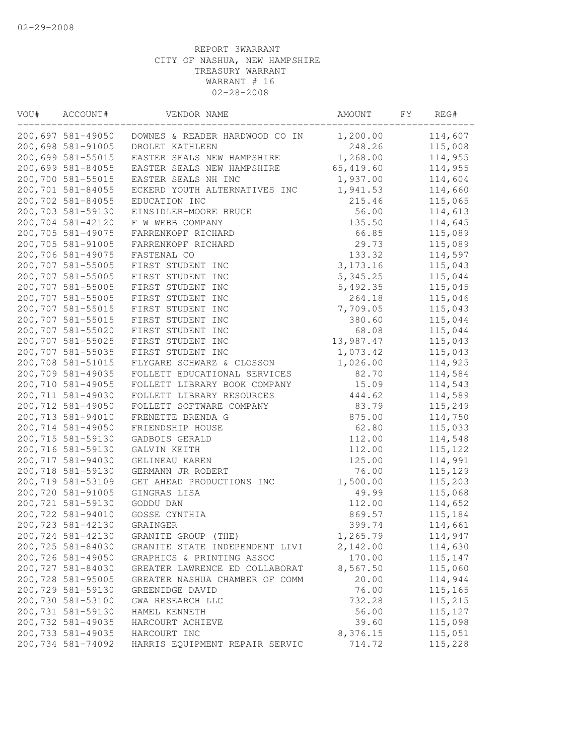02-29-2008

REPORT 3WARRANT
CITY OF NASHUA, NEW HAMPSHIRE
TREASURY WARRANT
WARRANT # 16
02-28-2008

| VOU# | ACCOUNT# | VENDOR NAME | AMOUNT | FY | REG# |
|---|---|---|---|---|---|
| 200,697 | 581-49050 | DOWNES & READER HARDWOOD CO IN | 1,200.00 | | 114,607 |
| 200,698 | 581-91005 | DROLET KATHLEEN | 248.26 | | 115,008 |
| 200,699 | 581-55015 | EASTER SEALS NEW HAMPSHIRE | 1,268.00 | | 114,955 |
| 200,699 | 581-84055 | EASTER SEALS NEW HAMPSHIRE | 65,419.60 | | 114,955 |
| 200,700 | 581-55015 | EASTER SEALS NH INC | 1,937.00 | | 114,604 |
| 200,701 | 581-84055 | ECKERD YOUTH ALTERNATIVES INC | 1,941.53 | | 114,660 |
| 200,702 | 581-84055 | EDUCATION INC | 215.46 | | 115,065 |
| 200,703 | 581-59130 | EINSIDLER-MOORE BRUCE | 56.00 | | 114,613 |
| 200,704 | 581-42120 | F W WEBB COMPANY | 135.50 | | 114,645 |
| 200,705 | 581-49075 | FARRENKOPF RICHARD | 66.85 | | 115,089 |
| 200,705 | 581-91005 | FARRENKOPF RICHARD | 29.73 | | 115,089 |
| 200,706 | 581-49075 | FASTENAL CO | 133.32 | | 114,597 |
| 200,707 | 581-55005 | FIRST STUDENT INC | 3,173.16 | | 115,043 |
| 200,707 | 581-55005 | FIRST STUDENT INC | 5,345.25 | | 115,044 |
| 200,707 | 581-55005 | FIRST STUDENT INC | 5,492.35 | | 115,045 |
| 200,707 | 581-55005 | FIRST STUDENT INC | 264.18 | | 115,046 |
| 200,707 | 581-55015 | FIRST STUDENT INC | 7,709.05 | | 115,043 |
| 200,707 | 581-55015 | FIRST STUDENT INC | 380.60 | | 115,044 |
| 200,707 | 581-55020 | FIRST STUDENT INC | 68.08 | | 115,044 |
| 200,707 | 581-55025 | FIRST STUDENT INC | 13,987.47 | | 115,043 |
| 200,707 | 581-55035 | FIRST STUDENT INC | 1,073.42 | | 115,043 |
| 200,708 | 581-51015 | FLYGARE SCHWARZ & CLOSSON | 1,026.00 | | 114,925 |
| 200,709 | 581-49035 | FOLLETT EDUCATIONAL SERVICES | 82.70 | | 114,584 |
| 200,710 | 581-49055 | FOLLETT LIBRARY BOOK COMPANY | 15.09 | | 114,543 |
| 200,711 | 581-49030 | FOLLETT LIBRARY RESOURCES | 444.62 | | 114,589 |
| 200,712 | 581-49050 | FOLLETT SOFTWARE COMPANY | 83.79 | | 115,249 |
| 200,713 | 581-94010 | FRENETTE BRENDA G | 875.00 | | 114,750 |
| 200,714 | 581-49050 | FRIENDSHIP HOUSE | 62.80 | | 115,033 |
| 200,715 | 581-59130 | GADBOIS GERALD | 112.00 | | 114,548 |
| 200,716 | 581-59130 | GALVIN KEITH | 112.00 | | 115,122 |
| 200,717 | 581-94030 | GELINEAU KAREN | 125.00 | | 114,991 |
| 200,718 | 581-59130 | GERMANN JR ROBERT | 76.00 | | 115,129 |
| 200,719 | 581-53109 | GET AHEAD PRODUCTIONS INC | 1,500.00 | | 115,203 |
| 200,720 | 581-91005 | GINGRAS LISA | 49.99 | | 115,068 |
| 200,721 | 581-59130 | GODDU DAN | 112.00 | | 114,652 |
| 200,722 | 581-94010 | GOSSE CYNTHIA | 869.57 | | 115,184 |
| 200,723 | 581-42130 | GRAINGER | 399.74 | | 114,661 |
| 200,724 | 581-42130 | GRANITE GROUP (THE) | 1,265.79 | | 114,947 |
| 200,725 | 581-84030 | GRANITE STATE INDEPENDENT LIVI | 2,142.00 | | 114,630 |
| 200,726 | 581-49050 | GRAPHICS & PRINTING ASSOC | 170.00 | | 115,147 |
| 200,727 | 581-84030 | GREATER LAWRENCE ED COLLABORAT | 8,567.50 | | 115,060 |
| 200,728 | 581-95005 | GREATER NASHUA CHAMBER OF COMM | 20.00 | | 114,944 |
| 200,729 | 581-59130 | GREENIDGE DAVID | 76.00 | | 115,165 |
| 200,730 | 581-53100 | GWA RESEARCH LLC | 732.28 | | 115,215 |
| 200,731 | 581-59130 | HAMEL KENNETH | 56.00 | | 115,127 |
| 200,732 | 581-49035 | HARCOURT ACHIEVE | 39.60 | | 115,098 |
| 200,733 | 581-49035 | HARCOURT INC | 8,376.15 | | 115,051 |
| 200,734 | 581-74092 | HARRIS EQUIPMENT REPAIR SERVIC | 714.72 | | 115,228 |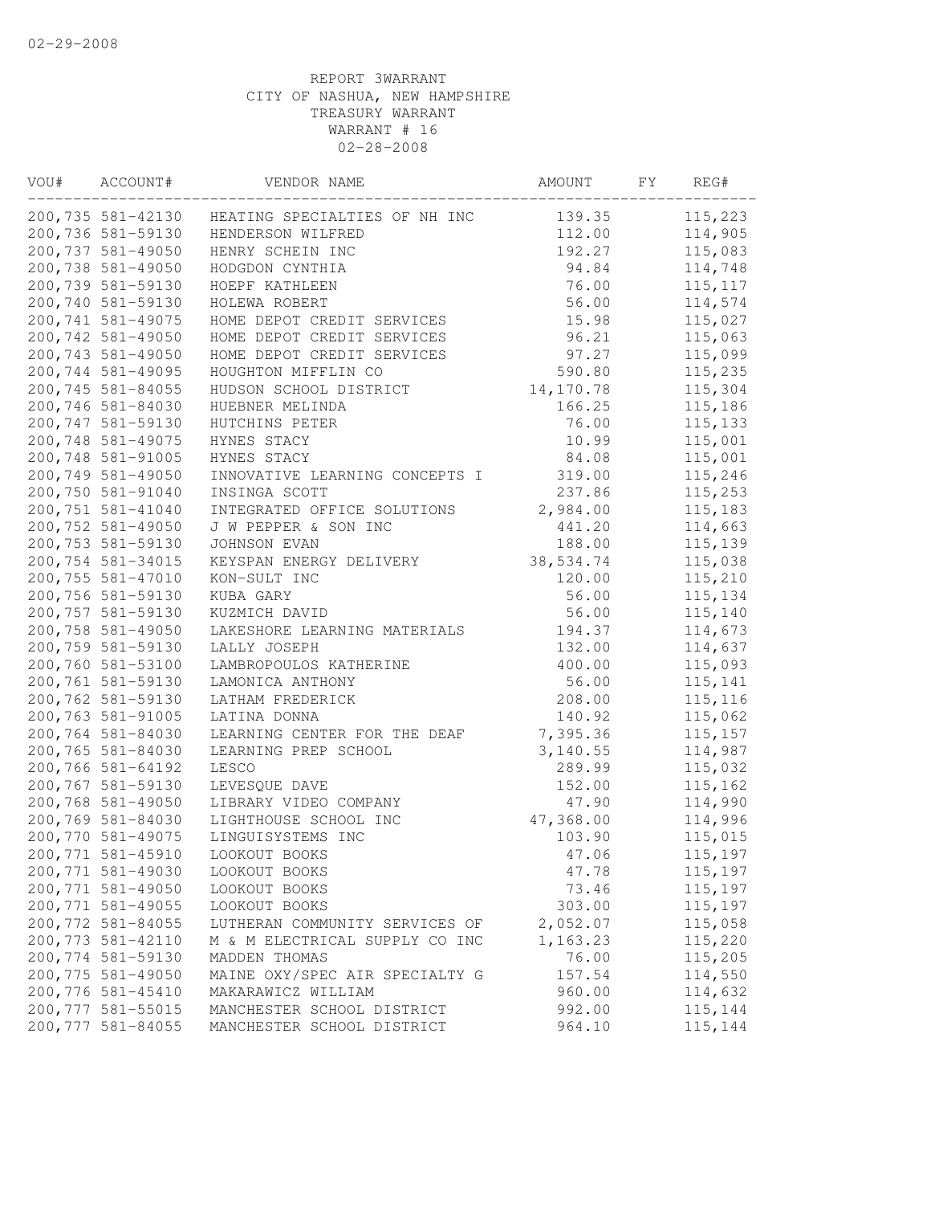02-29-2008

REPORT 3WARRANT
CITY OF NASHUA, NEW HAMPSHIRE
TREASURY WARRANT
WARRANT # 16
02-28-2008

| VOU# | ACCOUNT# | VENDOR NAME | AMOUNT | FY | REG# |
|---|---|---|---|---|---|
| 200,735 | 581-42130 | HEATING SPECIALTIES OF NH INC | 139.35 | | 115,223 |
| 200,736 | 581-59130 | HENDERSON WILFRED | 112.00 | | 114,905 |
| 200,737 | 581-49050 | HENRY SCHEIN INC | 192.27 | | 115,083 |
| 200,738 | 581-49050 | HODGDON CYNTHIA | 94.84 | | 114,748 |
| 200,739 | 581-59130 | HOEPF KATHLEEN | 76.00 | | 115,117 |
| 200,740 | 581-59130 | HOLEWA ROBERT | 56.00 | | 114,574 |
| 200,741 | 581-49075 | HOME DEPOT CREDIT SERVICES | 15.98 | | 115,027 |
| 200,742 | 581-49050 | HOME DEPOT CREDIT SERVICES | 96.21 | | 115,063 |
| 200,743 | 581-49050 | HOME DEPOT CREDIT SERVICES | 97.27 | | 115,099 |
| 200,744 | 581-49095 | HOUGHTON MIFFLIN CO | 590.80 | | 115,235 |
| 200,745 | 581-84055 | HUDSON SCHOOL DISTRICT | 14,170.78 | | 115,304 |
| 200,746 | 581-84030 | HUEBNER MELINDA | 166.25 | | 115,186 |
| 200,747 | 581-59130 | HUTCHINS PETER | 76.00 | | 115,133 |
| 200,748 | 581-49075 | HYNES STACY | 10.99 | | 115,001 |
| 200,748 | 581-91005 | HYNES STACY | 84.08 | | 115,001 |
| 200,749 | 581-49050 | INNOVATIVE LEARNING CONCEPTS I | 319.00 | | 115,246 |
| 200,750 | 581-91040 | INSINGA SCOTT | 237.86 | | 115,253 |
| 200,751 | 581-41040 | INTEGRATED OFFICE SOLUTIONS | 2,984.00 | | 115,183 |
| 200,752 | 581-49050 | J W PEPPER & SON INC | 441.20 | | 114,663 |
| 200,753 | 581-59130 | JOHNSON EVAN | 188.00 | | 115,139 |
| 200,754 | 581-34015 | KEYSPAN ENERGY DELIVERY | 38,534.74 | | 115,038 |
| 200,755 | 581-47010 | KON-SULT INC | 120.00 | | 115,210 |
| 200,756 | 581-59130 | KUBA GARY | 56.00 | | 115,134 |
| 200,757 | 581-59130 | KUZMICH DAVID | 56.00 | | 115,140 |
| 200,758 | 581-49050 | LAKESHORE LEARNING MATERIALS | 194.37 | | 114,673 |
| 200,759 | 581-59130 | LALLY JOSEPH | 132.00 | | 114,637 |
| 200,760 | 581-53100 | LAMBROPOULOS KATHERINE | 400.00 | | 115,093 |
| 200,761 | 581-59130 | LAMONICA ANTHONY | 56.00 | | 115,141 |
| 200,762 | 581-59130 | LATHAM FREDERICK | 208.00 | | 115,116 |
| 200,763 | 581-91005 | LATINA DONNA | 140.92 | | 115,062 |
| 200,764 | 581-84030 | LEARNING CENTER FOR THE DEAF | 7,395.36 | | 115,157 |
| 200,765 | 581-84030 | LEARNING PREP SCHOOL | 3,140.55 | | 114,987 |
| 200,766 | 581-64192 | LESCO | 289.99 | | 115,032 |
| 200,767 | 581-59130 | LEVESQUE DAVE | 152.00 | | 115,162 |
| 200,768 | 581-49050 | LIBRARY VIDEO COMPANY | 47.90 | | 114,990 |
| 200,769 | 581-84030 | LIGHTHOUSE SCHOOL INC | 47,368.00 | | 114,996 |
| 200,770 | 581-49075 | LINGUISYSTEMS INC | 103.90 | | 115,015 |
| 200,771 | 581-45910 | LOOKOUT BOOKS | 47.06 | | 115,197 |
| 200,771 | 581-49030 | LOOKOUT BOOKS | 47.78 | | 115,197 |
| 200,771 | 581-49050 | LOOKOUT BOOKS | 73.46 | | 115,197 |
| 200,771 | 581-49055 | LOOKOUT BOOKS | 303.00 | | 115,197 |
| 200,772 | 581-84055 | LUTHERAN COMMUNITY SERVICES OF | 2,052.07 | | 115,058 |
| 200,773 | 581-42110 | M & M ELECTRICAL SUPPLY CO INC | 1,163.23 | | 115,220 |
| 200,774 | 581-59130 | MADDEN THOMAS | 76.00 | | 115,205 |
| 200,775 | 581-49050 | MAINE OXY/SPEC AIR SPECIALTY G | 157.54 | | 114,550 |
| 200,776 | 581-45410 | MAKARAWICZ WILLIAM | 960.00 | | 114,632 |
| 200,777 | 581-55015 | MANCHESTER SCHOOL DISTRICT | 992.00 | | 115,144 |
| 200,777 | 581-84055 | MANCHESTER SCHOOL DISTRICT | 964.10 | | 115,144 |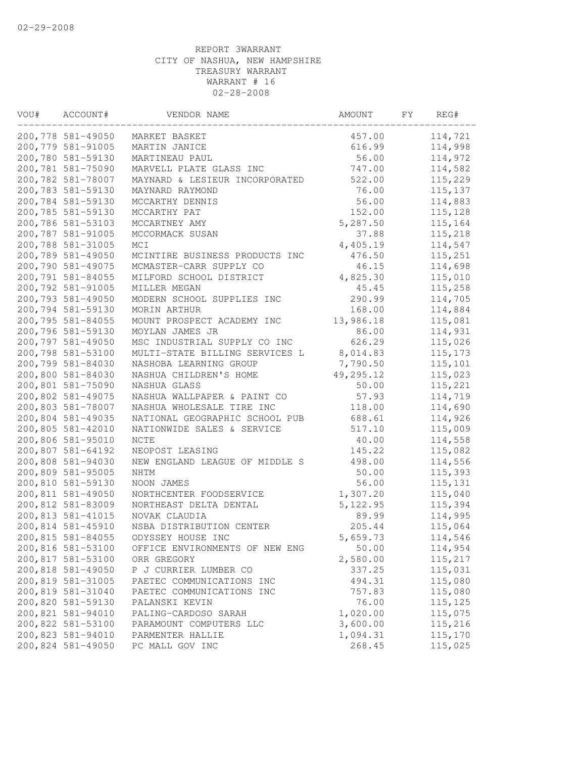REPORT 3WARRANT
CITY OF NASHUA, NEW HAMPSHIRE
TREASURY WARRANT
WARRANT # 16
02-28-2008

| VOU# | ACCOUNT# | VENDOR NAME | AMOUNT | FY | REG# |
|---|---|---|---|---|---|
| 200,778 | 581-49050 | MARKET BASKET | 457.00 | | 114,721 |
| 200,779 | 581-91005 | MARTIN JANICE | 616.99 | | 114,998 |
| 200,780 | 581-59130 | MARTINEAU PAUL | 56.00 | | 114,972 |
| 200,781 | 581-75090 | MARVELL PLATE GLASS INC | 747.00 | | 114,582 |
| 200,782 | 581-78007 | MAYNARD & LESIEUR INCORPORATED | 522.00 | | 115,229 |
| 200,783 | 581-59130 | MAYNARD RAYMOND | 76.00 | | 115,137 |
| 200,784 | 581-59130 | MCCARTHY DENNIS | 56.00 | | 114,883 |
| 200,785 | 581-59130 | MCCARTHY PAT | 152.00 | | 115,128 |
| 200,786 | 581-53103 | MCCARTNEY AMY | 5,287.50 | | 115,164 |
| 200,787 | 581-91005 | MCCORMACK SUSAN | 37.88 | | 115,218 |
| 200,788 | 581-31005 | MCI | 4,405.19 | | 114,547 |
| 200,789 | 581-49050 | MCINTIRE BUSINESS PRODUCTS INC | 476.50 | | 115,251 |
| 200,790 | 581-49075 | MCMASTER-CARR SUPPLY CO | 46.15 | | 114,698 |
| 200,791 | 581-84055 | MILFORD SCHOOL DISTRICT | 4,825.30 | | 115,010 |
| 200,792 | 581-91005 | MILLER MEGAN | 45.45 | | 115,258 |
| 200,793 | 581-49050 | MODERN SCHOOL SUPPLIES INC | 290.99 | | 114,705 |
| 200,794 | 581-59130 | MORIN ARTHUR | 168.00 | | 114,884 |
| 200,795 | 581-84055 | MOUNT PROSPECT ACADEMY INC | 13,986.18 | | 115,081 |
| 200,796 | 581-59130 | MOYLAN JAMES JR | 86.00 | | 114,931 |
| 200,797 | 581-49050 | MSC INDUSTRIAL SUPPLY CO INC | 626.29 | | 115,026 |
| 200,798 | 581-53100 | MULTI-STATE BILLING SERVICES L | 8,014.83 | | 115,173 |
| 200,799 | 581-84030 | NASHOBA LEARNING GROUP | 7,790.50 | | 115,101 |
| 200,800 | 581-84030 | NASHUA CHILDREN'S HOME | 49,295.12 | | 115,023 |
| 200,801 | 581-75090 | NASHUA GLASS | 50.00 | | 115,221 |
| 200,802 | 581-49075 | NASHUA WALLPAPER & PAINT CO | 57.93 | | 114,719 |
| 200,803 | 581-78007 | NASHUA WHOLESALE TIRE INC | 118.00 | | 114,690 |
| 200,804 | 581-49035 | NATIONAL GEOGRAPHIC SCHOOL PUB | 688.61 | | 114,926 |
| 200,805 | 581-42010 | NATIONWIDE SALES & SERVICE | 517.10 | | 115,009 |
| 200,806 | 581-95010 | NCTE | 40.00 | | 114,558 |
| 200,807 | 581-64192 | NEOPOST LEASING | 145.22 | | 115,082 |
| 200,808 | 581-94030 | NEW ENGLAND LEAGUE OF MIDDLE S | 498.00 | | 114,556 |
| 200,809 | 581-95005 | NHTM | 50.00 | | 115,393 |
| 200,810 | 581-59130 | NOON JAMES | 56.00 | | 115,131 |
| 200,811 | 581-49050 | NORTHCENTER FOODSERVICE | 1,307.20 | | 115,040 |
| 200,812 | 581-83009 | NORTHEAST DELTA DENTAL | 5,122.95 | | 115,394 |
| 200,813 | 581-41015 | NOVAK CLAUDIA | 89.99 | | 114,995 |
| 200,814 | 581-45910 | NSBA DISTRIBUTION CENTER | 205.44 | | 115,064 |
| 200,815 | 581-84055 | ODYSSEY HOUSE INC | 5,659.73 | | 114,546 |
| 200,816 | 581-53100 | OFFICE ENVIRONMENTS OF NEW ENG | 50.00 | | 114,954 |
| 200,817 | 581-53100 | ORR GREGORY | 2,580.00 | | 115,217 |
| 200,818 | 581-49050 | P J CURRIER LUMBER CO | 337.25 | | 115,031 |
| 200,819 | 581-31005 | PAETEC COMMUNICATIONS INC | 494.31 | | 115,080 |
| 200,819 | 581-31040 | PAETEC COMMUNICATIONS INC | 757.83 | | 115,080 |
| 200,820 | 581-59130 | PALANSKI KEVIN | 76.00 | | 115,125 |
| 200,821 | 581-94010 | PALING-CARDOSO SARAH | 1,020.00 | | 115,075 |
| 200,822 | 581-53100 | PARAMOUNT COMPUTERS LLC | 3,600.00 | | 115,216 |
| 200,823 | 581-94010 | PARMENTER HALLIE | 1,094.31 | | 115,170 |
| 200,824 | 581-49050 | PC MALL GOV INC | 268.45 | | 115,025 |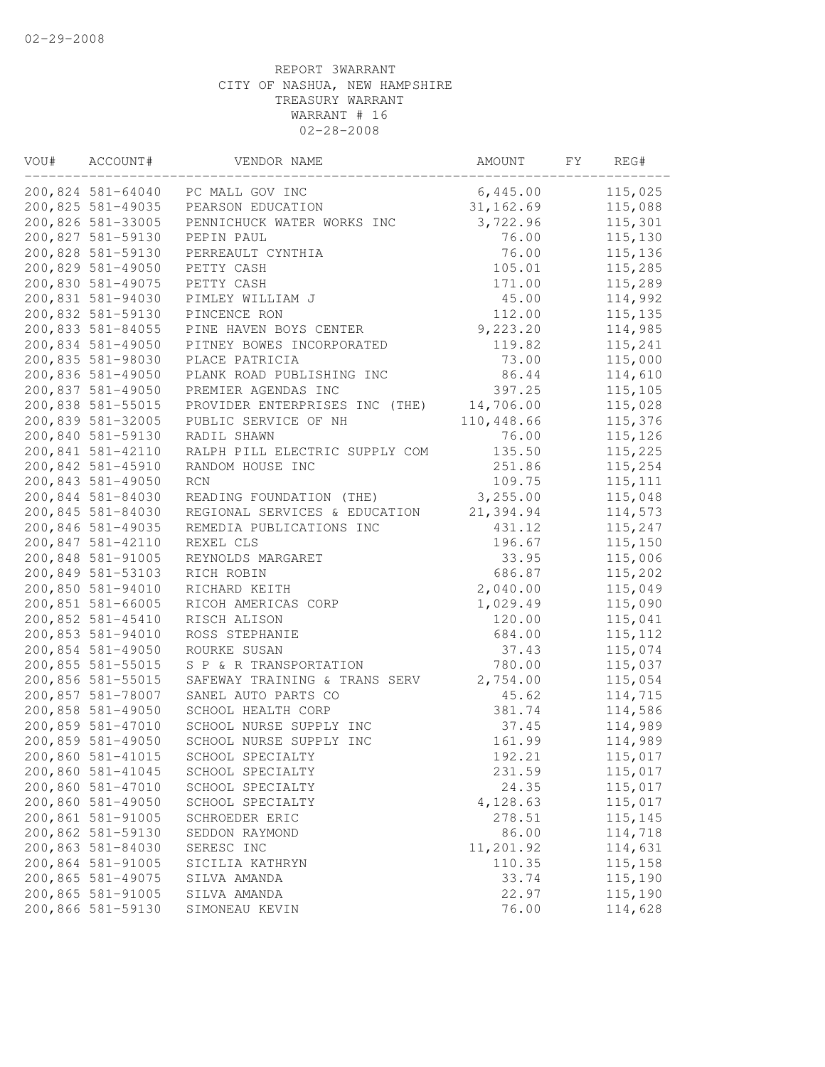REPORT 3WARRANT
CITY OF NASHUA, NEW HAMPSHIRE
TREASURY WARRANT
WARRANT # 16
02-28-2008

| VOU# | ACCOUNT# | VENDOR NAME | AMOUNT | FY | REG# |
|---|---|---|---|---|---|
| 200,824 | 581-64040 | PC MALL GOV INC | 6,445.00 | | 115,025 |
| 200,825 | 581-49035 | PEARSON EDUCATION | 31,162.69 | | 115,088 |
| 200,826 | 581-33005 | PENNICHUCK WATER WORKS INC | 3,722.96 | | 115,301 |
| 200,827 | 581-59130 | PEPIN PAUL | 76.00 | | 115,130 |
| 200,828 | 581-59130 | PERREAULT CYNTHIA | 76.00 | | 115,136 |
| 200,829 | 581-49050 | PETTY CASH | 105.01 | | 115,285 |
| 200,830 | 581-49075 | PETTY CASH | 171.00 | | 115,289 |
| 200,831 | 581-94030 | PIMLEY WILLIAM J | 45.00 | | 114,992 |
| 200,832 | 581-59130 | PINCENCE RON | 112.00 | | 115,135 |
| 200,833 | 581-84055 | PINE HAVEN BOYS CENTER | 9,223.20 | | 114,985 |
| 200,834 | 581-49050 | PITNEY BOWES INCORPORATED | 119.82 | | 115,241 |
| 200,835 | 581-98030 | PLACE PATRICIA | 73.00 | | 115,000 |
| 200,836 | 581-49050 | PLANK ROAD PUBLISHING INC | 86.44 | | 114,610 |
| 200,837 | 581-49050 | PREMIER AGENDAS INC | 397.25 | | 115,105 |
| 200,838 | 581-55015 | PROVIDER ENTERPRISES INC (THE) | 14,706.00 | | 115,028 |
| 200,839 | 581-32005 | PUBLIC SERVICE OF NH | 110,448.66 | | 115,376 |
| 200,840 | 581-59130 | RADIL SHAWN | 76.00 | | 115,126 |
| 200,841 | 581-42110 | RALPH PILL ELECTRIC SUPPLY COM | 135.50 | | 115,225 |
| 200,842 | 581-45910 | RANDOM HOUSE INC | 251.86 | | 115,254 |
| 200,843 | 581-49050 | RCN | 109.75 | | 115,111 |
| 200,844 | 581-84030 | READING FOUNDATION (THE) | 3,255.00 | | 115,048 |
| 200,845 | 581-84030 | REGIONAL SERVICES & EDUCATION | 21,394.94 | | 114,573 |
| 200,846 | 581-49035 | REMEDIA PUBLICATIONS INC | 431.12 | | 115,247 |
| 200,847 | 581-42110 | REXEL CLS | 196.67 | | 115,150 |
| 200,848 | 581-91005 | REYNOLDS MARGARET | 33.95 | | 115,006 |
| 200,849 | 581-53103 | RICH ROBIN | 686.87 | | 115,202 |
| 200,850 | 581-94010 | RICHARD KEITH | 2,040.00 | | 115,049 |
| 200,851 | 581-66005 | RICOH AMERICAS CORP | 1,029.49 | | 115,090 |
| 200,852 | 581-45410 | RISCH ALISON | 120.00 | | 115,041 |
| 200,853 | 581-94010 | ROSS STEPHANIE | 684.00 | | 115,112 |
| 200,854 | 581-49050 | ROURKE SUSAN | 37.43 | | 115,074 |
| 200,855 | 581-55015 | S P & R TRANSPORTATION | 780.00 | | 115,037 |
| 200,856 | 581-55015 | SAFEWAY TRAINING & TRANS SERV | 2,754.00 | | 115,054 |
| 200,857 | 581-78007 | SANEL AUTO PARTS CO | 45.62 | | 114,715 |
| 200,858 | 581-49050 | SCHOOL HEALTH CORP | 381.74 | | 114,586 |
| 200,859 | 581-47010 | SCHOOL NURSE SUPPLY INC | 37.45 | | 114,989 |
| 200,859 | 581-49050 | SCHOOL NURSE SUPPLY INC | 161.99 | | 114,989 |
| 200,860 | 581-41015 | SCHOOL SPECIALTY | 192.21 | | 115,017 |
| 200,860 | 581-41045 | SCHOOL SPECIALTY | 231.59 | | 115,017 |
| 200,860 | 581-47010 | SCHOOL SPECIALTY | 24.35 | | 115,017 |
| 200,860 | 581-49050 | SCHOOL SPECIALTY | 4,128.63 | | 115,017 |
| 200,861 | 581-91005 | SCHROEDER ERIC | 278.51 | | 115,145 |
| 200,862 | 581-59130 | SEDDON RAYMOND | 86.00 | | 114,718 |
| 200,863 | 581-84030 | SERESC INC | 11,201.92 | | 114,631 |
| 200,864 | 581-91005 | SICILIA KATHRYN | 110.35 | | 115,158 |
| 200,865 | 581-49075 | SILVA AMANDA | 33.74 | | 115,190 |
| 200,865 | 581-91005 | SILVA AMANDA | 22.97 | | 115,190 |
| 200,866 | 581-59130 | SIMONEAU KEVIN | 76.00 | | 114,628 |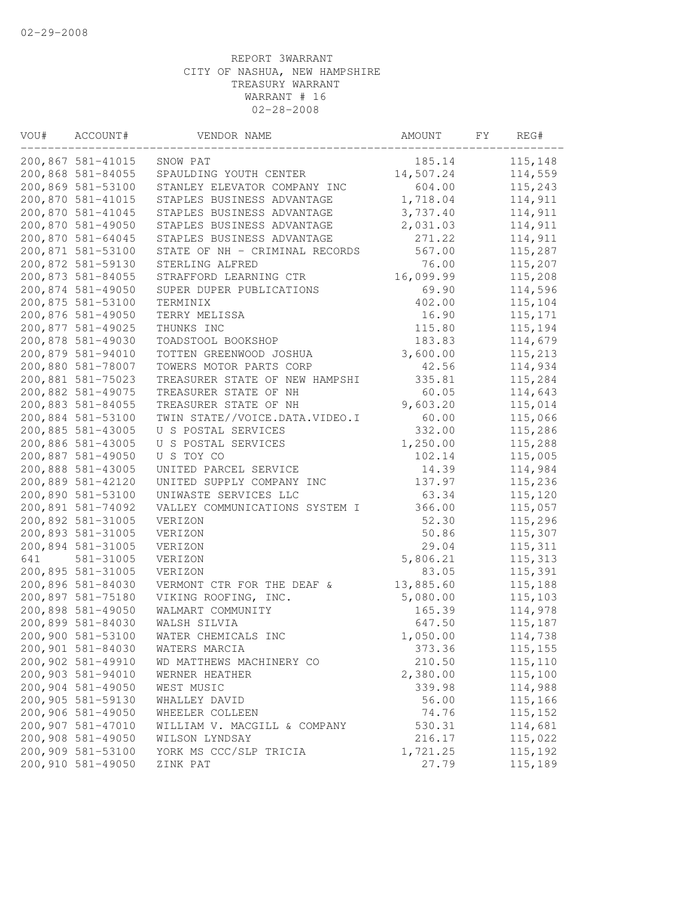02-29-2008

REPORT 3WARRANT
CITY OF NASHUA, NEW HAMPSHIRE
TREASURY WARRANT
WARRANT # 16
02-28-2008

| VOU# | ACCOUNT# | VENDOR NAME | AMOUNT | FY | REG# |
|---|---|---|---|---|---|
| 200,867 | 581-41015 | SNOW PAT | 185.14 | | 115,148 |
| 200,868 | 581-84055 | SPAULDING YOUTH CENTER | 14,507.24 | | 114,559 |
| 200,869 | 581-53100 | STANLEY ELEVATOR COMPANY INC | 604.00 | | 115,243 |
| 200,870 | 581-41015 | STAPLES BUSINESS ADVANTAGE | 1,718.04 | | 114,911 |
| 200,870 | 581-41045 | STAPLES BUSINESS ADVANTAGE | 3,737.40 | | 114,911 |
| 200,870 | 581-49050 | STAPLES BUSINESS ADVANTAGE | 2,031.03 | | 114,911 |
| 200,870 | 581-64045 | STAPLES BUSINESS ADVANTAGE | 271.22 | | 114,911 |
| 200,871 | 581-53100 | STATE OF NH - CRIMINAL RECORDS | 567.00 | | 115,287 |
| 200,872 | 581-59130 | STERLING ALFRED | 76.00 | | 115,207 |
| 200,873 | 581-84055 | STRAFFORD LEARNING CTR | 16,099.99 | | 115,208 |
| 200,874 | 581-49050 | SUPER DUPER PUBLICATIONS | 69.90 | | 114,596 |
| 200,875 | 581-53100 | TERMINIX | 402.00 | | 115,104 |
| 200,876 | 581-49050 | TERRY MELISSA | 16.90 | | 115,171 |
| 200,877 | 581-49025 | THUNKS INC | 115.80 | | 115,194 |
| 200,878 | 581-49030 | TOADSTOOL BOOKSHOP | 183.83 | | 114,679 |
| 200,879 | 581-94010 | TOTTEN GREENWOOD JOSHUA | 3,600.00 | | 115,213 |
| 200,880 | 581-78007 | TOWERS MOTOR PARTS CORP | 42.56 | | 114,934 |
| 200,881 | 581-75023 | TREASURER STATE OF NEW HAMPSHI | 335.81 | | 115,284 |
| 200,882 | 581-49075 | TREASURER STATE OF NH | 60.05 | | 114,643 |
| 200,883 | 581-84055 | TREASURER STATE OF NH | 9,603.20 | | 115,014 |
| 200,884 | 581-53100 | TWIN STATE//VOICE.DATA.VIDEO.I | 60.00 | | 115,066 |
| 200,885 | 581-43005 | U S POSTAL SERVICES | 332.00 | | 115,286 |
| 200,886 | 581-43005 | U S POSTAL SERVICES | 1,250.00 | | 115,288 |
| 200,887 | 581-49050 | U S TOY CO | 102.14 | | 115,005 |
| 200,888 | 581-43005 | UNITED PARCEL SERVICE | 14.39 | | 114,984 |
| 200,889 | 581-42120 | UNITED SUPPLY COMPANY INC | 137.97 | | 115,236 |
| 200,890 | 581-53100 | UNIWASTE SERVICES LLC | 63.34 | | 115,120 |
| 200,891 | 581-74092 | VALLEY COMMUNICATIONS SYSTEM I | 366.00 | | 115,057 |
| 200,892 | 581-31005 | VERIZON | 52.30 | | 115,296 |
| 200,893 | 581-31005 | VERIZON | 50.86 | | 115,307 |
| 200,894 | 581-31005 | VERIZON | 29.04 | | 115,311 |
| 641 | 581-31005 | VERIZON | 5,806.21 | | 115,313 |
| 200,895 | 581-31005 | VERIZON | 83.05 | | 115,391 |
| 200,896 | 581-84030 | VERMONT CTR FOR THE DEAF & | 13,885.60 | | 115,188 |
| 200,897 | 581-75180 | VIKING ROOFING, INC. | 5,080.00 | | 115,103 |
| 200,898 | 581-49050 | WALMART COMMUNITY | 165.39 | | 114,978 |
| 200,899 | 581-84030 | WALSH SILVIA | 647.50 | | 115,187 |
| 200,900 | 581-53100 | WATER CHEMICALS INC | 1,050.00 | | 114,738 |
| 200,901 | 581-84030 | WATERS MARCIA | 373.36 | | 115,155 |
| 200,902 | 581-49910 | WD MATTHEWS MACHINERY CO | 210.50 | | 115,110 |
| 200,903 | 581-94010 | WERNER HEATHER | 2,380.00 | | 115,100 |
| 200,904 | 581-49050 | WEST MUSIC | 339.98 | | 114,988 |
| 200,905 | 581-59130 | WHALLEY DAVID | 56.00 | | 115,166 |
| 200,906 | 581-49050 | WHEELER COLLEEN | 74.76 | | 115,152 |
| 200,907 | 581-47010 | WILLIAM V. MACGILL & COMPANY | 530.31 | | 114,681 |
| 200,908 | 581-49050 | WILSON LYNDSAY | 216.17 | | 115,022 |
| 200,909 | 581-53100 | YORK MS CCC/SLP TRICIA | 1,721.25 | | 115,192 |
| 200,910 | 581-49050 | ZINK PAT | 27.79 | | 115,189 |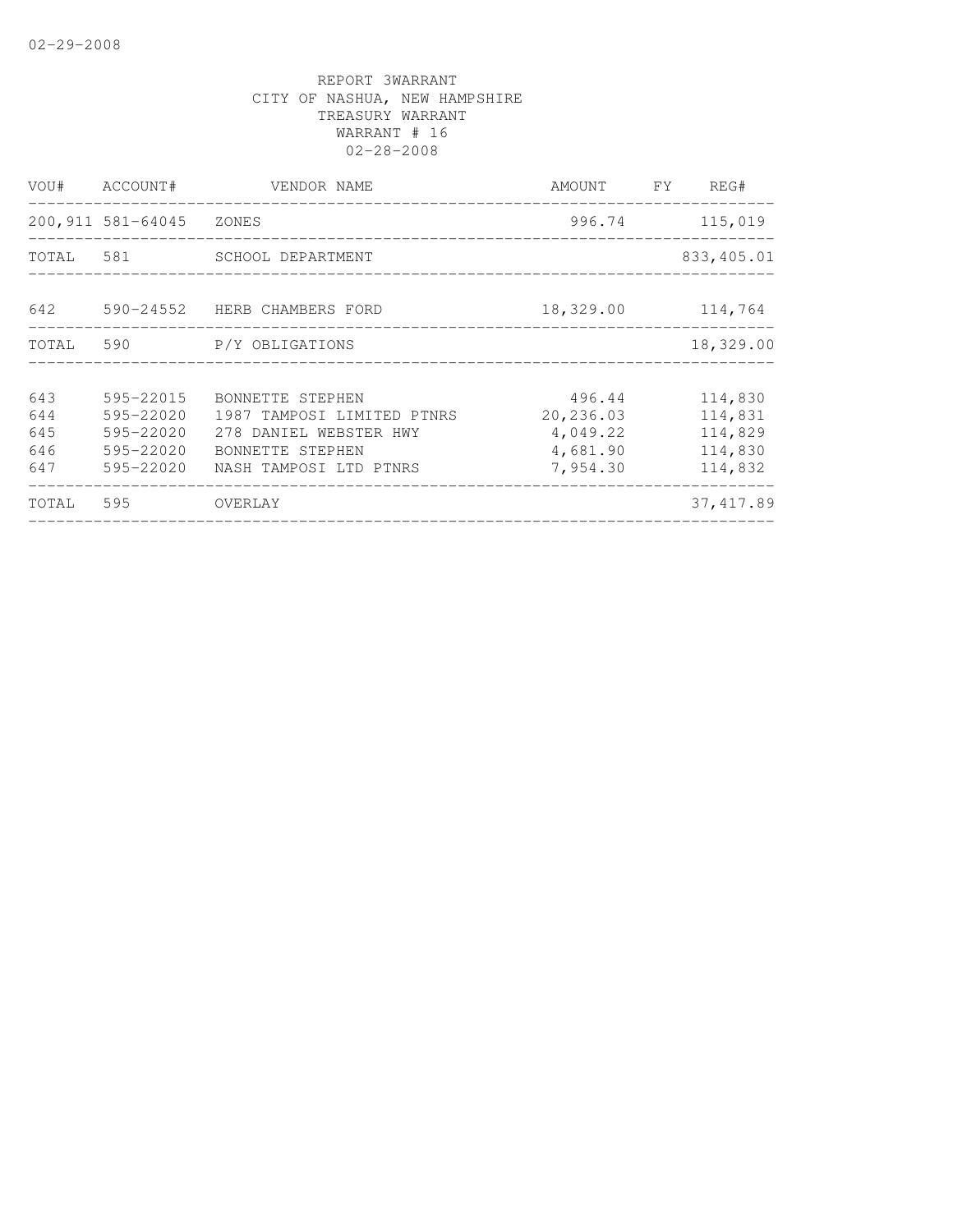02-29-2008

REPORT 3WARRANT
CITY OF NASHUA, NEW HAMPSHIRE
TREASURY WARRANT
WARRANT # 16
02-28-2008

| VOU# | ACCOUNT# | VENDOR NAME | AMOUNT | FY | REG# |
|---|---|---|---|---|---|
| 200,911 | 581-64045 | ZONES | 996.74 | | 115,019 |
| TOTAL | 581 | SCHOOL DEPARTMENT | | | 833,405.01 |
| 642 | 590-24552 | HERB CHAMBERS FORD | 18,329.00 | | 114,764 |
| TOTAL | 590 | P/Y OBLIGATIONS | | | 18,329.00 |
| 643 | 595-22015 | BONNETTE STEPHEN | 496.44 | | 114,830 |
| 644 | 595-22020 | 1987 TAMPOSI LIMITED PTNRS | 20,236.03 | | 114,831 |
| 645 | 595-22020 | 278 DANIEL WEBSTER HWY | 4,049.22 | | 114,829 |
| 646 | 595-22020 | BONNETTE STEPHEN | 4,681.90 | | 114,830 |
| 647 | 595-22020 | NASH TAMPOSI LTD PTNRS | 7,954.30 | | 114,832 |
| TOTAL | 595 | OVERLAY | | | 37,417.89 |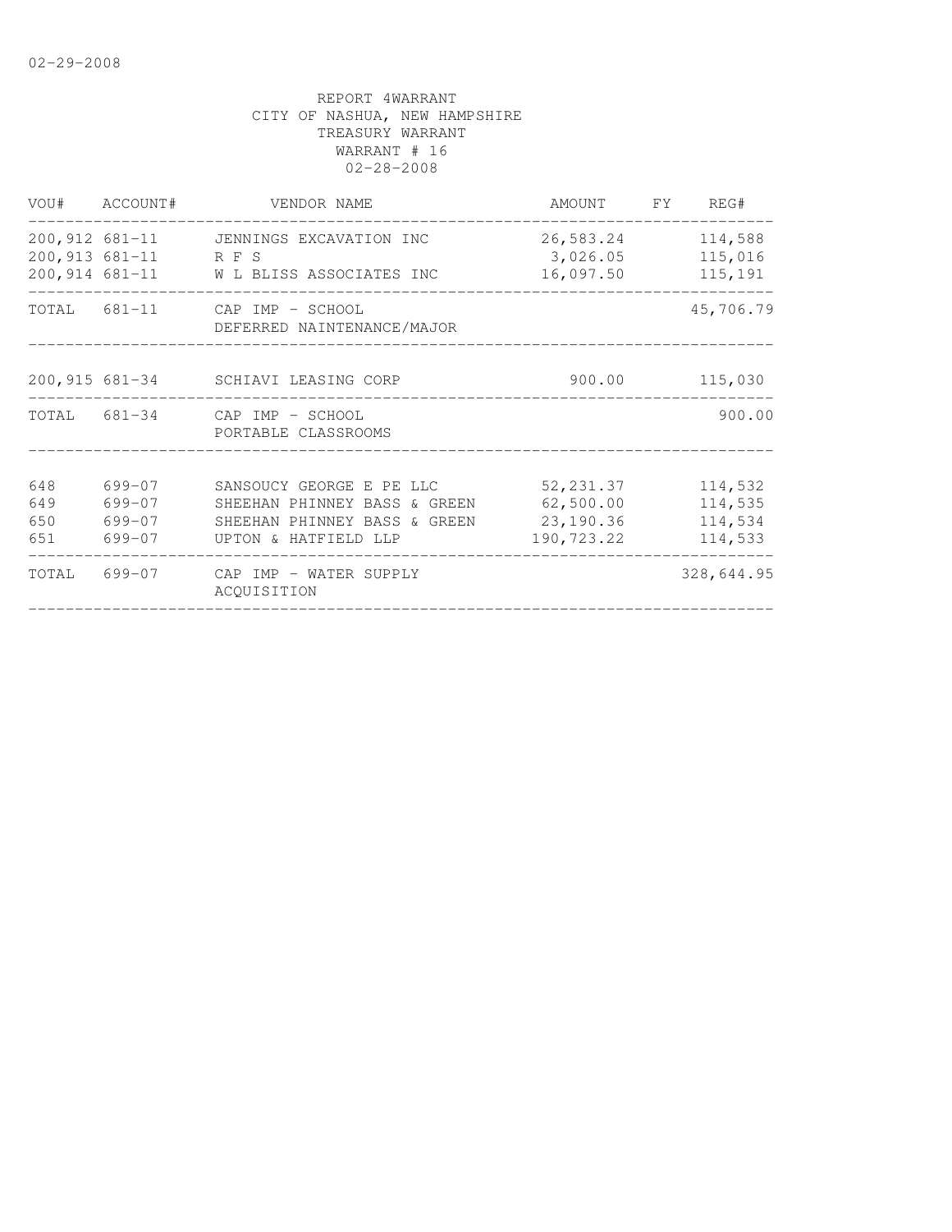02-29-2008

REPORT 4WARRANT
CITY OF NASHUA, NEW HAMPSHIRE
TREASURY WARRANT
WARRANT # 16
02-28-2008

| VOU# | ACCOUNT# | VENDOR NAME | AMOUNT | FY | REG# |
|---|---|---|---|---|---|
| 200,912 | 681-11 | JENNINGS EXCAVATION INC | 26,583.24 | | 114,588 |
| 200,913 | 681-11 | R F S | 3,026.05 | | 115,016 |
| 200,914 | 681-11 | W L BLISS ASSOCIATES INC | 16,097.50 | | 115,191 |
| TOTAL | 681-11 | CAP IMP - SCHOOL DEFERRED NAINTENANCE/MAJOR | | | 45,706.79 |
| 200,915 | 681-34 | SCHIAVI LEASING CORP | 900.00 | | 115,030 |
| TOTAL | 681-34 | CAP IMP - SCHOOL PORTABLE CLASSROOMS | | | 900.00 |
| 648 | 699-07 | SANSOUCY GEORGE E PE LLC | 52,231.37 | | 114,532 |
| 649 | 699-07 | SHEEHAN PHINNEY BASS & GREEN | 62,500.00 | | 114,535 |
| 650 | 699-07 | SHEEHAN PHINNEY BASS & GREEN | 23,190.36 | | 114,534 |
| 651 | 699-07 | UPTON & HATFIELD LLP | 190,723.22 | | 114,533 |
| TOTAL | 699-07 | CAP IMP - WATER SUPPLY ACQUISITION | | | 328,644.95 |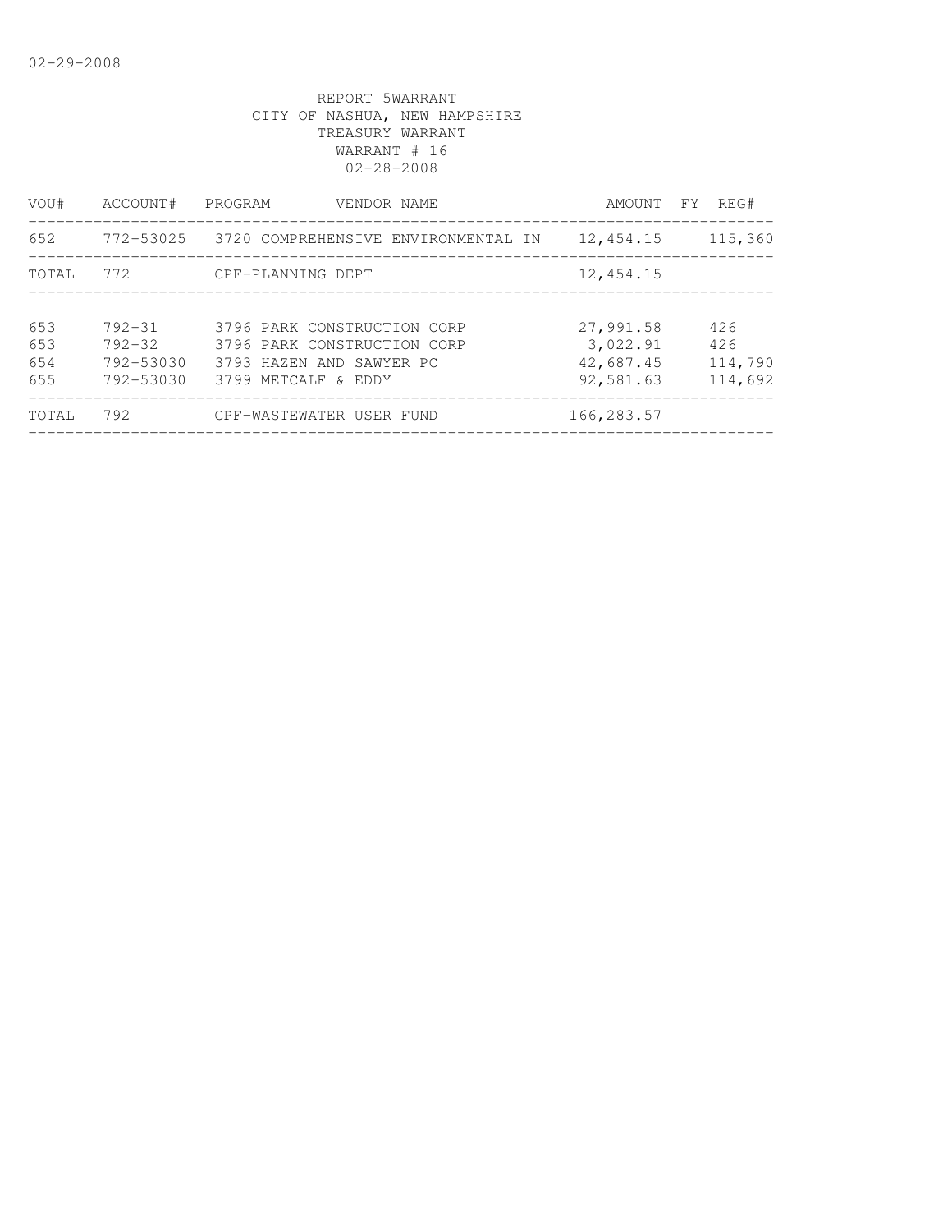02-29-2008

REPORT 5WARRANT
CITY OF NASHUA, NEW HAMPSHIRE
TREASURY WARRANT
WARRANT # 16
02-28-2008

| VOU# | ACCOUNT# | PROGRAM | VENDOR NAME | AMOUNT | FY | REG# |
|---|---|---|---|---|---|---|
| 652 | 772-53025 | 3720 | COMPREHENSIVE ENVIRONMENTAL IN | 12,454.15 | | 115,360 |
| TOTAL | 772 | | CPF-PLANNING DEPT | 12,454.15 | | |
| 653 | 792-31 | 3796 | PARK CONSTRUCTION CORP | 27,991.58 | | 426 |
| 653 | 792-32 | 3796 | PARK CONSTRUCTION CORP | 3,022.91 | | 426 |
| 654 | 792-53030 | 3793 | HAZEN AND SAWYER PC | 42,687.45 | | 114,790 |
| 655 | 792-53030 | 3799 | METCALF & EDDY | 92,581.63 | | 114,692 |
| TOTAL | 792 | | CPF-WASTEWATER USER FUND | 166,283.57 | | |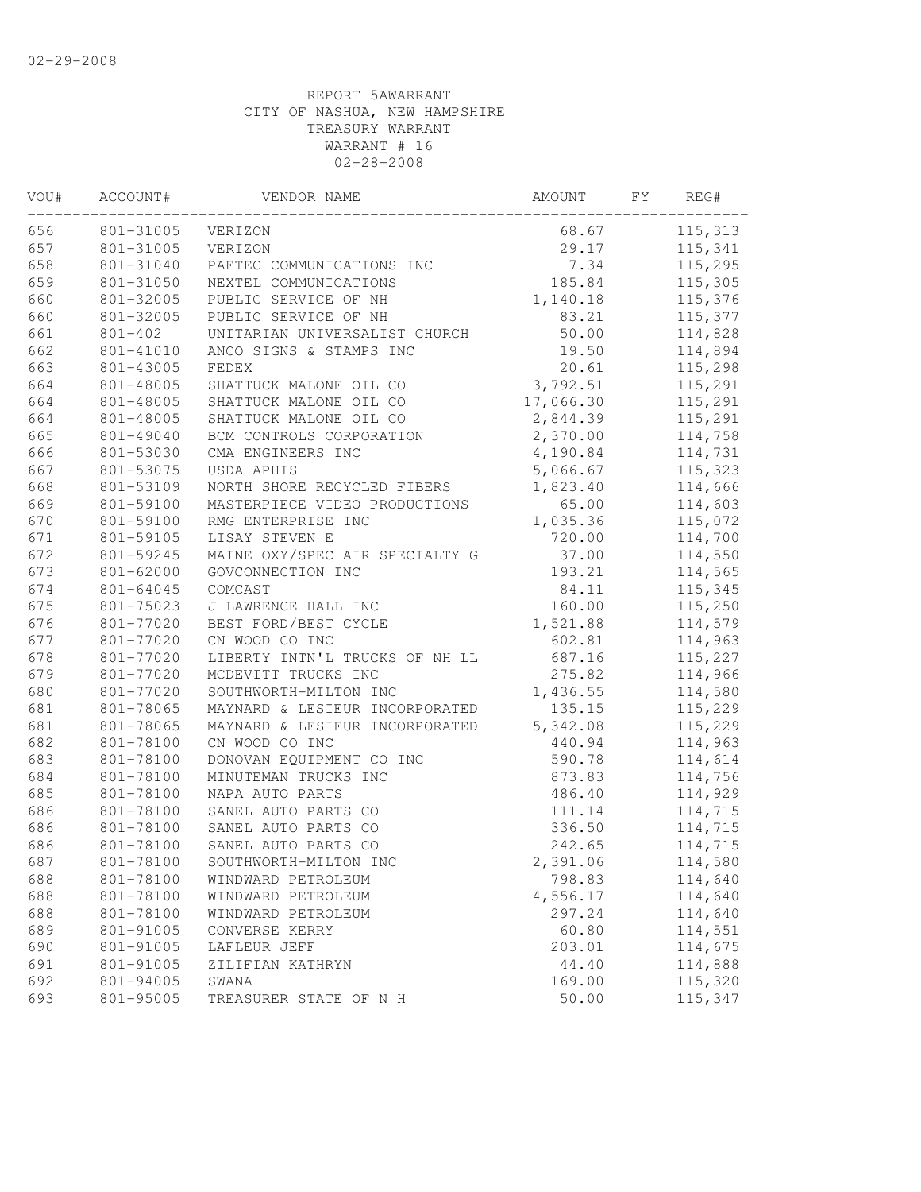02-29-2008

REPORT 5AWARRANT
CITY OF NASHUA, NEW HAMPSHIRE
TREASURY WARRANT
WARRANT # 16
02-28-2008

| VOU# | ACCOUNT# | VENDOR NAME | AMOUNT | FY | REG# |
|---|---|---|---|---|---|
| 656 | 801-31005 | VERIZON | 68.67 | | 115,313 |
| 657 | 801-31005 | VERIZON | 29.17 | | 115,341 |
| 658 | 801-31040 | PAETEC COMMUNICATIONS INC | 7.34 | | 115,295 |
| 659 | 801-31050 | NEXTEL COMMUNICATIONS | 185.84 | | 115,305 |
| 660 | 801-32005 | PUBLIC SERVICE OF NH | 1,140.18 | | 115,376 |
| 660 | 801-32005 | PUBLIC SERVICE OF NH | 83.21 | | 115,377 |
| 661 | 801-402 | UNITARIAN UNIVERSALIST CHURCH | 50.00 | | 114,828 |
| 662 | 801-41010 | ANCO SIGNS & STAMPS INC | 19.50 | | 114,894 |
| 663 | 801-43005 | FEDEX | 20.61 | | 115,298 |
| 664 | 801-48005 | SHATTUCK MALONE OIL CO | 3,792.51 | | 115,291 |
| 664 | 801-48005 | SHATTUCK MALONE OIL CO | 17,066.30 | | 115,291 |
| 664 | 801-48005 | SHATTUCK MALONE OIL CO | 2,844.39 | | 115,291 |
| 665 | 801-49040 | BCM CONTROLS CORPORATION | 2,370.00 | | 114,758 |
| 666 | 801-53030 | CMA ENGINEERS INC | 4,190.84 | | 114,731 |
| 667 | 801-53075 | USDA APHIS | 5,066.67 | | 115,323 |
| 668 | 801-53109 | NORTH SHORE RECYCLED FIBERS | 1,823.40 | | 114,666 |
| 669 | 801-59100 | MASTERPIECE VIDEO PRODUCTIONS | 65.00 | | 114,603 |
| 670 | 801-59100 | RMG ENTERPRISE INC | 1,035.36 | | 115,072 |
| 671 | 801-59105 | LISAY STEVEN E | 720.00 | | 114,700 |
| 672 | 801-59245 | MAINE OXY/SPEC AIR SPECIALTY G | 37.00 | | 114,550 |
| 673 | 801-62000 | GOVCONNECTION INC | 193.21 | | 114,565 |
| 674 | 801-64045 | COMCAST | 84.11 | | 115,345 |
| 675 | 801-75023 | J LAWRENCE HALL INC | 160.00 | | 115,250 |
| 676 | 801-77020 | BEST FORD/BEST CYCLE | 1,521.88 | | 114,579 |
| 677 | 801-77020 | CN WOOD CO INC | 602.81 | | 114,963 |
| 678 | 801-77020 | LIBERTY INTN'L TRUCKS OF NH LL | 687.16 | | 115,227 |
| 679 | 801-77020 | MCDEVITT TRUCKS INC | 275.82 | | 114,966 |
| 680 | 801-77020 | SOUTHWORTH-MILTON INC | 1,436.55 | | 114,580 |
| 681 | 801-78065 | MAYNARD & LESIEUR INCORPORATED | 135.15 | | 115,229 |
| 681 | 801-78065 | MAYNARD & LESIEUR INCORPORATED | 5,342.08 | | 115,229 |
| 682 | 801-78100 | CN WOOD CO INC | 440.94 | | 114,963 |
| 683 | 801-78100 | DONOVAN EQUIPMENT CO INC | 590.78 | | 114,614 |
| 684 | 801-78100 | MINUTEMAN TRUCKS INC | 873.83 | | 114,756 |
| 685 | 801-78100 | NAPA AUTO PARTS | 486.40 | | 114,929 |
| 686 | 801-78100 | SANEL AUTO PARTS CO | 111.14 | | 114,715 |
| 686 | 801-78100 | SANEL AUTO PARTS CO | 336.50 | | 114,715 |
| 686 | 801-78100 | SANEL AUTO PARTS CO | 242.65 | | 114,715 |
| 687 | 801-78100 | SOUTHWORTH-MILTON INC | 2,391.06 | | 114,580 |
| 688 | 801-78100 | WINDWARD PETROLEUM | 798.83 | | 114,640 |
| 688 | 801-78100 | WINDWARD PETROLEUM | 4,556.17 | | 114,640 |
| 688 | 801-78100 | WINDWARD PETROLEUM | 297.24 | | 114,640 |
| 689 | 801-91005 | CONVERSE KERRY | 60.80 | | 114,551 |
| 690 | 801-91005 | LAFLEUR JEFF | 203.01 | | 114,675 |
| 691 | 801-91005 | ZILIFIAN KATHRYN | 44.40 | | 114,888 |
| 692 | 801-94005 | SWANA | 169.00 | | 115,320 |
| 693 | 801-95005 | TREASURER STATE OF N H | 50.00 | | 115,347 |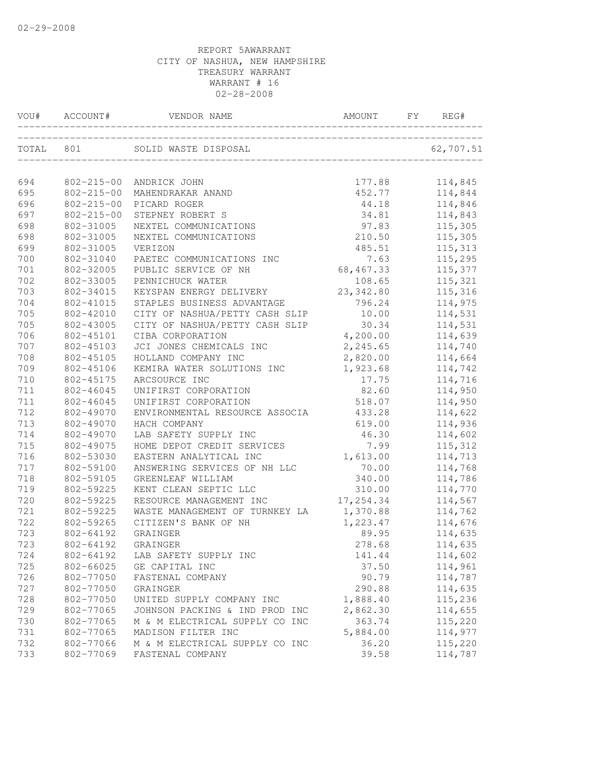02-29-2008

REPORT 5AWARRANT
CITY OF NASHUA, NEW HAMPSHIRE
TREASURY WARRANT
WARRANT # 16
02-28-2008

| VOU# | ACCOUNT# | VENDOR NAME | AMOUNT | FY | REG# |
|---|---|---|---|---|---|
| TOTAL | 801 | SOLID WASTE DISPOSAL | | | 62,707.51 |
| 694 | 802-215-00 | ANDRICK JOHN | 177.88 | | 114,845 |
| 695 | 802-215-00 | MAHENDRAKAR ANAND | 452.77 | | 114,844 |
| 696 | 802-215-00 | PICARD ROGER | 44.18 | | 114,846 |
| 697 | 802-215-00 | STEPNEY ROBERT S | 34.81 | | 114,843 |
| 698 | 802-31005 | NEXTEL COMMUNICATIONS | 97.83 | | 115,305 |
| 698 | 802-31005 | NEXTEL COMMUNICATIONS | 210.50 | | 115,305 |
| 699 | 802-31005 | VERIZON | 485.51 | | 115,313 |
| 700 | 802-31040 | PAETEC COMMUNICATIONS INC | 7.63 | | 115,295 |
| 701 | 802-32005 | PUBLIC SERVICE OF NH | 68,467.33 | | 115,377 |
| 702 | 802-33005 | PENNICHUCK WATER | 108.65 | | 115,321 |
| 703 | 802-34015 | KEYSPAN ENERGY DELIVERY | 23,342.80 | | 115,316 |
| 704 | 802-41015 | STAPLES BUSINESS ADVANTAGE | 796.24 | | 114,975 |
| 705 | 802-42010 | CITY OF NASHUA/PETTY CASH SLIP | 10.00 | | 114,531 |
| 705 | 802-43005 | CITY OF NASHUA/PETTY CASH SLIP | 30.34 | | 114,531 |
| 706 | 802-45101 | CIBA CORPORATION | 4,200.00 | | 114,639 |
| 707 | 802-45103 | JCI JONES CHEMICALS INC | 2,245.65 | | 114,740 |
| 708 | 802-45105 | HOLLAND COMPANY INC | 2,820.00 | | 114,664 |
| 709 | 802-45106 | KEMIRA WATER SOLUTIONS INC | 1,923.68 | | 114,742 |
| 710 | 802-45175 | ARCSOURCE INC | 17.75 | | 114,716 |
| 711 | 802-46045 | UNIFIRST CORPORATION | 82.60 | | 114,950 |
| 711 | 802-46045 | UNIFIRST CORPORATION | 518.07 | | 114,950 |
| 712 | 802-49070 | ENVIRONMENTAL RESOURCE ASSOCIA | 433.28 | | 114,622 |
| 713 | 802-49070 | HACH COMPANY | 619.00 | | 114,936 |
| 714 | 802-49070 | LAB SAFETY SUPPLY INC | 46.30 | | 114,602 |
| 715 | 802-49075 | HOME DEPOT CREDIT SERVICES | 7.99 | | 115,312 |
| 716 | 802-53030 | EASTERN ANALYTICAL INC | 1,613.00 | | 114,713 |
| 717 | 802-59100 | ANSWERING SERVICES OF NH LLC | 70.00 | | 114,768 |
| 718 | 802-59105 | GREENLEAF WILLIAM | 340.00 | | 114,786 |
| 719 | 802-59225 | KENT CLEAN SEPTIC LLC | 310.00 | | 114,770 |
| 720 | 802-59225 | RESOURCE MANAGEMENT INC | 17,254.34 | | 114,567 |
| 721 | 802-59225 | WASTE MANAGEMENT OF TURNKEY LA | 1,370.88 | | 114,762 |
| 722 | 802-59265 | CITIZEN'S BANK OF NH | 1,223.47 | | 114,676 |
| 723 | 802-64192 | GRAINGER | 89.95 | | 114,635 |
| 723 | 802-64192 | GRAINGER | 278.68 | | 114,635 |
| 724 | 802-64192 | LAB SAFETY SUPPLY INC | 141.44 | | 114,602 |
| 725 | 802-66025 | GE CAPITAL INC | 37.50 | | 114,961 |
| 726 | 802-77050 | FASTENAL COMPANY | 90.79 | | 114,787 |
| 727 | 802-77050 | GRAINGER | 290.88 | | 114,635 |
| 728 | 802-77050 | UNITED SUPPLY COMPANY INC | 1,888.40 | | 115,236 |
| 729 | 802-77065 | JOHNSON PACKING & IND PROD INC | 2,862.30 | | 114,655 |
| 730 | 802-77065 | M & M ELECTRICAL SUPPLY CO INC | 363.74 | | 115,220 |
| 731 | 802-77065 | MADISON FILTER INC | 5,884.00 | | 114,977 |
| 732 | 802-77066 | M & M ELECTRICAL SUPPLY CO INC | 36.20 | | 115,220 |
| 733 | 802-77069 | FASTENAL COMPANY | 39.58 | | 114,787 |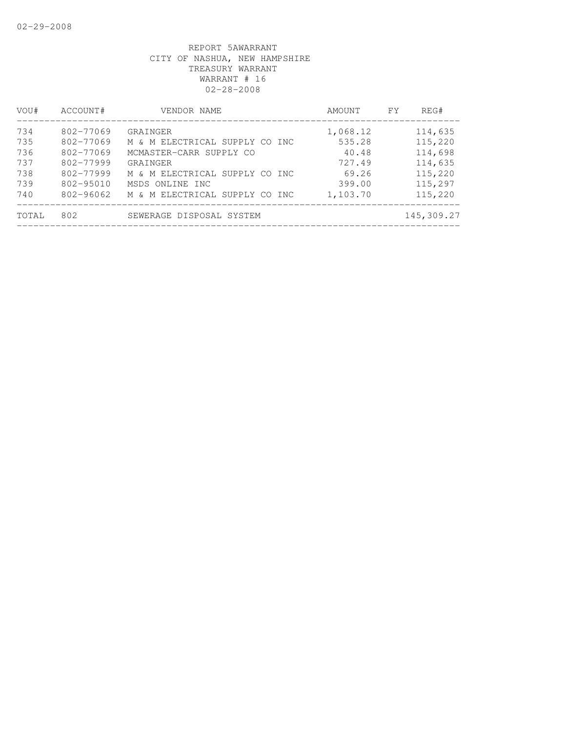REPORT 5AWARRANT
CITY OF NASHUA, NEW HAMPSHIRE
TREASURY WARRANT
WARRANT # 16
02-28-2008

| VOU# | ACCOUNT# | VENDOR NAME | AMOUNT | FY | REG# |
|---|---|---|---|---|---|
| 734 | 802-77069 | GRAINGER | 1,068.12 | | 114,635 |
| 735 | 802-77069 | M & M ELECTRICAL SUPPLY CO INC | 535.28 | | 115,220 |
| 736 | 802-77069 | MCMASTER-CARR SUPPLY CO | 40.48 | | 114,698 |
| 737 | 802-77999 | GRAINGER | 727.49 | | 114,635 |
| 738 | 802-77999 | M & M ELECTRICAL SUPPLY CO INC | 69.26 | | 115,220 |
| 739 | 802-95010 | MSDS ONLINE INC | 399.00 | | 115,297 |
| 740 | 802-96062 | M & M ELECTRICAL SUPPLY CO INC | 1,103.70 | | 115,220 |
| TOTAL | 802 | SEWERAGE DISPOSAL SYSTEM | | | 145,309.27 |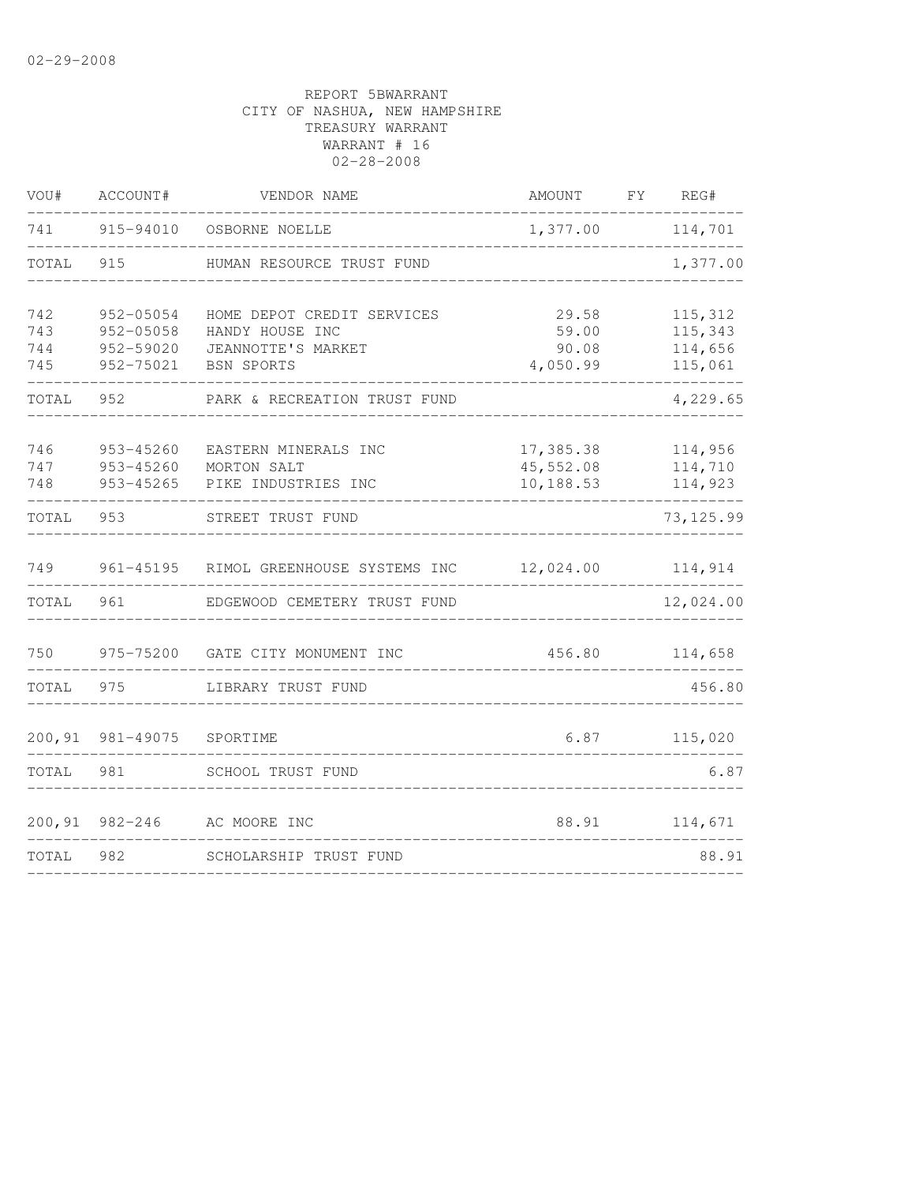02-29-2008

REPORT 5BWARRANT
CITY OF NASHUA, NEW HAMPSHIRE
TREASURY WARRANT
WARRANT # 16
02-28-2008

| VOU# | ACCOUNT# | VENDOR NAME | AMOUNT | FY | REG# |
|---|---|---|---|---|---|
| 741 | 915-94010 | OSBORNE NOELLE | 1,377.00 | | 114,701 |
| TOTAL | 915 | HUMAN RESOURCE TRUST FUND | | | 1,377.00 |
| 742 | 952-05054 | HOME DEPOT CREDIT SERVICES | 29.58 | | 115,312 |
| 743 | 952-05058 | HANDY HOUSE INC | 59.00 | | 115,343 |
| 744 | 952-59020 | JEANNOTTE'S MARKET | 90.08 | | 114,656 |
| 745 | 952-75021 | BSN SPORTS | 4,050.99 | | 115,061 |
| TOTAL | 952 | PARK & RECREATION TRUST FUND | | | 4,229.65 |
| 746 | 953-45260 | EASTERN MINERALS INC | 17,385.38 | | 114,956 |
| 747 | 953-45260 | MORTON SALT | 45,552.08 | | 114,710 |
| 748 | 953-45265 | PIKE INDUSTRIES INC | 10,188.53 | | 114,923 |
| TOTAL | 953 | STREET TRUST FUND | | | 73,125.99 |
| 749 | 961-45195 | RIMOL GREENHOUSE SYSTEMS INC | 12,024.00 | | 114,914 |
| TOTAL | 961 | EDGEWOOD CEMETERY TRUST FUND | | | 12,024.00 |
| 750 | 975-75200 | GATE CITY MONUMENT INC | 456.80 | | 114,658 |
| TOTAL | 975 | LIBRARY TRUST FUND | | | 456.80 |
| 200,91 | 981-49075 | SPORTIME | 6.87 | | 115,020 |
| TOTAL | 981 | SCHOOL TRUST FUND | | | 6.87 |
| 200,91 | 982-246 | AC MOORE INC | 88.91 | | 114,671 |
| TOTAL | 982 | SCHOLARSHIP TRUST FUND | | | 88.91 |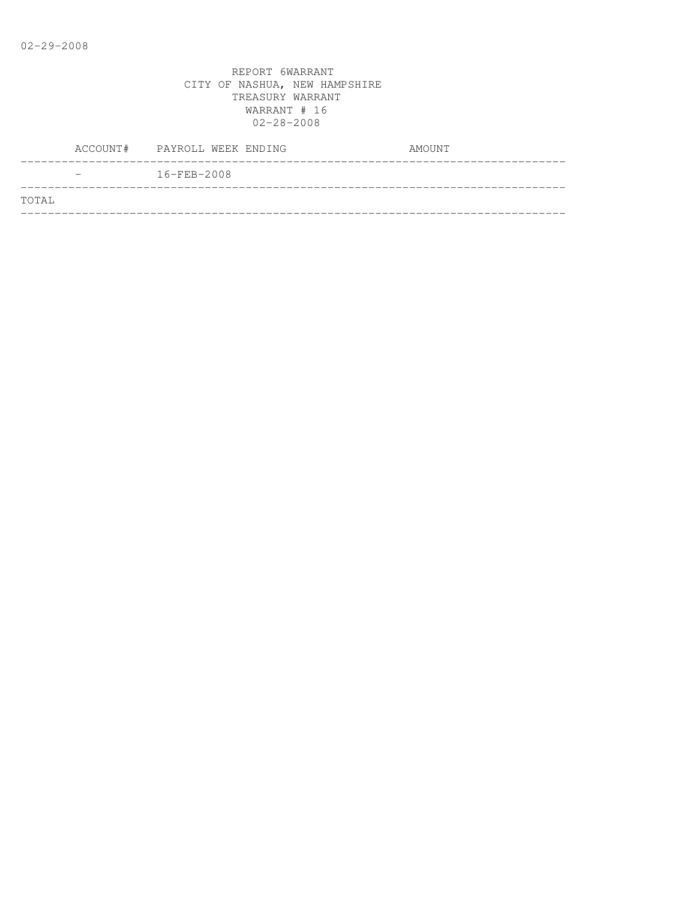REPORT 6WARRANT
CITY OF NASHUA, NEW HAMPSHIRE
TREASURY WARRANT
WARRANT # 16
02-28-2008

| ACCOUNT# | PAYROLL WEEK ENDING | AMOUNT |
|---|---|---|
| - | 16-FEB-2008 | |
| TOTAL | | |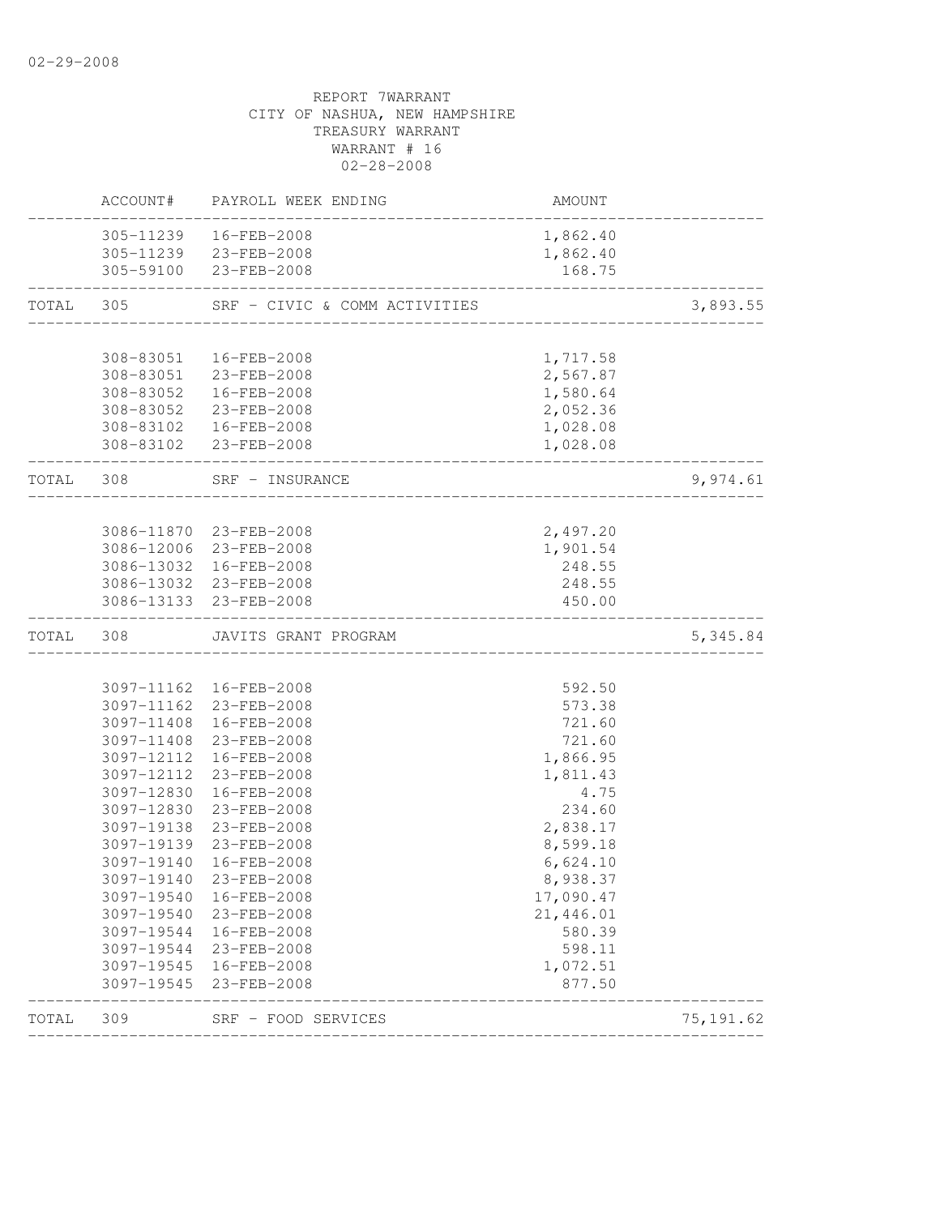02-29-2008

REPORT 7WARRANT
CITY OF NASHUA, NEW HAMPSHIRE
TREASURY WARRANT
WARRANT # 16
02-28-2008

| | ACCOUNT# | PAYROLL WEEK ENDING | AMOUNT | |
|---|---|---|---|---|
| | 305-11239 | 16-FEB-2008 | 1,862.40 | |
| | 305-11239 | 23-FEB-2008 | 1,862.40 | |
| | 305-59100 | 23-FEB-2008 | 168.75 | |
| TOTAL | 305 | SRF - CIVIC & COMM ACTIVITIES | | 3,893.55 |
| | 308-83051 | 16-FEB-2008 | 1,717.58 | |
| | 308-83051 | 23-FEB-2008 | 2,567.87 | |
| | 308-83052 | 16-FEB-2008 | 1,580.64 | |
| | 308-83052 | 23-FEB-2008 | 2,052.36 | |
| | 308-83102 | 16-FEB-2008 | 1,028.08 | |
| | 308-83102 | 23-FEB-2008 | 1,028.08 | |
| TOTAL | 308 | SRF - INSURANCE | | 9,974.61 |
| | 3086-11870 | 23-FEB-2008 | 2,497.20 | |
| | 3086-12006 | 23-FEB-2008 | 1,901.54 | |
| | 3086-13032 | 16-FEB-2008 | 248.55 | |
| | 3086-13032 | 23-FEB-2008 | 248.55 | |
| | 3086-13133 | 23-FEB-2008 | 450.00 | |
| TOTAL | 308 | JAVITS GRANT PROGRAM | | 5,345.84 |
| | 3097-11162 | 16-FEB-2008 | 592.50 | |
| | 3097-11162 | 23-FEB-2008 | 573.38 | |
| | 3097-11408 | 16-FEB-2008 | 721.60 | |
| | 3097-11408 | 23-FEB-2008 | 721.60 | |
| | 3097-12112 | 16-FEB-2008 | 1,866.95 | |
| | 3097-12112 | 23-FEB-2008 | 1,811.43 | |
| | 3097-12830 | 16-FEB-2008 | 4.75 | |
| | 3097-12830 | 23-FEB-2008 | 234.60 | |
| | 3097-19138 | 23-FEB-2008 | 2,838.17 | |
| | 3097-19139 | 23-FEB-2008 | 8,599.18 | |
| | 3097-19140 | 16-FEB-2008 | 6,624.10 | |
| | 3097-19140 | 23-FEB-2008 | 8,938.37 | |
| | 3097-19540 | 16-FEB-2008 | 17,090.47 | |
| | 3097-19540 | 23-FEB-2008 | 21,446.01 | |
| | 3097-19544 | 16-FEB-2008 | 580.39 | |
| | 3097-19544 | 23-FEB-2008 | 598.11 | |
| | 3097-19545 | 16-FEB-2008 | 1,072.51 | |
| | 3097-19545 | 23-FEB-2008 | 877.50 | |
| TOTAL | 309 | SRF - FOOD SERVICES | | 75,191.62 |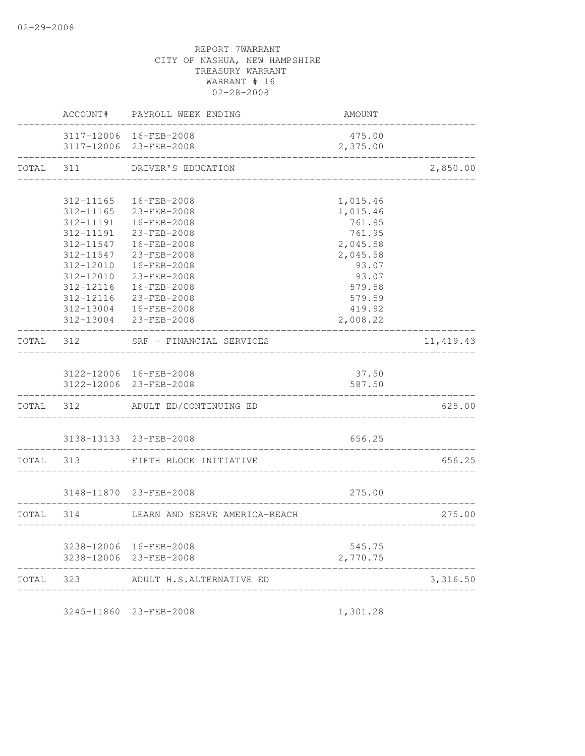REPORT 7WARRANT
CITY OF NASHUA, NEW HAMPSHIRE
TREASURY WARRANT
WARRANT # 16
02-28-2008

| | ACCOUNT# | PAYROLL WEEK ENDING | AMOUNT | |
|---|---|---|---|---|
| | 3117-12006 | 16-FEB-2008 | 475.00 | |
| | 3117-12006 | 23-FEB-2008 | 2,375.00 | |
| TOTAL | 311 | DRIVER'S EDUCATION | | 2,850.00 |
| | 312-11165 | 16-FEB-2008 | 1,015.46 | |
| | 312-11165 | 23-FEB-2008 | 1,015.46 | |
| | 312-11191 | 16-FEB-2008 | 761.95 | |
| | 312-11191 | 23-FEB-2008 | 761.95 | |
| | 312-11547 | 16-FEB-2008 | 2,045.58 | |
| | 312-11547 | 23-FEB-2008 | 2,045.58 | |
| | 312-12010 | 16-FEB-2008 | 93.07 | |
| | 312-12010 | 23-FEB-2008 | 93.07 | |
| | 312-12116 | 16-FEB-2008 | 579.58 | |
| | 312-12116 | 23-FEB-2008 | 579.59 | |
| | 312-13004 | 16-FEB-2008 | 419.92 | |
| | 312-13004 | 23-FEB-2008 | 2,008.22 | |
| TOTAL | 312 | SRF - FINANCIAL SERVICES | | 11,419.43 |
| | 3122-12006 | 16-FEB-2008 | 37.50 | |
| | 3122-12006 | 23-FEB-2008 | 587.50 | |
| TOTAL | 312 | ADULT ED/CONTINUING ED | | 625.00 |
| | 3138-13133 | 23-FEB-2008 | 656.25 | |
| TOTAL | 313 | FIFTH BLOCK INITIATIVE | | 656.25 |
| | 3148-11870 | 23-FEB-2008 | 275.00 | |
| TOTAL | 314 | LEARN AND SERVE AMERICA-REACH | | 275.00 |
| | 3238-12006 | 16-FEB-2008 | 545.75 | |
| | 3238-12006 | 23-FEB-2008 | 2,770.75 | |
| TOTAL | 323 | ADULT H.S.ALTERNATIVE ED | | 3,316.50 |
| | 3245-11860 | 23-FEB-2008 | 1,301.28 | |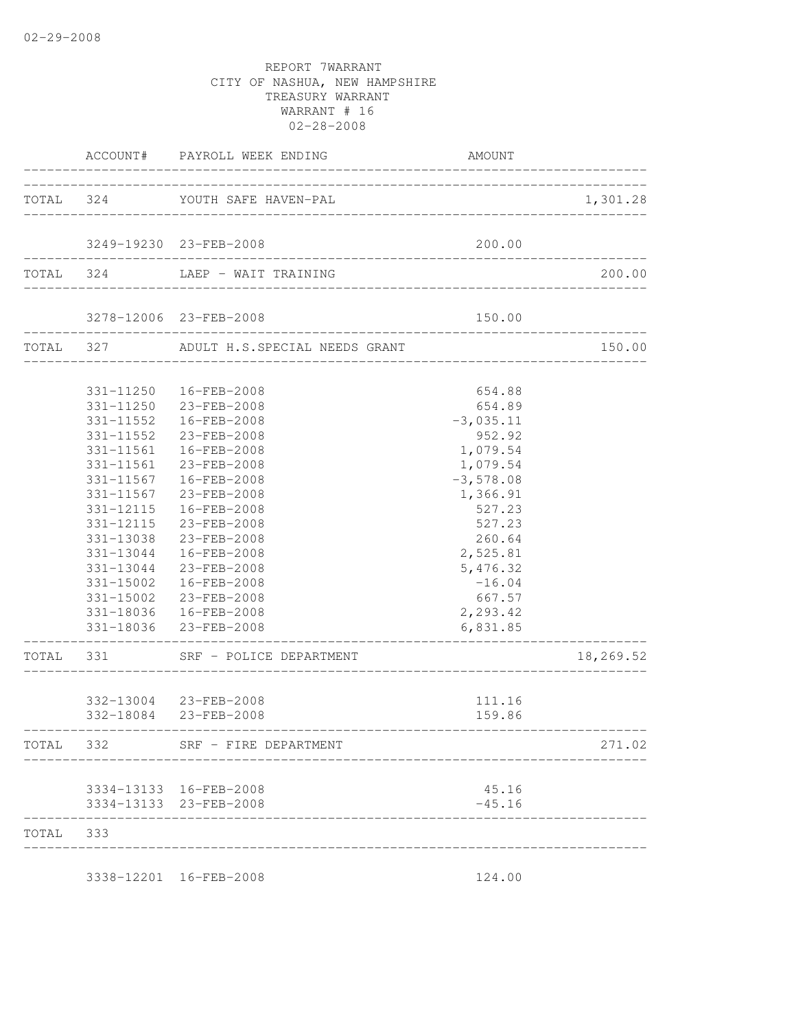02-29-2008

REPORT 7WARRANT
CITY OF NASHUA, NEW HAMPSHIRE
TREASURY WARRANT
WARRANT # 16
02-28-2008

| | ACCOUNT# | PAYROLL WEEK ENDING | AMOUNT | |
|---|---|---|---|---|
| TOTAL | 324 | YOUTH SAFE HAVEN-PAL | | 1,301.28 |
| | 3249-19230 | 23-FEB-2008 | 200.00 | |
| TOTAL | 324 | LAEP - WAIT TRAINING | | 200.00 |
| | 3278-12006 | 23-FEB-2008 | 150.00 | |
| TOTAL | 327 | ADULT H.S.SPECIAL NEEDS GRANT | | 150.00 |
| | 331-11250 | 16-FEB-2008 | 654.88 | |
| | 331-11250 | 23-FEB-2008 | 654.89 | |
| | 331-11552 | 16-FEB-2008 | -3,035.11 | |
| | 331-11552 | 23-FEB-2008 | 952.92 | |
| | 331-11561 | 16-FEB-2008 | 1,079.54 | |
| | 331-11561 | 23-FEB-2008 | 1,079.54 | |
| | 331-11567 | 16-FEB-2008 | -3,578.08 | |
| | 331-11567 | 23-FEB-2008 | 1,366.91 | |
| | 331-12115 | 16-FEB-2008 | 527.23 | |
| | 331-12115 | 23-FEB-2008 | 527.23 | |
| | 331-13038 | 23-FEB-2008 | 260.64 | |
| | 331-13044 | 16-FEB-2008 | 2,525.81 | |
| | 331-13044 | 23-FEB-2008 | 5,476.32 | |
| | 331-15002 | 16-FEB-2008 | -16.04 | |
| | 331-15002 | 23-FEB-2008 | 667.57 | |
| | 331-18036 | 16-FEB-2008 | 2,293.42 | |
| | 331-18036 | 23-FEB-2008 | 6,831.85 | |
| TOTAL | 331 | SRF - POLICE DEPARTMENT | | 18,269.52 |
| | 332-13004 | 23-FEB-2008 | 111.16 | |
| | 332-18084 | 23-FEB-2008 | 159.86 | |
| TOTAL | 332 | SRF - FIRE DEPARTMENT | | 271.02 |
| | 3334-13133 | 16-FEB-2008 | 45.16 | |
| | 3334-13133 | 23-FEB-2008 | -45.16 | |
| TOTAL | 333 | | | |
| | 3338-12201 | 16-FEB-2008 | 124.00 | |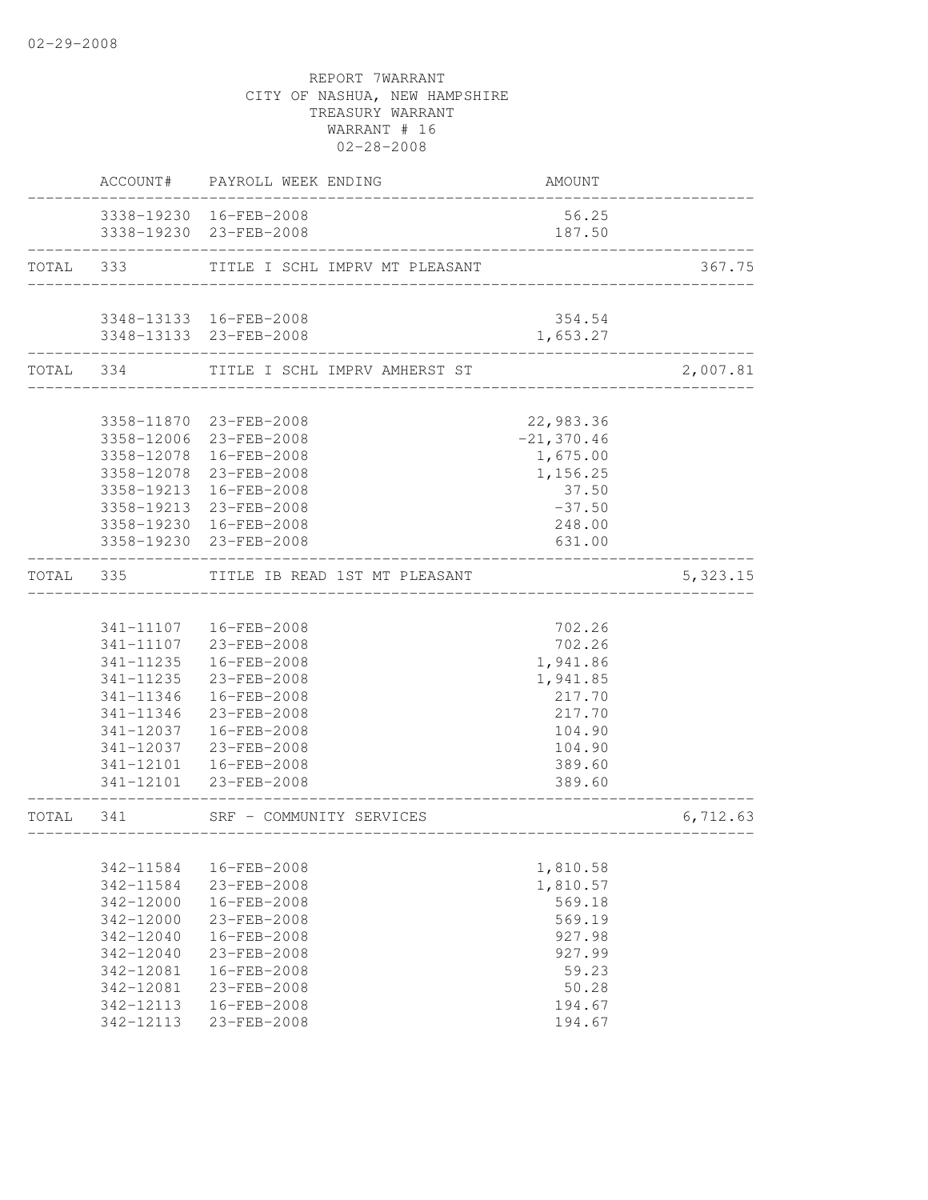02-29-2008

REPORT 7WARRANT
CITY OF NASHUA, NEW HAMPSHIRE
TREASURY WARRANT
WARRANT # 16
02-28-2008

| | ACCOUNT# | PAYROLL WEEK ENDING | AMOUNT | |
|---|---|---|---|---|
| | 3338-19230 | 16-FEB-2008 | 56.25 | |
| | 3338-19230 | 23-FEB-2008 | 187.50 | |
| TOTAL | 333 | TITLE I SCHL IMPRV MT PLEASANT | | 367.75 |
| | 3348-13133 | 16-FEB-2008 | 354.54 | |
| | 3348-13133 | 23-FEB-2008 | 1,653.27 | |
| TOTAL | 334 | TITLE I SCHL IMPRV AMHERST ST | | 2,007.81 |
| | 3358-11870 | 23-FEB-2008 | 22,983.36 | |
| | 3358-12006 | 23-FEB-2008 | -21,370.46 | |
| | 3358-12078 | 16-FEB-2008 | 1,675.00 | |
| | 3358-12078 | 23-FEB-2008 | 1,156.25 | |
| | 3358-19213 | 16-FEB-2008 | 37.50 | |
| | 3358-19213 | 23-FEB-2008 | -37.50 | |
| | 3358-19230 | 16-FEB-2008 | 248.00 | |
| | 3358-19230 | 23-FEB-2008 | 631.00 | |
| TOTAL | 335 | TITLE IB READ 1ST MT PLEASANT | | 5,323.15 |
| | 341-11107 | 16-FEB-2008 | 702.26 | |
| | 341-11107 | 23-FEB-2008 | 702.26 | |
| | 341-11235 | 16-FEB-2008 | 1,941.86 | |
| | 341-11235 | 23-FEB-2008 | 1,941.85 | |
| | 341-11346 | 16-FEB-2008 | 217.70 | |
| | 341-11346 | 23-FEB-2008 | 217.70 | |
| | 341-12037 | 16-FEB-2008 | 104.90 | |
| | 341-12037 | 23-FEB-2008 | 104.90 | |
| | 341-12101 | 16-FEB-2008 | 389.60 | |
| | 341-12101 | 23-FEB-2008 | 389.60 | |
| TOTAL | 341 | SRF - COMMUNITY SERVICES | | 6,712.63 |
| | 342-11584 | 16-FEB-2008 | 1,810.58 | |
| | 342-11584 | 23-FEB-2008 | 1,810.57 | |
| | 342-12000 | 16-FEB-2008 | 569.18 | |
| | 342-12000 | 23-FEB-2008 | 569.19 | |
| | 342-12040 | 16-FEB-2008 | 927.98 | |
| | 342-12040 | 23-FEB-2008 | 927.99 | |
| | 342-12081 | 16-FEB-2008 | 59.23 | |
| | 342-12081 | 23-FEB-2008 | 50.28 | |
| | 342-12113 | 16-FEB-2008 | 194.67 | |
| | 342-12113 | 23-FEB-2008 | 194.67 | |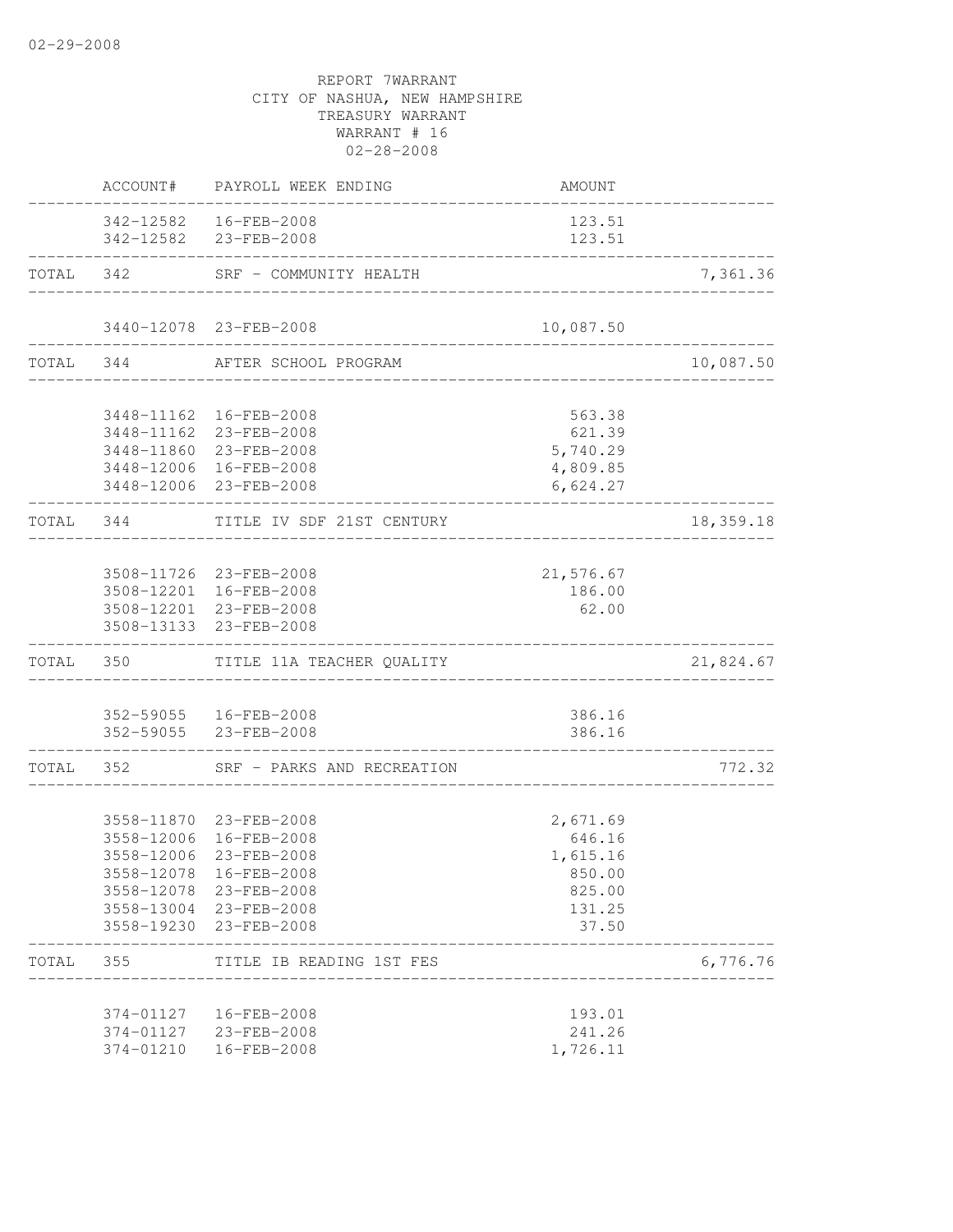02-29-2008

REPORT 7WARRANT
CITY OF NASHUA, NEW HAMPSHIRE
TREASURY WARRANT
WARRANT # 16
02-28-2008

| | ACCOUNT# | PAYROLL WEEK ENDING | AMOUNT | |
|---|---|---|---|---|
| | 342-12582 | 16-FEB-2008 | 123.51 | |
| | 342-12582 | 23-FEB-2008 | 123.51 | |
| TOTAL | 342 | SRF - COMMUNITY HEALTH | | 7,361.36 |
| | 3440-12078 | 23-FEB-2008 | 10,087.50 | |
| TOTAL | 344 | AFTER SCHOOL PROGRAM | | 10,087.50 |
| | 3448-11162 | 16-FEB-2008 | 563.38 | |
| | 3448-11162 | 23-FEB-2008 | 621.39 | |
| | 3448-11860 | 23-FEB-2008 | 5,740.29 | |
| | 3448-12006 | 16-FEB-2008 | 4,809.85 | |
| | 3448-12006 | 23-FEB-2008 | 6,624.27 | |
| TOTAL | 344 | TITLE IV SDF 21ST CENTURY | | 18,359.18 |
| | 3508-11726 | 23-FEB-2008 | 21,576.67 | |
| | 3508-12201 | 16-FEB-2008 | 186.00 | |
| | 3508-12201 | 23-FEB-2008 | 62.00 | |
| | 3508-13133 | 23-FEB-2008 | | |
| TOTAL | 350 | TITLE 11A TEACHER QUALITY | | 21,824.67 |
| | 352-59055 | 16-FEB-2008 | 386.16 | |
| | 352-59055 | 23-FEB-2008 | 386.16 | |
| TOTAL | 352 | SRF - PARKS AND RECREATION | | 772.32 |
| | 3558-11870 | 23-FEB-2008 | 2,671.69 | |
| | 3558-12006 | 16-FEB-2008 | 646.16 | |
| | 3558-12006 | 23-FEB-2008 | 1,615.16 | |
| | 3558-12078 | 16-FEB-2008 | 850.00 | |
| | 3558-12078 | 23-FEB-2008 | 825.00 | |
| | 3558-13004 | 23-FEB-2008 | 131.25 | |
| | 3558-19230 | 23-FEB-2008 | 37.50 | |
| TOTAL | 355 | TITLE IB READING 1ST FES | | 6,776.76 |
| | 374-01127 | 16-FEB-2008 | 193.01 | |
| | 374-01127 | 23-FEB-2008 | 241.26 | |
| | 374-01210 | 16-FEB-2008 | 1,726.11 | |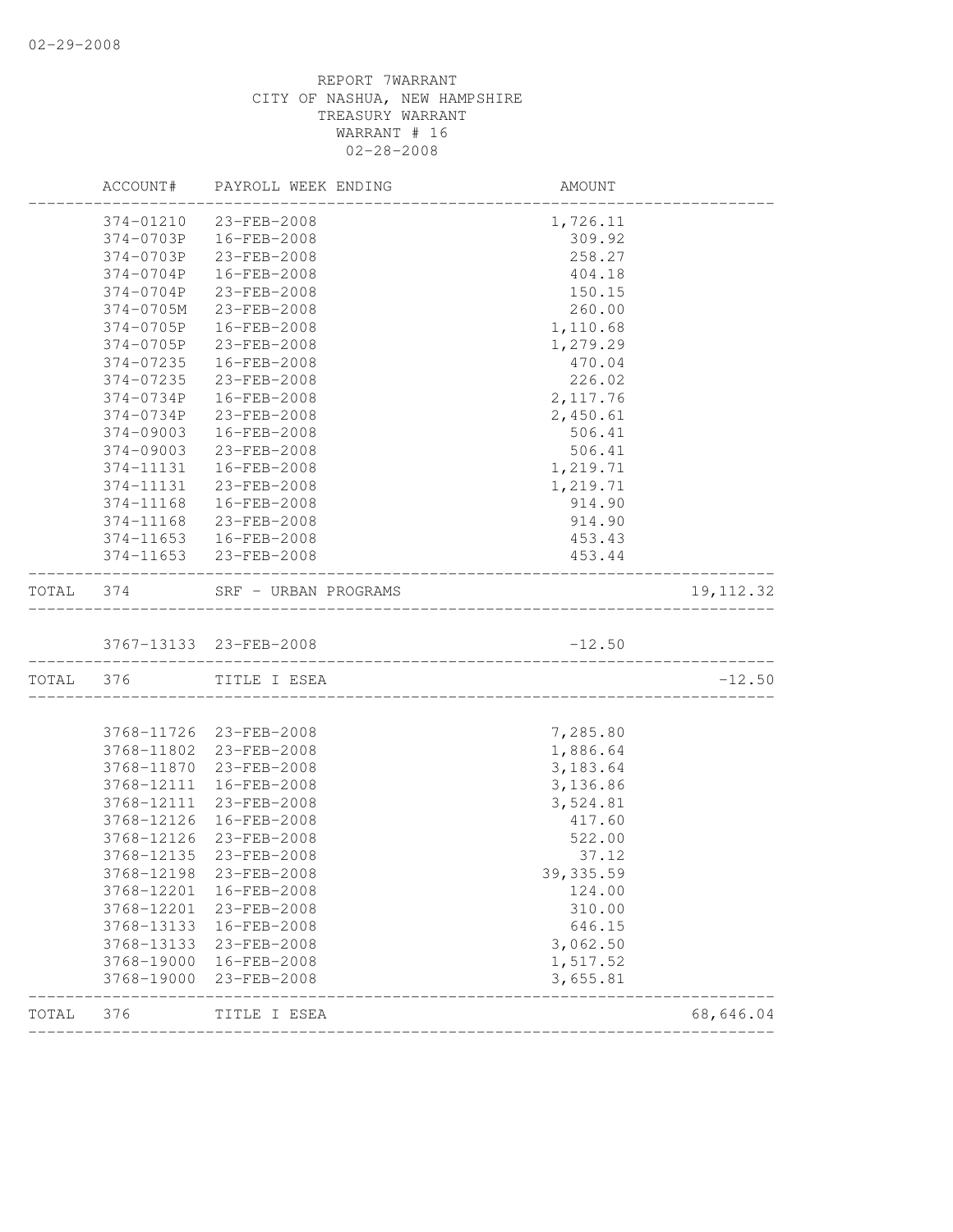02-29-2008

REPORT 7WARRANT
CITY OF NASHUA, NEW HAMPSHIRE
TREASURY WARRANT
WARRANT # 16
02-28-2008

| | ACCOUNT# | PAYROLL WEEK ENDING | AMOUNT | |
|---|---|---|---|---|
| | 374-01210 | 23-FEB-2008 | 1,726.11 | |
| | 374-0703P | 16-FEB-2008 | 309.92 | |
| | 374-0703P | 23-FEB-2008 | 258.27 | |
| | 374-0704P | 16-FEB-2008 | 404.18 | |
| | 374-0704P | 23-FEB-2008 | 150.15 | |
| | 374-0705M | 23-FEB-2008 | 260.00 | |
| | 374-0705P | 16-FEB-2008 | 1,110.68 | |
| | 374-0705P | 23-FEB-2008 | 1,279.29 | |
| | 374-07235 | 16-FEB-2008 | 470.04 | |
| | 374-07235 | 23-FEB-2008 | 226.02 | |
| | 374-0734P | 16-FEB-2008 | 2,117.76 | |
| | 374-0734P | 23-FEB-2008 | 2,450.61 | |
| | 374-09003 | 16-FEB-2008 | 506.41 | |
| | 374-09003 | 23-FEB-2008 | 506.41 | |
| | 374-11131 | 16-FEB-2008 | 1,219.71 | |
| | 374-11131 | 23-FEB-2008 | 1,219.71 | |
| | 374-11168 | 16-FEB-2008 | 914.90 | |
| | 374-11168 | 23-FEB-2008 | 914.90 | |
| | 374-11653 | 16-FEB-2008 | 453.43 | |
| | 374-11653 | 23-FEB-2008 | 453.44 | |
| TOTAL | 374 | SRF - URBAN PROGRAMS | | 19,112.32 |
| | 3767-13133 | 23-FEB-2008 | -12.50 | |
| TOTAL | 376 | TITLE I ESEA | | -12.50 |
| | 3768-11726 | 23-FEB-2008 | 7,285.80 | |
| | 3768-11802 | 23-FEB-2008 | 1,886.64 | |
| | 3768-11870 | 23-FEB-2008 | 3,183.64 | |
| | 3768-12111 | 16-FEB-2008 | 3,136.86 | |
| | 3768-12111 | 23-FEB-2008 | 3,524.81 | |
| | 3768-12126 | 16-FEB-2008 | 417.60 | |
| | 3768-12126 | 23-FEB-2008 | 522.00 | |
| | 3768-12135 | 23-FEB-2008 | 37.12 | |
| | 3768-12198 | 23-FEB-2008 | 39,335.59 | |
| | 3768-12201 | 16-FEB-2008 | 124.00 | |
| | 3768-12201 | 23-FEB-2008 | 310.00 | |
| | 3768-13133 | 16-FEB-2008 | 646.15 | |
| | 3768-13133 | 23-FEB-2008 | 3,062.50 | |
| | 3768-19000 | 16-FEB-2008 | 1,517.52 | |
| | 3768-19000 | 23-FEB-2008 | 3,655.81 | |
| TOTAL | 376 | TITLE I ESEA | | 68,646.04 |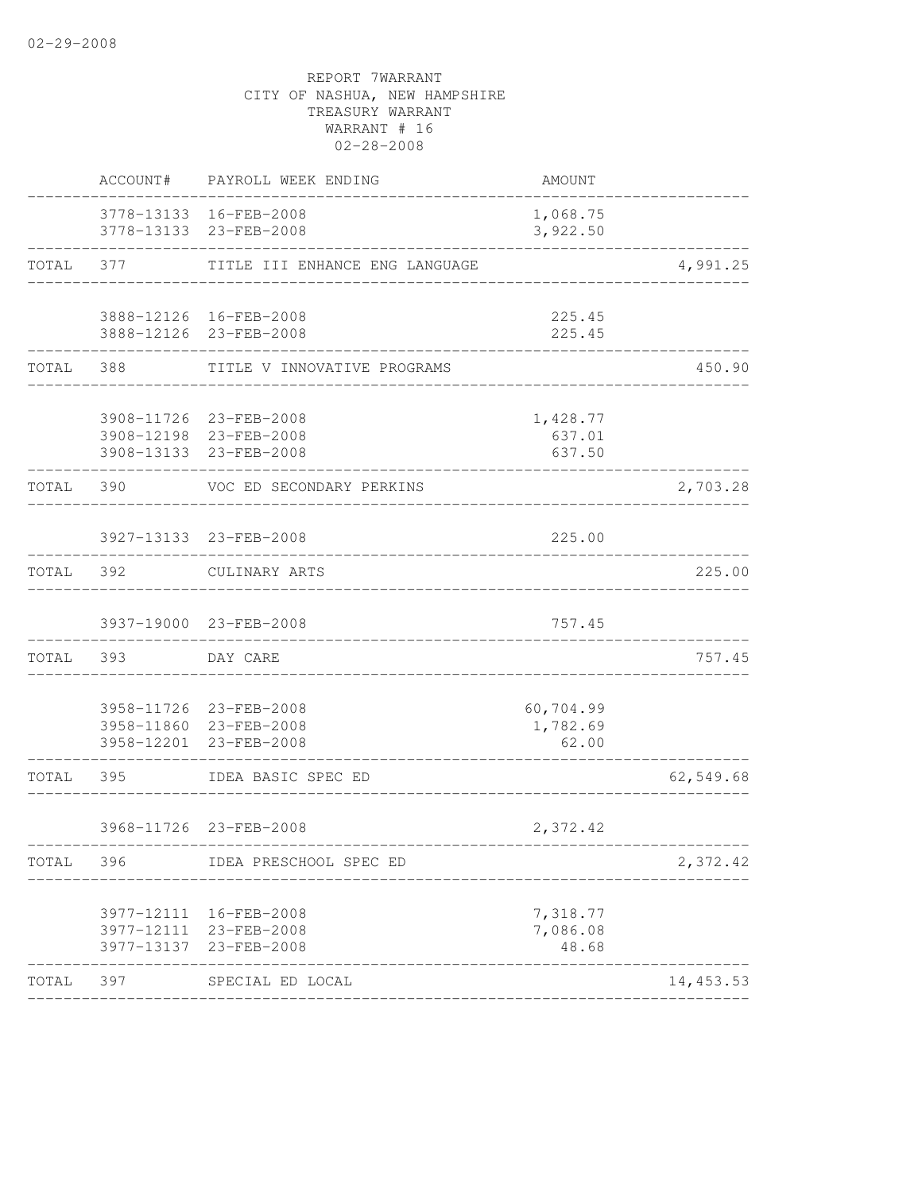REPORT 7WARRANT
CITY OF NASHUA, NEW HAMPSHIRE
TREASURY WARRANT
WARRANT # 16
02-28-2008

| | ACCOUNT# | PAYROLL WEEK ENDING | AMOUNT | |
|---|---|---|---|---|
| | 3778-13133 | 16-FEB-2008 | 1,068.75 | |
| | 3778-13133 | 23-FEB-2008 | 3,922.50 | |
| TOTAL | 377 | TITLE III ENHANCE ENG LANGUAGE | | 4,991.25 |
| | 3888-12126 | 16-FEB-2008 | 225.45 | |
| | 3888-12126 | 23-FEB-2008 | 225.45 | |
| TOTAL | 388 | TITLE V INNOVATIVE PROGRAMS | | 450.90 |
| | 3908-11726 | 23-FEB-2008 | 1,428.77 | |
| | 3908-12198 | 23-FEB-2008 | 637.01 | |
| | 3908-13133 | 23-FEB-2008 | 637.50 | |
| TOTAL | 390 | VOC ED SECONDARY PERKINS | | 2,703.28 |
| | 3927-13133 | 23-FEB-2008 | 225.00 | |
| TOTAL | 392 | CULINARY ARTS | | 225.00 |
| | 3937-19000 | 23-FEB-2008 | 757.45 | |
| TOTAL | 393 | DAY CARE | | 757.45 |
| | 3958-11726 | 23-FEB-2008 | 60,704.99 | |
| | 3958-11860 | 23-FEB-2008 | 1,782.69 | |
| | 3958-12201 | 23-FEB-2008 | 62.00 | |
| TOTAL | 395 | IDEA BASIC SPEC ED | | 62,549.68 |
| | 3968-11726 | 23-FEB-2008 | 2,372.42 | |
| TOTAL | 396 | IDEA PRESCHOOL SPEC ED | | 2,372.42 |
| | 3977-12111 | 16-FEB-2008 | 7,318.77 | |
| | 3977-12111 | 23-FEB-2008 | 7,086.08 | |
| | 3977-13137 | 23-FEB-2008 | 48.68 | |
| TOTAL | 397 | SPECIAL ED LOCAL | | 14,453.53 |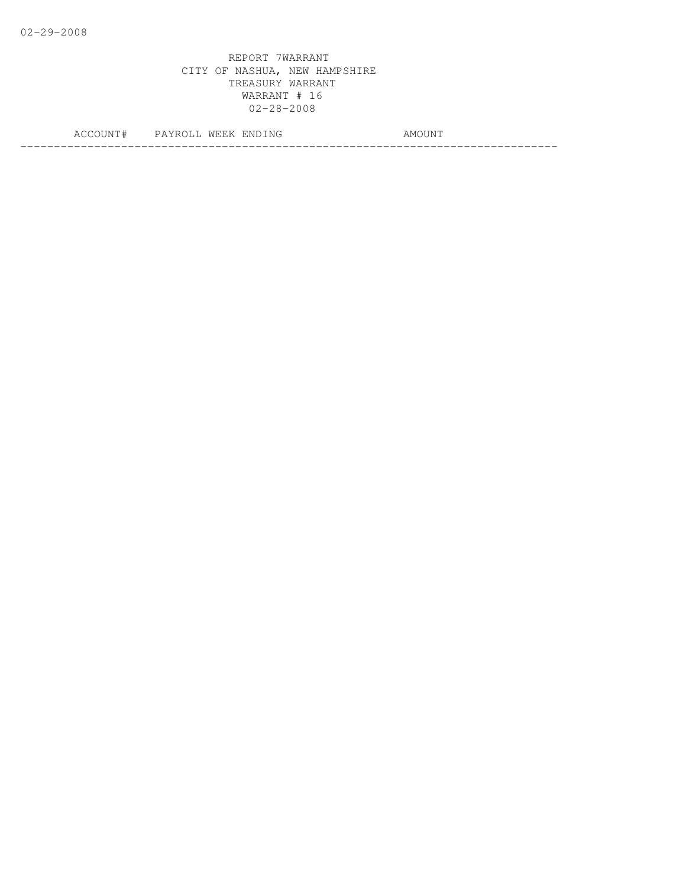02-29-2008

REPORT 7WARRANT
CITY OF NASHUA, NEW HAMPSHIRE
TREASURY WARRANT
WARRANT # 16
02-28-2008

| ACCOUNT# | PAYROLL WEEK ENDING | AMOUNT |
|---|---|---|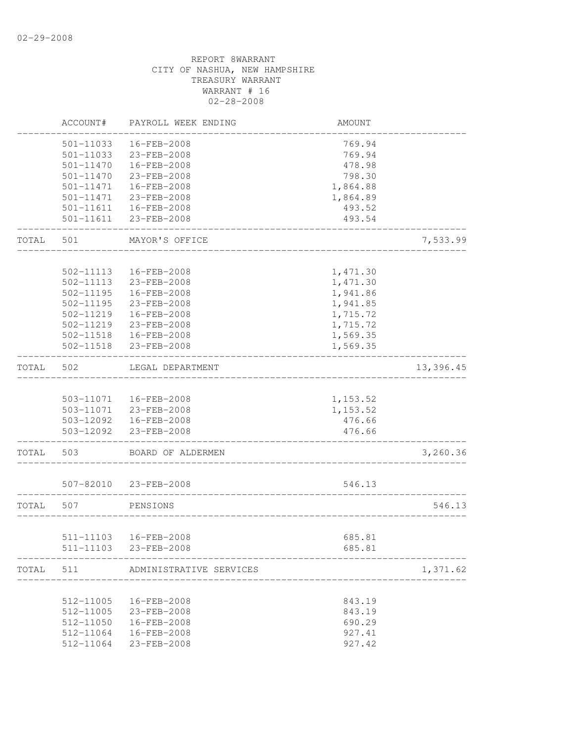02-29-2008

REPORT 8WARRANT
CITY OF NASHUA, NEW HAMPSHIRE
TREASURY WARRANT
WARRANT # 16
02-28-2008

| | ACCOUNT# | PAYROLL WEEK ENDING | AMOUNT | |
|---|---|---|---|---|
| | 501-11033 | 16-FEB-2008 | 769.94 | |
| | 501-11033 | 23-FEB-2008 | 769.94 | |
| | 501-11470 | 16-FEB-2008 | 478.98 | |
| | 501-11470 | 23-FEB-2008 | 798.30 | |
| | 501-11471 | 16-FEB-2008 | 1,864.88 | |
| | 501-11471 | 23-FEB-2008 | 1,864.89 | |
| | 501-11611 | 16-FEB-2008 | 493.52 | |
| | 501-11611 | 23-FEB-2008 | 493.54 | |
| TOTAL | 501 | MAYOR'S OFFICE | | 7,533.99 |
| | 502-11113 | 16-FEB-2008 | 1,471.30 | |
| | 502-11113 | 23-FEB-2008 | 1,471.30 | |
| | 502-11195 | 16-FEB-2008 | 1,941.86 | |
| | 502-11195 | 23-FEB-2008 | 1,941.85 | |
| | 502-11219 | 16-FEB-2008 | 1,715.72 | |
| | 502-11219 | 23-FEB-2008 | 1,715.72 | |
| | 502-11518 | 16-FEB-2008 | 1,569.35 | |
| | 502-11518 | 23-FEB-2008 | 1,569.35 | |
| TOTAL | 502 | LEGAL DEPARTMENT | | 13,396.45 |
| | 503-11071 | 16-FEB-2008 | 1,153.52 | |
| | 503-11071 | 23-FEB-2008 | 1,153.52 | |
| | 503-12092 | 16-FEB-2008 | 476.66 | |
| | 503-12092 | 23-FEB-2008 | 476.66 | |
| TOTAL | 503 | BOARD OF ALDERMEN | | 3,260.36 |
| | 507-82010 | 23-FEB-2008 | 546.13 | |
| TOTAL | 507 | PENSIONS | | 546.13 |
| | 511-11103 | 16-FEB-2008 | 685.81 | |
| | 511-11103 | 23-FEB-2008 | 685.81 | |
| TOTAL | 511 | ADMINISTRATIVE SERVICES | | 1,371.62 |
| | 512-11005 | 16-FEB-2008 | 843.19 | |
| | 512-11005 | 23-FEB-2008 | 843.19 | |
| | 512-11050 | 16-FEB-2008 | 690.29 | |
| | 512-11064 | 16-FEB-2008 | 927.41 | |
| | 512-11064 | 23-FEB-2008 | 927.42 | |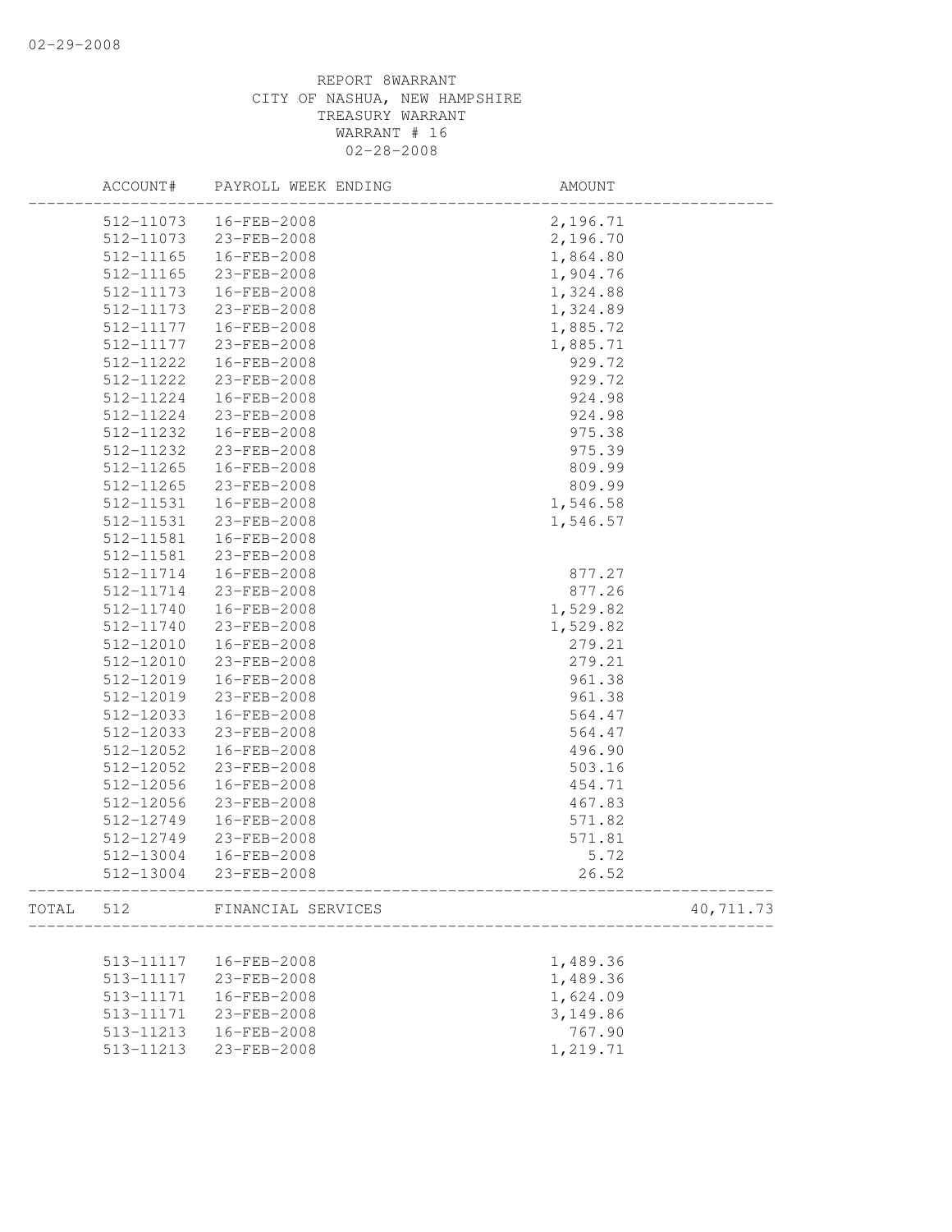REPORT 8WARRANT
CITY OF NASHUA, NEW HAMPSHIRE
TREASURY WARRANT
WARRANT # 16
02-28-2008

| | ACCOUNT# | PAYROLL WEEK ENDING | AMOUNT | |
|---|---|---|---|---|
| | 512-11073 | 16-FEB-2008 | 2,196.71 | |
| | 512-11073 | 23-FEB-2008 | 2,196.70 | |
| | 512-11165 | 16-FEB-2008 | 1,864.80 | |
| | 512-11165 | 23-FEB-2008 | 1,904.76 | |
| | 512-11173 | 16-FEB-2008 | 1,324.88 | |
| | 512-11173 | 23-FEB-2008 | 1,324.89 | |
| | 512-11177 | 16-FEB-2008 | 1,885.72 | |
| | 512-11177 | 23-FEB-2008 | 1,885.71 | |
| | 512-11222 | 16-FEB-2008 | 929.72 | |
| | 512-11222 | 23-FEB-2008 | 929.72 | |
| | 512-11224 | 16-FEB-2008 | 924.98 | |
| | 512-11224 | 23-FEB-2008 | 924.98 | |
| | 512-11232 | 16-FEB-2008 | 975.38 | |
| | 512-11232 | 23-FEB-2008 | 975.39 | |
| | 512-11265 | 16-FEB-2008 | 809.99 | |
| | 512-11265 | 23-FEB-2008 | 809.99 | |
| | 512-11531 | 16-FEB-2008 | 1,546.58 | |
| | 512-11531 | 23-FEB-2008 | 1,546.57 | |
| | 512-11581 | 16-FEB-2008 | | |
| | 512-11581 | 23-FEB-2008 | | |
| | 512-11714 | 16-FEB-2008 | 877.27 | |
| | 512-11714 | 23-FEB-2008 | 877.26 | |
| | 512-11740 | 16-FEB-2008 | 1,529.82 | |
| | 512-11740 | 23-FEB-2008 | 1,529.82 | |
| | 512-12010 | 16-FEB-2008 | 279.21 | |
| | 512-12010 | 23-FEB-2008 | 279.21 | |
| | 512-12019 | 16-FEB-2008 | 961.38 | |
| | 512-12019 | 23-FEB-2008 | 961.38 | |
| | 512-12033 | 16-FEB-2008 | 564.47 | |
| | 512-12033 | 23-FEB-2008 | 564.47 | |
| | 512-12052 | 16-FEB-2008 | 496.90 | |
| | 512-12052 | 23-FEB-2008 | 503.16 | |
| | 512-12056 | 16-FEB-2008 | 454.71 | |
| | 512-12056 | 23-FEB-2008 | 467.83 | |
| | 512-12749 | 16-FEB-2008 | 571.82 | |
| | 512-12749 | 23-FEB-2008 | 571.81 | |
| | 512-13004 | 16-FEB-2008 | 5.72 | |
| | 512-13004 | 23-FEB-2008 | 26.52 | |
| TOTAL | 512 | FINANCIAL SERVICES | | 40,711.73 |
| | 513-11117 | 16-FEB-2008 | 1,489.36 | |
| | 513-11117 | 23-FEB-2008 | 1,489.36 | |
| | 513-11171 | 16-FEB-2008 | 1,624.09 | |
| | 513-11171 | 23-FEB-2008 | 3,149.86 | |
| | 513-11213 | 16-FEB-2008 | 767.90 | |
| | 513-11213 | 23-FEB-2008 | 1,219.71 | |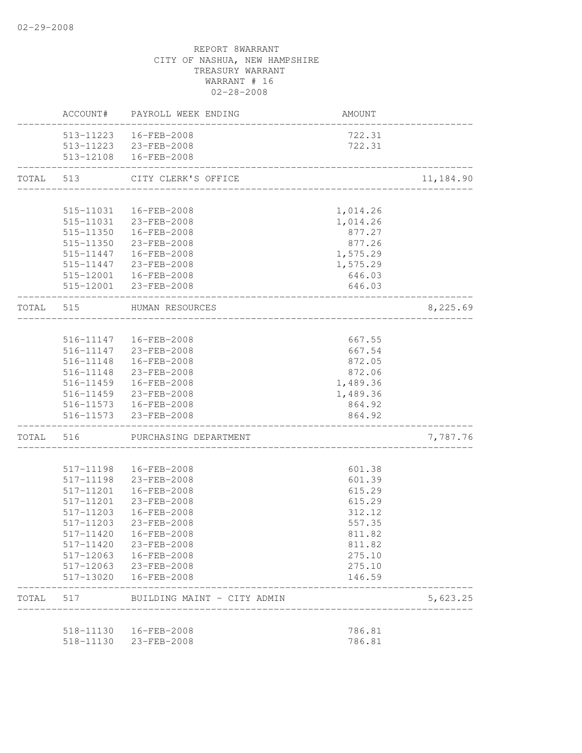REPORT 8WARRANT
CITY OF NASHUA, NEW HAMPSHIRE
TREASURY WARRANT
WARRANT # 16
02-28-2008

| | ACCOUNT# | PAYROLL WEEK ENDING | AMOUNT | |
|---|---|---|---|---|
| | 513-11223 | 16-FEB-2008 | 722.31 | |
| | 513-11223 | 23-FEB-2008 | 722.31 | |
| | 513-12108 | 16-FEB-2008 | | |
| TOTAL | 513 | CITY CLERK'S OFFICE | | 11,184.90 |
| | 515-11031 | 16-FEB-2008 | 1,014.26 | |
| | 515-11031 | 23-FEB-2008 | 1,014.26 | |
| | 515-11350 | 16-FEB-2008 | 877.27 | |
| | 515-11350 | 23-FEB-2008 | 877.26 | |
| | 515-11447 | 16-FEB-2008 | 1,575.29 | |
| | 515-11447 | 23-FEB-2008 | 1,575.29 | |
| | 515-12001 | 16-FEB-2008 | 646.03 | |
| | 515-12001 | 23-FEB-2008 | 646.03 | |
| TOTAL | 515 | HUMAN RESOURCES | | 8,225.69 |
| | 516-11147 | 16-FEB-2008 | 667.55 | |
| | 516-11147 | 23-FEB-2008 | 667.54 | |
| | 516-11148 | 16-FEB-2008 | 872.05 | |
| | 516-11148 | 23-FEB-2008 | 872.06 | |
| | 516-11459 | 16-FEB-2008 | 1,489.36 | |
| | 516-11459 | 23-FEB-2008 | 1,489.36 | |
| | 516-11573 | 16-FEB-2008 | 864.92 | |
| | 516-11573 | 23-FEB-2008 | 864.92 | |
| TOTAL | 516 | PURCHASING DEPARTMENT | | 7,787.76 |
| | 517-11198 | 16-FEB-2008 | 601.38 | |
| | 517-11198 | 23-FEB-2008 | 601.39 | |
| | 517-11201 | 16-FEB-2008 | 615.29 | |
| | 517-11201 | 23-FEB-2008 | 615.29 | |
| | 517-11203 | 16-FEB-2008 | 312.12 | |
| | 517-11203 | 23-FEB-2008 | 557.35 | |
| | 517-11420 | 16-FEB-2008 | 811.82 | |
| | 517-11420 | 23-FEB-2008 | 811.82 | |
| | 517-12063 | 16-FEB-2008 | 275.10 | |
| | 517-12063 | 23-FEB-2008 | 275.10 | |
| | 517-13020 | 16-FEB-2008 | 146.59 | |
| TOTAL | 517 | BUILDING MAINT - CITY ADMIN | | 5,623.25 |
| | 518-11130 | 16-FEB-2008 | 786.81 | |
| | 518-11130 | 23-FEB-2008 | 786.81 | |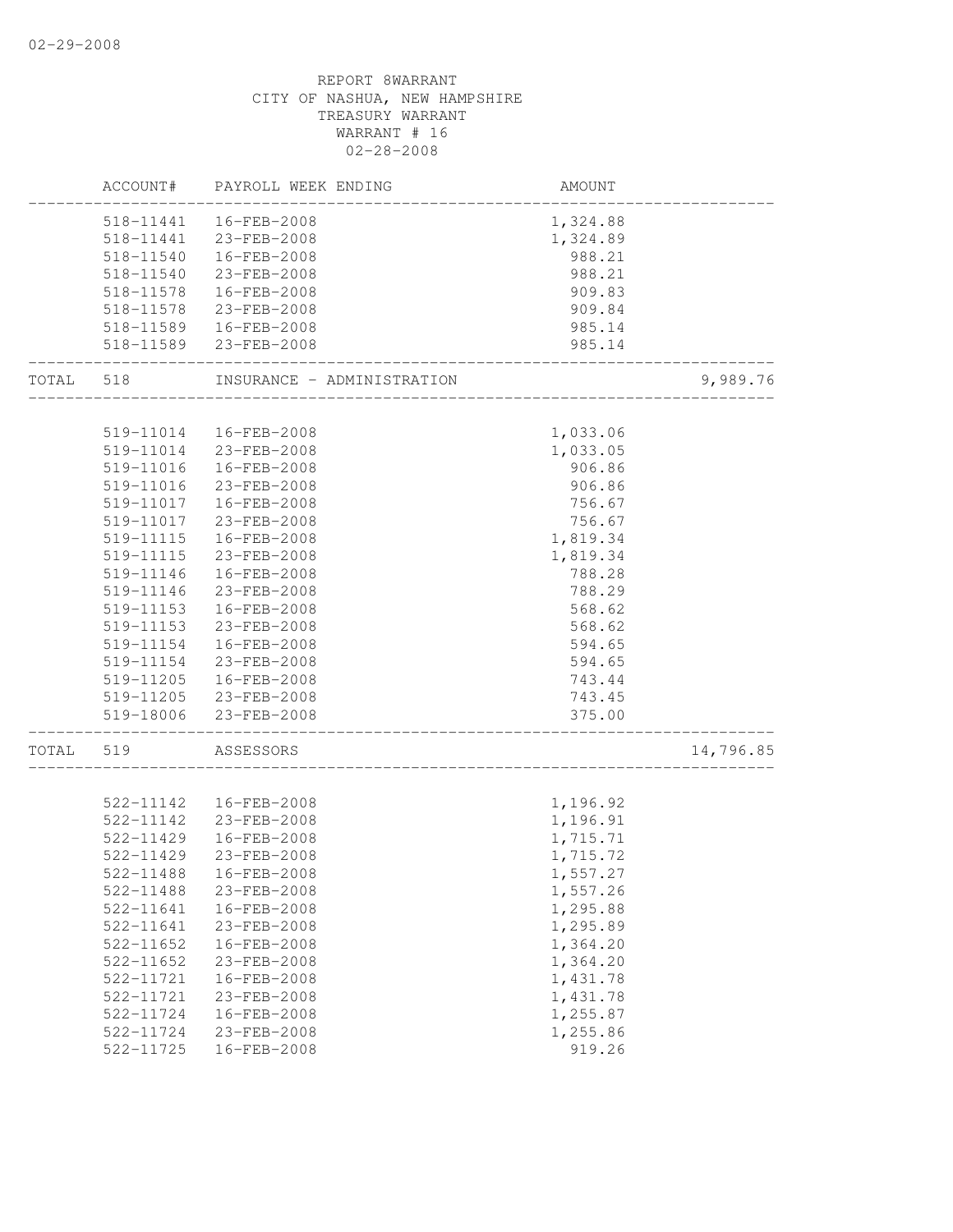02-29-2008

REPORT 8WARRANT
CITY OF NASHUA, NEW HAMPSHIRE
TREASURY WARRANT
WARRANT # 16
02-28-2008

| | ACCOUNT# | PAYROLL WEEK ENDING | AMOUNT | |
|---|---|---|---|---|
| | 518-11441 | 16-FEB-2008 | 1,324.88 | |
| | 518-11441 | 23-FEB-2008 | 1,324.89 | |
| | 518-11540 | 16-FEB-2008 | 988.21 | |
| | 518-11540 | 23-FEB-2008 | 988.21 | |
| | 518-11578 | 16-FEB-2008 | 909.83 | |
| | 518-11578 | 23-FEB-2008 | 909.84 | |
| | 518-11589 | 16-FEB-2008 | 985.14 | |
| | 518-11589 | 23-FEB-2008 | 985.14 | |
| TOTAL | 518 | INSURANCE - ADMINISTRATION | | 9,989.76 |
| | 519-11014 | 16-FEB-2008 | 1,033.06 | |
| | 519-11014 | 23-FEB-2008 | 1,033.05 | |
| | 519-11016 | 16-FEB-2008 | 906.86 | |
| | 519-11016 | 23-FEB-2008 | 906.86 | |
| | 519-11017 | 16-FEB-2008 | 756.67 | |
| | 519-11017 | 23-FEB-2008 | 756.67 | |
| | 519-11115 | 16-FEB-2008 | 1,819.34 | |
| | 519-11115 | 23-FEB-2008 | 1,819.34 | |
| | 519-11146 | 16-FEB-2008 | 788.28 | |
| | 519-11146 | 23-FEB-2008 | 788.29 | |
| | 519-11153 | 16-FEB-2008 | 568.62 | |
| | 519-11153 | 23-FEB-2008 | 568.62 | |
| | 519-11154 | 16-FEB-2008 | 594.65 | |
| | 519-11154 | 23-FEB-2008 | 594.65 | |
| | 519-11205 | 16-FEB-2008 | 743.44 | |
| | 519-11205 | 23-FEB-2008 | 743.45 | |
| | 519-18006 | 23-FEB-2008 | 375.00 | |
| TOTAL | 519 | ASSESSORS | | 14,796.85 |
| | 522-11142 | 16-FEB-2008 | 1,196.92 | |
| | 522-11142 | 23-FEB-2008 | 1,196.91 | |
| | 522-11429 | 16-FEB-2008 | 1,715.71 | |
| | 522-11429 | 23-FEB-2008 | 1,715.72 | |
| | 522-11488 | 16-FEB-2008 | 1,557.27 | |
| | 522-11488 | 23-FEB-2008 | 1,557.26 | |
| | 522-11641 | 16-FEB-2008 | 1,295.88 | |
| | 522-11641 | 23-FEB-2008 | 1,295.89 | |
| | 522-11652 | 16-FEB-2008 | 1,364.20 | |
| | 522-11652 | 23-FEB-2008 | 1,364.20 | |
| | 522-11721 | 16-FEB-2008 | 1,431.78 | |
| | 522-11721 | 23-FEB-2008 | 1,431.78 | |
| | 522-11724 | 16-FEB-2008 | 1,255.87 | |
| | 522-11724 | 23-FEB-2008 | 1,255.86 | |
| | 522-11725 | 16-FEB-2008 | 919.26 | |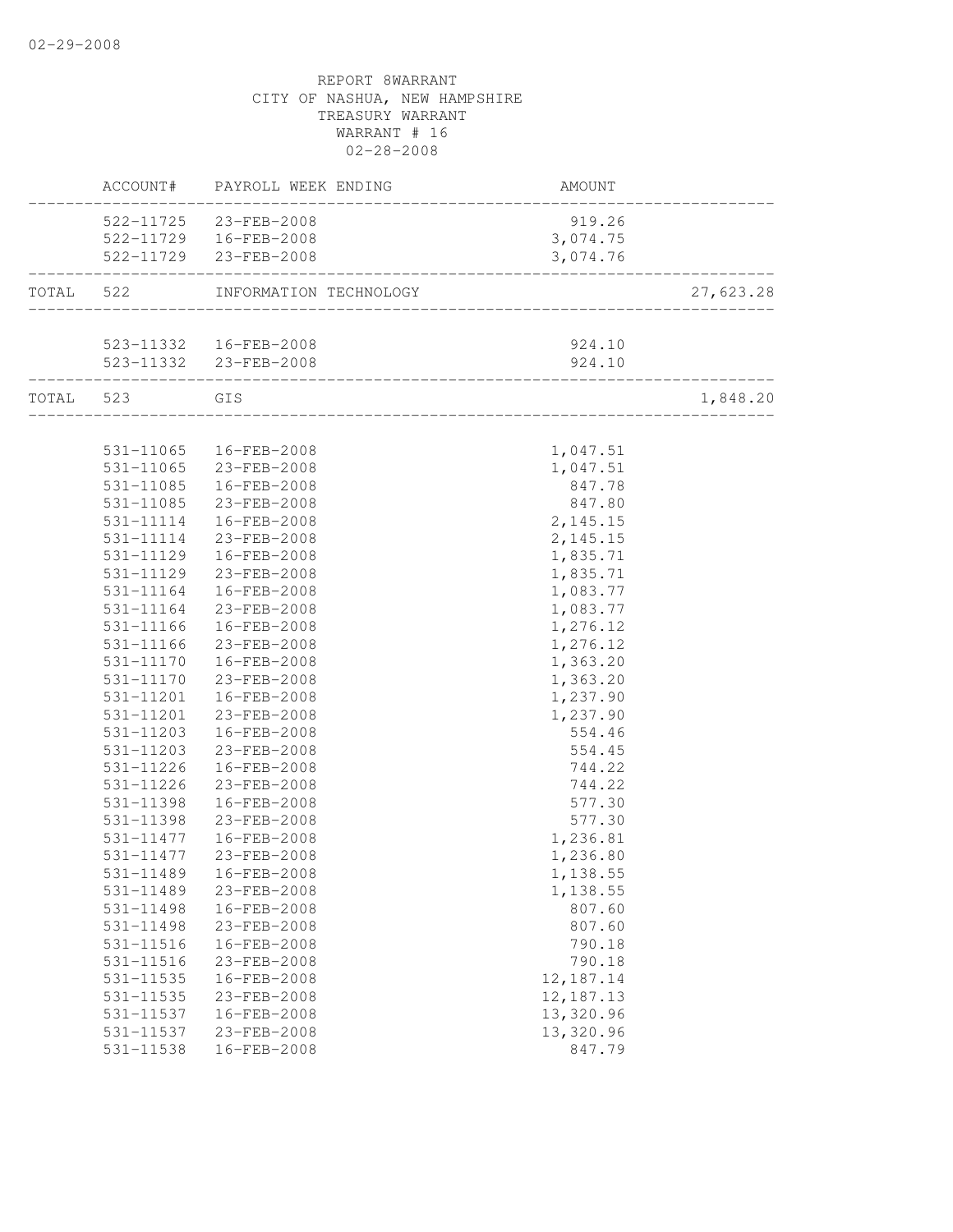REPORT 8WARRANT
CITY OF NASHUA, NEW HAMPSHIRE
TREASURY WARRANT
WARRANT # 16
02-28-2008

| | ACCOUNT# | PAYROLL WEEK ENDING | AMOUNT | |
|---|---|---|---|---|
| | 522-11725 | 23-FEB-2008 | 919.26 | |
| | 522-11729 | 16-FEB-2008 | 3,074.75 | |
| | 522-11729 | 23-FEB-2008 | 3,074.76 | |
| TOTAL | 522 | INFORMATION TECHNOLOGY | | 27,623.28 |
| | 523-11332 | 16-FEB-2008 | 924.10 | |
| | 523-11332 | 23-FEB-2008 | 924.10 | |
| TOTAL | 523 | GIS | | 1,848.20 |
| | 531-11065 | 16-FEB-2008 | 1,047.51 | |
| | 531-11065 | 23-FEB-2008 | 1,047.51 | |
| | 531-11085 | 16-FEB-2008 | 847.78 | |
| | 531-11085 | 23-FEB-2008 | 847.80 | |
| | 531-11114 | 16-FEB-2008 | 2,145.15 | |
| | 531-11114 | 23-FEB-2008 | 2,145.15 | |
| | 531-11129 | 16-FEB-2008 | 1,835.71 | |
| | 531-11129 | 23-FEB-2008 | 1,835.71 | |
| | 531-11164 | 16-FEB-2008 | 1,083.77 | |
| | 531-11164 | 23-FEB-2008 | 1,083.77 | |
| | 531-11166 | 16-FEB-2008 | 1,276.12 | |
| | 531-11166 | 23-FEB-2008 | 1,276.12 | |
| | 531-11170 | 16-FEB-2008 | 1,363.20 | |
| | 531-11170 | 23-FEB-2008 | 1,363.20 | |
| | 531-11201 | 16-FEB-2008 | 1,237.90 | |
| | 531-11201 | 23-FEB-2008 | 1,237.90 | |
| | 531-11203 | 16-FEB-2008 | 554.46 | |
| | 531-11203 | 23-FEB-2008 | 554.45 | |
| | 531-11226 | 16-FEB-2008 | 744.22 | |
| | 531-11226 | 23-FEB-2008 | 744.22 | |
| | 531-11398 | 16-FEB-2008 | 577.30 | |
| | 531-11398 | 23-FEB-2008 | 577.30 | |
| | 531-11477 | 16-FEB-2008 | 1,236.81 | |
| | 531-11477 | 23-FEB-2008 | 1,236.80 | |
| | 531-11489 | 16-FEB-2008 | 1,138.55 | |
| | 531-11489 | 23-FEB-2008 | 1,138.55 | |
| | 531-11498 | 16-FEB-2008 | 807.60 | |
| | 531-11498 | 23-FEB-2008 | 807.60 | |
| | 531-11516 | 16-FEB-2008 | 790.18 | |
| | 531-11516 | 23-FEB-2008 | 790.18 | |
| | 531-11535 | 16-FEB-2008 | 12,187.14 | |
| | 531-11535 | 23-FEB-2008 | 12,187.13 | |
| | 531-11537 | 16-FEB-2008 | 13,320.96 | |
| | 531-11537 | 23-FEB-2008 | 13,320.96 | |
| | 531-11538 | 16-FEB-2008 | 847.79 | |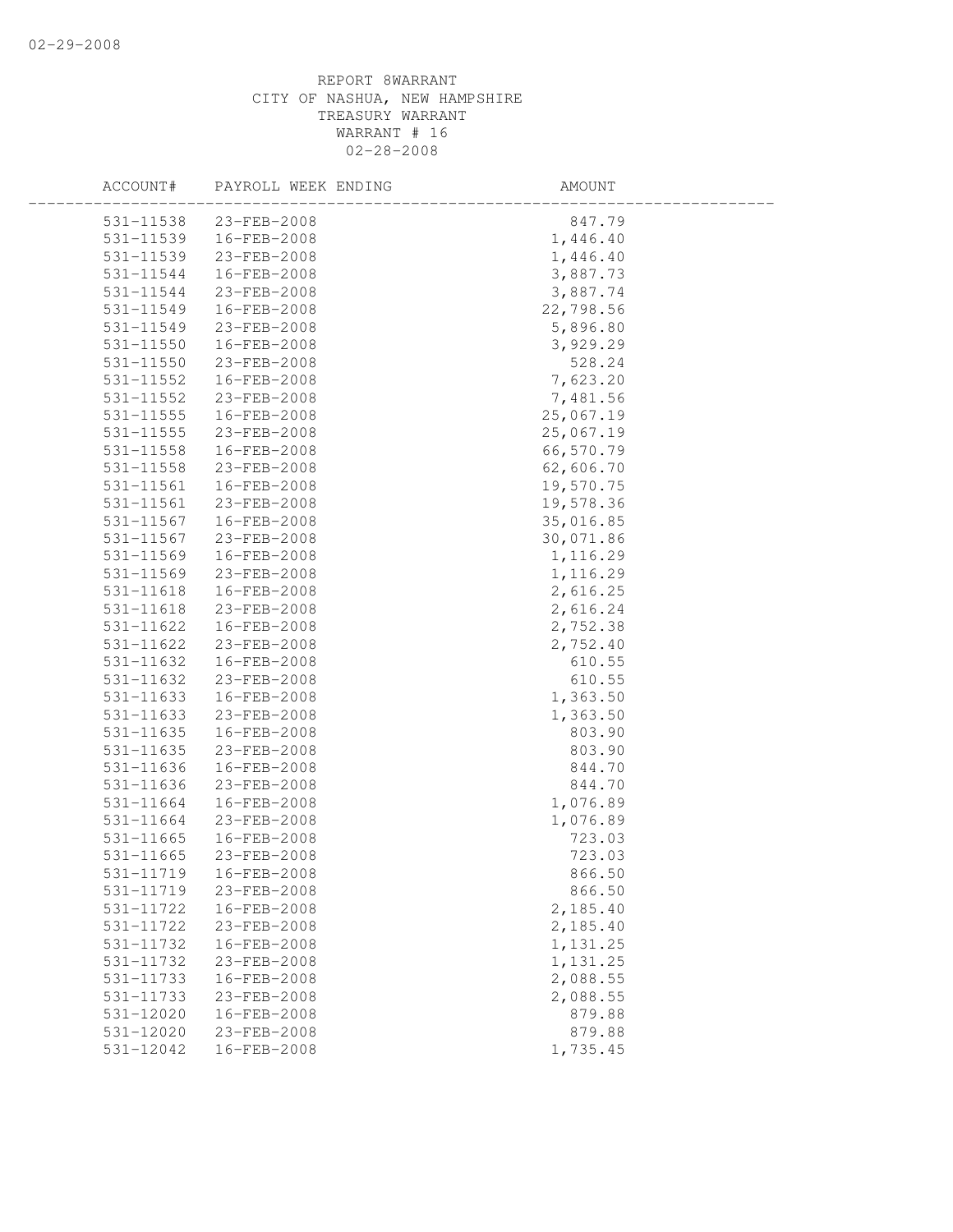REPORT 8WARRANT
CITY OF NASHUA, NEW HAMPSHIRE
TREASURY WARRANT
WARRANT # 16
02-28-2008

| ACCOUNT# | PAYROLL WEEK ENDING | AMOUNT |
|---|---|---|
| 531-11538 | 23-FEB-2008 | 847.79 |
| 531-11539 | 16-FEB-2008 | 1,446.40 |
| 531-11539 | 23-FEB-2008 | 1,446.40 |
| 531-11544 | 16-FEB-2008 | 3,887.73 |
| 531-11544 | 23-FEB-2008 | 3,887.74 |
| 531-11549 | 16-FEB-2008 | 22,798.56 |
| 531-11549 | 23-FEB-2008 | 5,896.80 |
| 531-11550 | 16-FEB-2008 | 3,929.29 |
| 531-11550 | 23-FEB-2008 | 528.24 |
| 531-11552 | 16-FEB-2008 | 7,623.20 |
| 531-11552 | 23-FEB-2008 | 7,481.56 |
| 531-11555 | 16-FEB-2008 | 25,067.19 |
| 531-11555 | 23-FEB-2008 | 25,067.19 |
| 531-11558 | 16-FEB-2008 | 66,570.79 |
| 531-11558 | 23-FEB-2008 | 62,606.70 |
| 531-11561 | 16-FEB-2008 | 19,570.75 |
| 531-11561 | 23-FEB-2008 | 19,578.36 |
| 531-11567 | 16-FEB-2008 | 35,016.85 |
| 531-11567 | 23-FEB-2008 | 30,071.86 |
| 531-11569 | 16-FEB-2008 | 1,116.29 |
| 531-11569 | 23-FEB-2008 | 1,116.29 |
| 531-11618 | 16-FEB-2008 | 2,616.25 |
| 531-11618 | 23-FEB-2008 | 2,616.24 |
| 531-11622 | 16-FEB-2008 | 2,752.38 |
| 531-11622 | 23-FEB-2008 | 2,752.40 |
| 531-11632 | 16-FEB-2008 | 610.55 |
| 531-11632 | 23-FEB-2008 | 610.55 |
| 531-11633 | 16-FEB-2008 | 1,363.50 |
| 531-11633 | 23-FEB-2008 | 1,363.50 |
| 531-11635 | 16-FEB-2008 | 803.90 |
| 531-11635 | 23-FEB-2008 | 803.90 |
| 531-11636 | 16-FEB-2008 | 844.70 |
| 531-11636 | 23-FEB-2008 | 844.70 |
| 531-11664 | 16-FEB-2008 | 1,076.89 |
| 531-11664 | 23-FEB-2008 | 1,076.89 |
| 531-11665 | 16-FEB-2008 | 723.03 |
| 531-11665 | 23-FEB-2008 | 723.03 |
| 531-11719 | 16-FEB-2008 | 866.50 |
| 531-11719 | 23-FEB-2008 | 866.50 |
| 531-11722 | 16-FEB-2008 | 2,185.40 |
| 531-11722 | 23-FEB-2008 | 2,185.40 |
| 531-11732 | 16-FEB-2008 | 1,131.25 |
| 531-11732 | 23-FEB-2008 | 1,131.25 |
| 531-11733 | 16-FEB-2008 | 2,088.55 |
| 531-11733 | 23-FEB-2008 | 2,088.55 |
| 531-12020 | 16-FEB-2008 | 879.88 |
| 531-12020 | 23-FEB-2008 | 879.88 |
| 531-12042 | 16-FEB-2008 | 1,735.45 |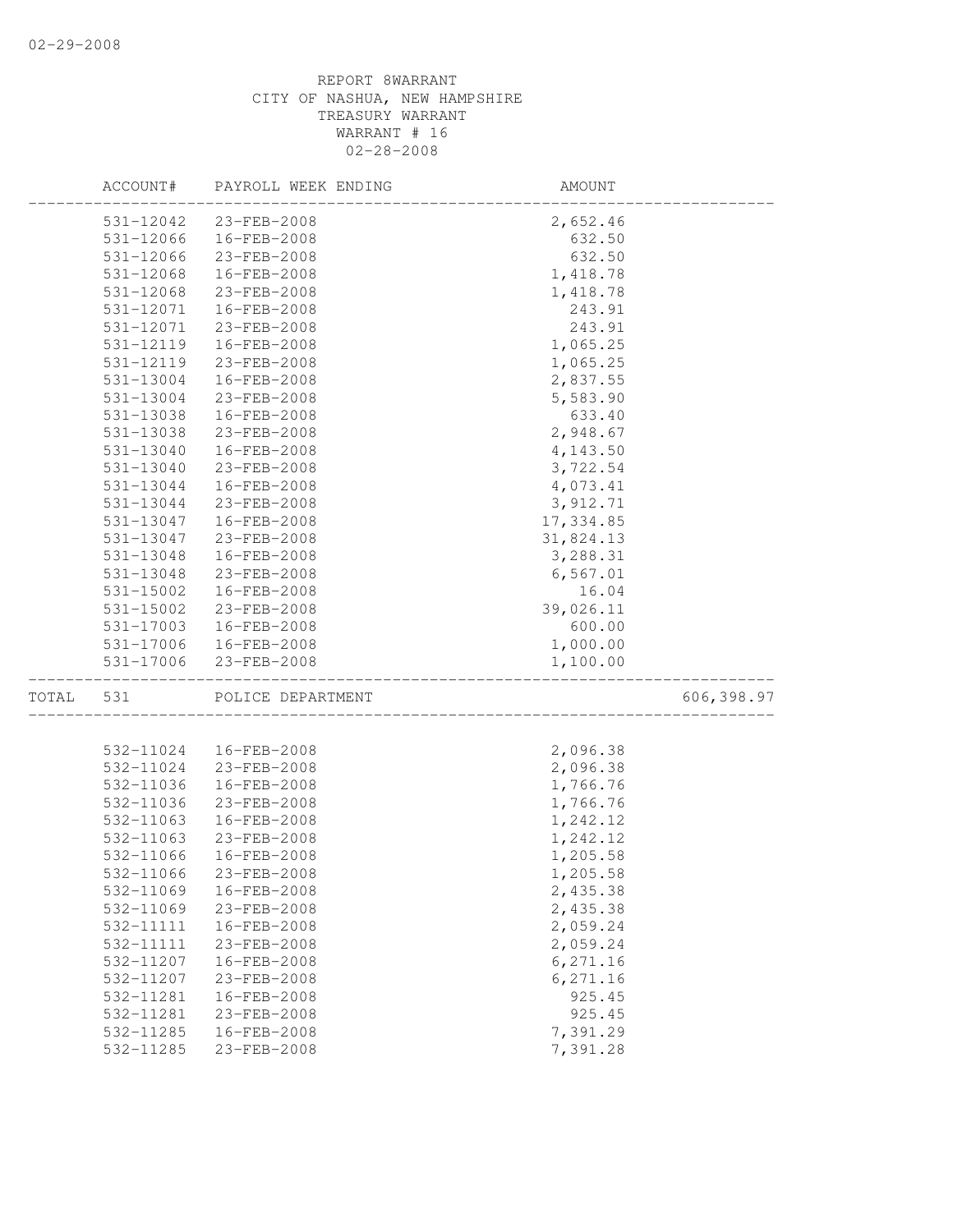REPORT 8WARRANT
CITY OF NASHUA, NEW HAMPSHIRE
TREASURY WARRANT
WARRANT # 16
02-28-2008

| | ACCOUNT# | PAYROLL WEEK ENDING | AMOUNT | |
|---|---|---|---|---|
| | 531-12042 | 23-FEB-2008 | 2,652.46 | |
| | 531-12066 | 16-FEB-2008 | 632.50 | |
| | 531-12066 | 23-FEB-2008 | 632.50 | |
| | 531-12068 | 16-FEB-2008 | 1,418.78 | |
| | 531-12068 | 23-FEB-2008 | 1,418.78 | |
| | 531-12071 | 16-FEB-2008 | 243.91 | |
| | 531-12071 | 23-FEB-2008 | 243.91 | |
| | 531-12119 | 16-FEB-2008 | 1,065.25 | |
| | 531-12119 | 23-FEB-2008 | 1,065.25 | |
| | 531-13004 | 16-FEB-2008 | 2,837.55 | |
| | 531-13004 | 23-FEB-2008 | 5,583.90 | |
| | 531-13038 | 16-FEB-2008 | 633.40 | |
| | 531-13038 | 23-FEB-2008 | 2,948.67 | |
| | 531-13040 | 16-FEB-2008 | 4,143.50 | |
| | 531-13040 | 23-FEB-2008 | 3,722.54 | |
| | 531-13044 | 16-FEB-2008 | 4,073.41 | |
| | 531-13044 | 23-FEB-2008 | 3,912.71 | |
| | 531-13047 | 16-FEB-2008 | 17,334.85 | |
| | 531-13047 | 23-FEB-2008 | 31,824.13 | |
| | 531-13048 | 16-FEB-2008 | 3,288.31 | |
| | 531-13048 | 23-FEB-2008 | 6,567.01 | |
| | 531-15002 | 16-FEB-2008 | 16.04 | |
| | 531-15002 | 23-FEB-2008 | 39,026.11 | |
| | 531-17003 | 16-FEB-2008 | 600.00 | |
| | 531-17006 | 16-FEB-2008 | 1,000.00 | |
| | 531-17006 | 23-FEB-2008 | 1,100.00 | |
| TOTAL | 531 | POLICE DEPARTMENT | | 606,398.97 |
| | 532-11024 | 16-FEB-2008 | 2,096.38 | |
| | 532-11024 | 23-FEB-2008 | 2,096.38 | |
| | 532-11036 | 16-FEB-2008 | 1,766.76 | |
| | 532-11036 | 23-FEB-2008 | 1,766.76 | |
| | 532-11063 | 16-FEB-2008 | 1,242.12 | |
| | 532-11063 | 23-FEB-2008 | 1,242.12 | |
| | 532-11066 | 16-FEB-2008 | 1,205.58 | |
| | 532-11066 | 23-FEB-2008 | 1,205.58 | |
| | 532-11069 | 16-FEB-2008 | 2,435.38 | |
| | 532-11069 | 23-FEB-2008 | 2,435.38 | |
| | 532-11111 | 16-FEB-2008 | 2,059.24 | |
| | 532-11111 | 23-FEB-2008 | 2,059.24 | |
| | 532-11207 | 16-FEB-2008 | 6,271.16 | |
| | 532-11207 | 23-FEB-2008 | 6,271.16 | |
| | 532-11281 | 16-FEB-2008 | 925.45 | |
| | 532-11281 | 23-FEB-2008 | 925.45 | |
| | 532-11285 | 16-FEB-2008 | 7,391.29 | |
| | 532-11285 | 23-FEB-2008 | 7,391.28 | |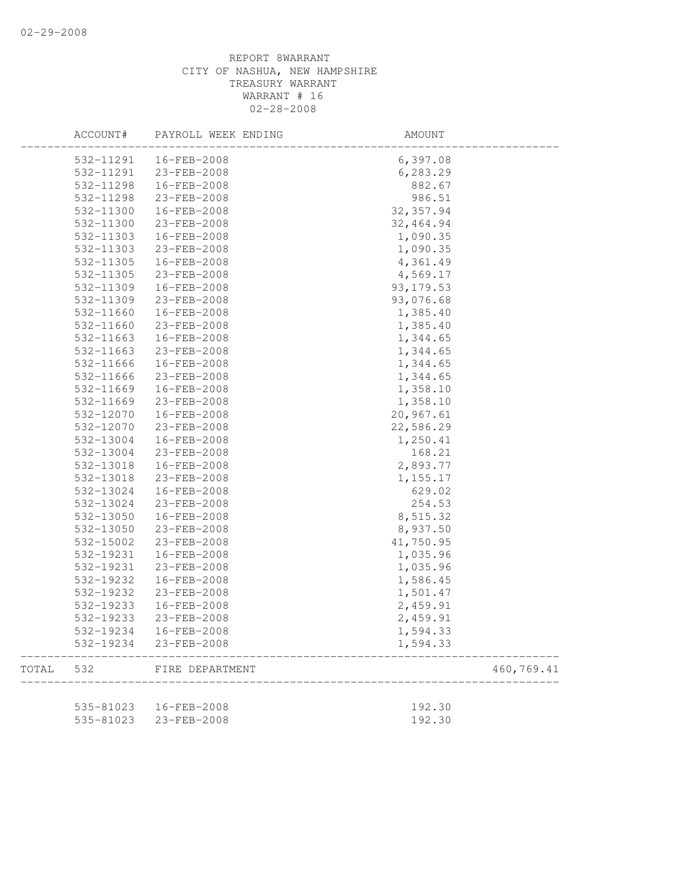REPORT 8WARRANT
CITY OF NASHUA, NEW HAMPSHIRE
TREASURY WARRANT
WARRANT # 16
02-28-2008

| ACCOUNT# | PAYROLL WEEK ENDING | AMOUNT | |
|---|---|---|---|
| 532-11291 | 16-FEB-2008 | 6,397.08 | |
| 532-11291 | 23-FEB-2008 | 6,283.29 | |
| 532-11298 | 16-FEB-2008 | 882.67 | |
| 532-11298 | 23-FEB-2008 | 986.51 | |
| 532-11300 | 16-FEB-2008 | 32,357.94 | |
| 532-11300 | 23-FEB-2008 | 32,464.94 | |
| 532-11303 | 16-FEB-2008 | 1,090.35 | |
| 532-11303 | 23-FEB-2008 | 1,090.35 | |
| 532-11305 | 16-FEB-2008 | 4,361.49 | |
| 532-11305 | 23-FEB-2008 | 4,569.17 | |
| 532-11309 | 16-FEB-2008 | 93,179.53 | |
| 532-11309 | 23-FEB-2008 | 93,076.68 | |
| 532-11660 | 16-FEB-2008 | 1,385.40 | |
| 532-11660 | 23-FEB-2008 | 1,385.40 | |
| 532-11663 | 16-FEB-2008 | 1,344.65 | |
| 532-11663 | 23-FEB-2008 | 1,344.65 | |
| 532-11666 | 16-FEB-2008 | 1,344.65 | |
| 532-11666 | 23-FEB-2008 | 1,344.65 | |
| 532-11669 | 16-FEB-2008 | 1,358.10 | |
| 532-11669 | 23-FEB-2008 | 1,358.10 | |
| 532-12070 | 16-FEB-2008 | 20,967.61 | |
| 532-12070 | 23-FEB-2008 | 22,586.29 | |
| 532-13004 | 16-FEB-2008 | 1,250.41 | |
| 532-13004 | 23-FEB-2008 | 168.21 | |
| 532-13018 | 16-FEB-2008 | 2,893.77 | |
| 532-13018 | 23-FEB-2008 | 1,155.17 | |
| 532-13024 | 16-FEB-2008 | 629.02 | |
| 532-13024 | 23-FEB-2008 | 254.53 | |
| 532-13050 | 16-FEB-2008 | 8,515.32 | |
| 532-13050 | 23-FEB-2008 | 8,937.50 | |
| 532-15002 | 23-FEB-2008 | 41,750.95 | |
| 532-19231 | 16-FEB-2008 | 1,035.96 | |
| 532-19231 | 23-FEB-2008 | 1,035.96 | |
| 532-19232 | 16-FEB-2008 | 1,586.45 | |
| 532-19232 | 23-FEB-2008 | 1,501.47 | |
| 532-19233 | 16-FEB-2008 | 2,459.91 | |
| 532-19233 | 23-FEB-2008 | 2,459.91 | |
| 532-19234 | 16-FEB-2008 | 1,594.33 | |
| 532-19234 | 23-FEB-2008 | 1,594.33 | |
| TOTAL 532 | FIRE DEPARTMENT | | 460,769.41 |
| 535-81023 | 16-FEB-2008 | 192.30 | |
| 535-81023 | 23-FEB-2008 | 192.30 | |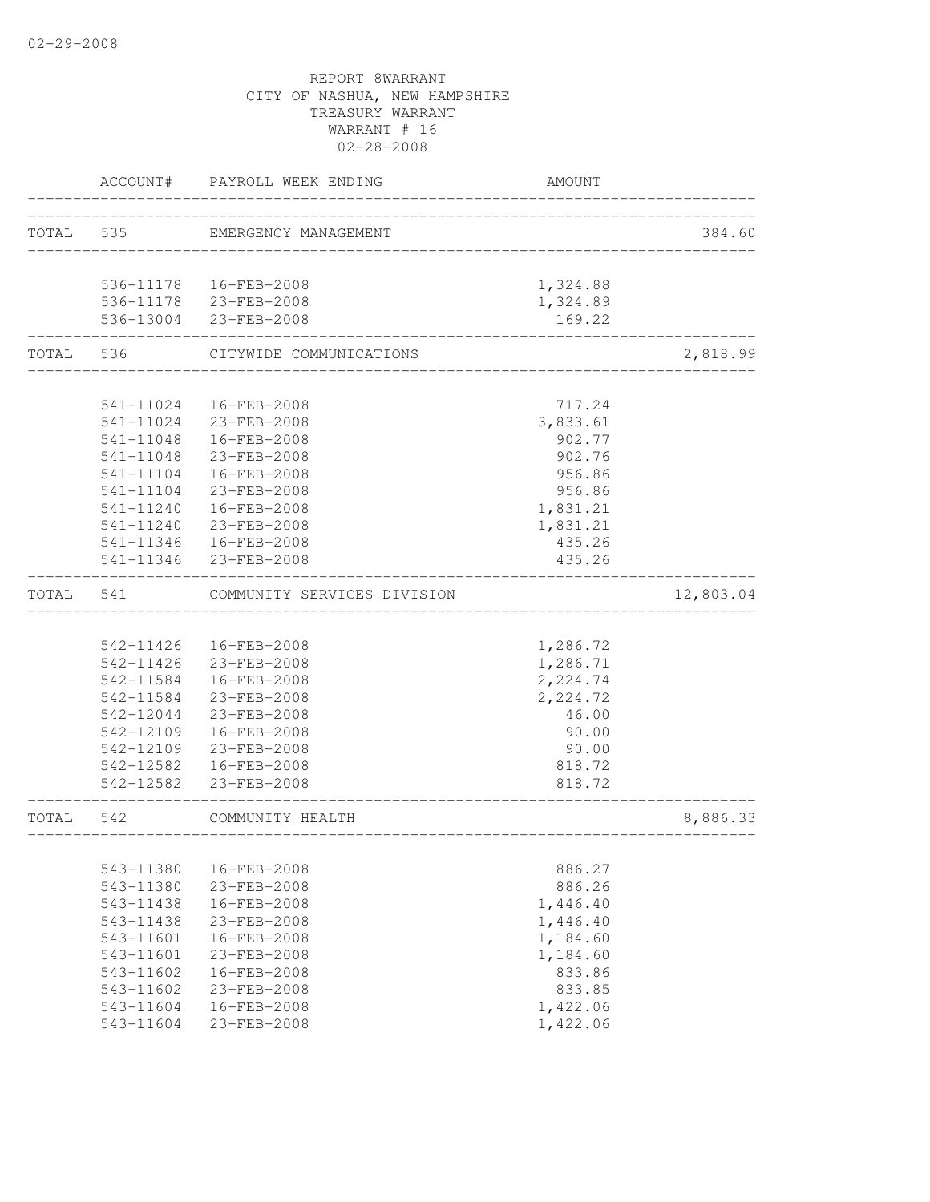02-29-2008

REPORT 8WARRANT
CITY OF NASHUA, NEW HAMPSHIRE
TREASURY WARRANT
WARRANT # 16
02-28-2008

| | ACCOUNT# | PAYROLL WEEK ENDING | AMOUNT | |
|---|---|---|---|---|
| TOTAL | 535 | EMERGENCY MANAGEMENT | | 384.60 |
| | 536-11178 | 16-FEB-2008 | 1,324.88 | |
| | 536-11178 | 23-FEB-2008 | 1,324.89 | |
| | 536-13004 | 23-FEB-2008 | 169.22 | |
| TOTAL | 536 | CITYWIDE COMMUNICATIONS | | 2,818.99 |
| | 541-11024 | 16-FEB-2008 | 717.24 | |
| | 541-11024 | 23-FEB-2008 | 3,833.61 | |
| | 541-11048 | 16-FEB-2008 | 902.77 | |
| | 541-11048 | 23-FEB-2008 | 902.76 | |
| | 541-11104 | 16-FEB-2008 | 956.86 | |
| | 541-11104 | 23-FEB-2008 | 956.86 | |
| | 541-11240 | 16-FEB-2008 | 1,831.21 | |
| | 541-11240 | 23-FEB-2008 | 1,831.21 | |
| | 541-11346 | 16-FEB-2008 | 435.26 | |
| | 541-11346 | 23-FEB-2008 | 435.26 | |
| TOTAL | 541 | COMMUNITY SERVICES DIVISION | | 12,803.04 |
| | 542-11426 | 16-FEB-2008 | 1,286.72 | |
| | 542-11426 | 23-FEB-2008 | 1,286.71 | |
| | 542-11584 | 16-FEB-2008 | 2,224.74 | |
| | 542-11584 | 23-FEB-2008 | 2,224.72 | |
| | 542-12044 | 23-FEB-2008 | 46.00 | |
| | 542-12109 | 16-FEB-2008 | 90.00 | |
| | 542-12109 | 23-FEB-2008 | 90.00 | |
| | 542-12582 | 16-FEB-2008 | 818.72 | |
| | 542-12582 | 23-FEB-2008 | 818.72 | |
| TOTAL | 542 | COMMUNITY HEALTH | | 8,886.33 |
| | 543-11380 | 16-FEB-2008 | 886.27 | |
| | 543-11380 | 23-FEB-2008 | 886.26 | |
| | 543-11438 | 16-FEB-2008 | 1,446.40 | |
| | 543-11438 | 23-FEB-2008 | 1,446.40 | |
| | 543-11601 | 16-FEB-2008 | 1,184.60 | |
| | 543-11601 | 23-FEB-2008 | 1,184.60 | |
| | 543-11602 | 16-FEB-2008 | 833.86 | |
| | 543-11602 | 23-FEB-2008 | 833.85 | |
| | 543-11604 | 16-FEB-2008 | 1,422.06 | |
| | 543-11604 | 23-FEB-2008 | 1,422.06 | |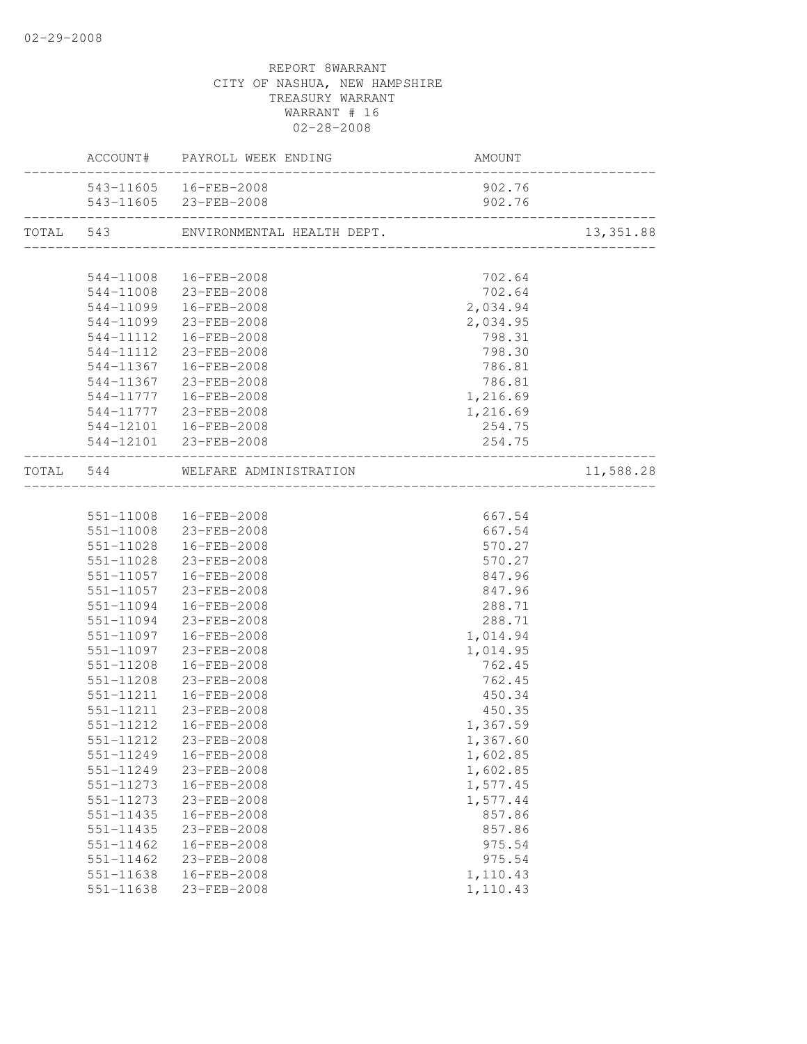REPORT 8WARRANT
CITY OF NASHUA, NEW HAMPSHIRE
TREASURY WARRANT
WARRANT # 16
02-28-2008

| | ACCOUNT# | PAYROLL WEEK ENDING | AMOUNT | |
|---|---|---|---|---|
| | 543-11605 | 16-FEB-2008 | 902.76 | |
| | 543-11605 | 23-FEB-2008 | 902.76 | |
| TOTAL | 543 | ENVIRONMENTAL HEALTH DEPT. | | 13,351.88 |
| | 544-11008 | 16-FEB-2008 | 702.64 | |
| | 544-11008 | 23-FEB-2008 | 702.64 | |
| | 544-11099 | 16-FEB-2008 | 2,034.94 | |
| | 544-11099 | 23-FEB-2008 | 2,034.95 | |
| | 544-11112 | 16-FEB-2008 | 798.31 | |
| | 544-11112 | 23-FEB-2008 | 798.30 | |
| | 544-11367 | 16-FEB-2008 | 786.81 | |
| | 544-11367 | 23-FEB-2008 | 786.81 | |
| | 544-11777 | 16-FEB-2008 | 1,216.69 | |
| | 544-11777 | 23-FEB-2008 | 1,216.69 | |
| | 544-12101 | 16-FEB-2008 | 254.75 | |
| | 544-12101 | 23-FEB-2008 | 254.75 | |
| TOTAL | 544 | WELFARE ADMINISTRATION | | 11,588.28 |
| | 551-11008 | 16-FEB-2008 | 667.54 | |
| | 551-11008 | 23-FEB-2008 | 667.54 | |
| | 551-11028 | 16-FEB-2008 | 570.27 | |
| | 551-11028 | 23-FEB-2008 | 570.27 | |
| | 551-11057 | 16-FEB-2008 | 847.96 | |
| | 551-11057 | 23-FEB-2008 | 847.96 | |
| | 551-11094 | 16-FEB-2008 | 288.71 | |
| | 551-11094 | 23-FEB-2008 | 288.71 | |
| | 551-11097 | 16-FEB-2008 | 1,014.94 | |
| | 551-11097 | 23-FEB-2008 | 1,014.95 | |
| | 551-11208 | 16-FEB-2008 | 762.45 | |
| | 551-11208 | 23-FEB-2008 | 762.45 | |
| | 551-11211 | 16-FEB-2008 | 450.34 | |
| | 551-11211 | 23-FEB-2008 | 450.35 | |
| | 551-11212 | 16-FEB-2008 | 1,367.59 | |
| | 551-11212 | 23-FEB-2008 | 1,367.60 | |
| | 551-11249 | 16-FEB-2008 | 1,602.85 | |
| | 551-11249 | 23-FEB-2008 | 1,602.85 | |
| | 551-11273 | 16-FEB-2008 | 1,577.45 | |
| | 551-11273 | 23-FEB-2008 | 1,577.44 | |
| | 551-11435 | 16-FEB-2008 | 857.86 | |
| | 551-11435 | 23-FEB-2008 | 857.86 | |
| | 551-11462 | 16-FEB-2008 | 975.54 | |
| | 551-11462 | 23-FEB-2008 | 975.54 | |
| | 551-11638 | 16-FEB-2008 | 1,110.43 | |
| | 551-11638 | 23-FEB-2008 | 1,110.43 | |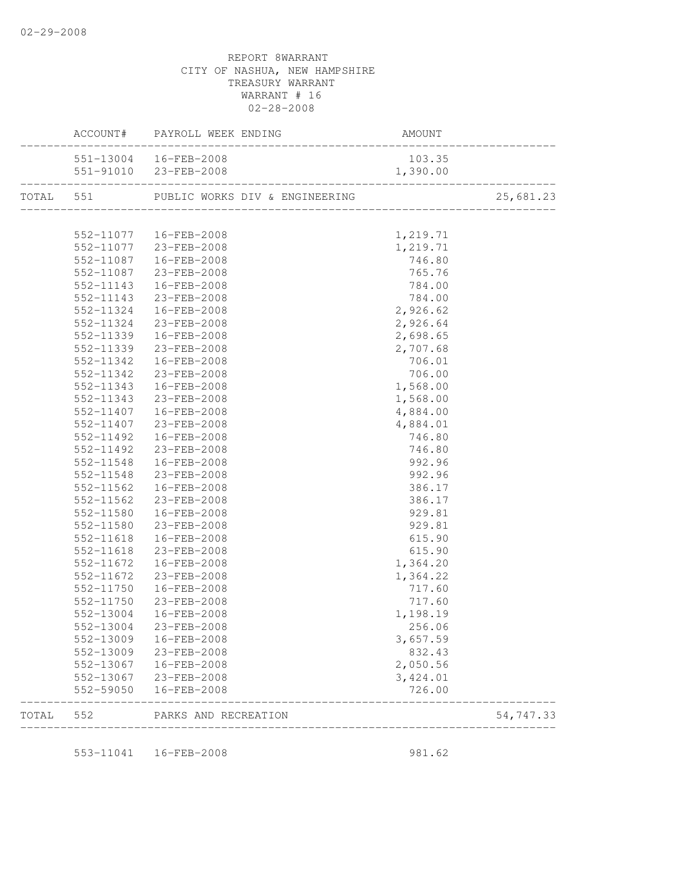REPORT 8WARRANT
CITY OF NASHUA, NEW HAMPSHIRE
TREASURY WARRANT
WARRANT # 16
02-28-2008

| | ACCOUNT# | PAYROLL WEEK ENDING | AMOUNT | |
|---|---|---|---|---|
| | 551-13004 | 16-FEB-2008 | 103.35 | |
| | 551-91010 | 23-FEB-2008 | 1,390.00 | |
| TOTAL | 551 | PUBLIC WORKS DIV & ENGINEERING | | 25,681.23 |
| | 552-11077 | 16-FEB-2008 | 1,219.71 | |
| | 552-11077 | 23-FEB-2008 | 1,219.71 | |
| | 552-11087 | 16-FEB-2008 | 746.80 | |
| | 552-11087 | 23-FEB-2008 | 765.76 | |
| | 552-11143 | 16-FEB-2008 | 784.00 | |
| | 552-11143 | 23-FEB-2008 | 784.00 | |
| | 552-11324 | 16-FEB-2008 | 2,926.62 | |
| | 552-11324 | 23-FEB-2008 | 2,926.64 | |
| | 552-11339 | 16-FEB-2008 | 2,698.65 | |
| | 552-11339 | 23-FEB-2008 | 2,707.68 | |
| | 552-11342 | 16-FEB-2008 | 706.01 | |
| | 552-11342 | 23-FEB-2008 | 706.00 | |
| | 552-11343 | 16-FEB-2008 | 1,568.00 | |
| | 552-11343 | 23-FEB-2008 | 1,568.00 | |
| | 552-11407 | 16-FEB-2008 | 4,884.00 | |
| | 552-11407 | 23-FEB-2008 | 4,884.01 | |
| | 552-11492 | 16-FEB-2008 | 746.80 | |
| | 552-11492 | 23-FEB-2008 | 746.80 | |
| | 552-11548 | 16-FEB-2008 | 992.96 | |
| | 552-11548 | 23-FEB-2008 | 992.96 | |
| | 552-11562 | 16-FEB-2008 | 386.17 | |
| | 552-11562 | 23-FEB-2008 | 386.17 | |
| | 552-11580 | 16-FEB-2008 | 929.81 | |
| | 552-11580 | 23-FEB-2008 | 929.81 | |
| | 552-11618 | 16-FEB-2008 | 615.90 | |
| | 552-11618 | 23-FEB-2008 | 615.90 | |
| | 552-11672 | 16-FEB-2008 | 1,364.20 | |
| | 552-11672 | 23-FEB-2008 | 1,364.22 | |
| | 552-11750 | 16-FEB-2008 | 717.60 | |
| | 552-11750 | 23-FEB-2008 | 717.60 | |
| | 552-13004 | 16-FEB-2008 | 1,198.19 | |
| | 552-13004 | 23-FEB-2008 | 256.06 | |
| | 552-13009 | 16-FEB-2008 | 3,657.59 | |
| | 552-13009 | 23-FEB-2008 | 832.43 | |
| | 552-13067 | 16-FEB-2008 | 2,050.56 | |
| | 552-13067 | 23-FEB-2008 | 3,424.01 | |
| | 552-59050 | 16-FEB-2008 | 726.00 | |
| TOTAL | 552 | PARKS AND RECREATION | | 54,747.33 |
| | 553-11041 | 16-FEB-2008 | 981.62 | |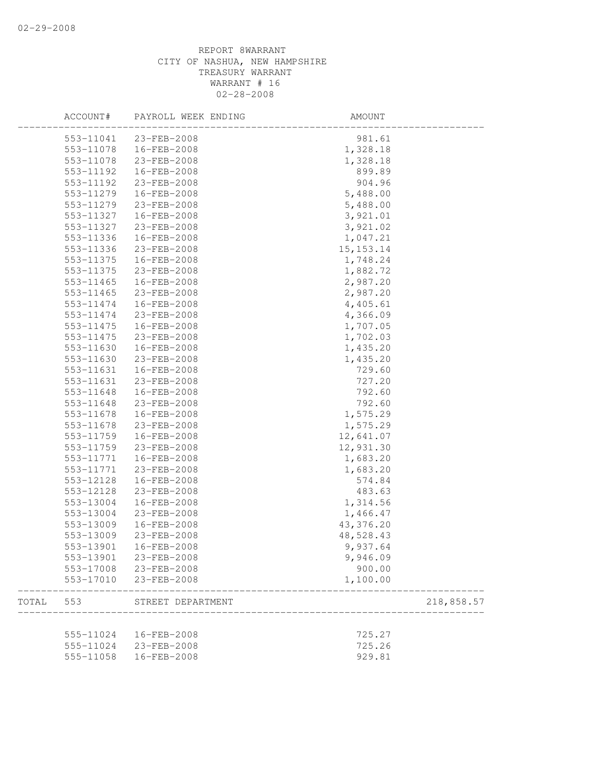REPORT 8WARRANT
CITY OF NASHUA, NEW HAMPSHIRE
TREASURY WARRANT
WARRANT # 16
02-28-2008

| | ACCOUNT# | PAYROLL WEEK ENDING | AMOUNT | |
|---|---|---|---|---|
| | 553-11041 | 23-FEB-2008 | 981.61 | |
| | 553-11078 | 16-FEB-2008 | 1,328.18 | |
| | 553-11078 | 23-FEB-2008 | 1,328.18 | |
| | 553-11192 | 16-FEB-2008 | 899.89 | |
| | 553-11192 | 23-FEB-2008 | 904.96 | |
| | 553-11279 | 16-FEB-2008 | 5,488.00 | |
| | 553-11279 | 23-FEB-2008 | 5,488.00 | |
| | 553-11327 | 16-FEB-2008 | 3,921.01 | |
| | 553-11327 | 23-FEB-2008 | 3,921.02 | |
| | 553-11336 | 16-FEB-2008 | 1,047.21 | |
| | 553-11336 | 23-FEB-2008 | 15,153.14 | |
| | 553-11375 | 16-FEB-2008 | 1,748.24 | |
| | 553-11375 | 23-FEB-2008 | 1,882.72 | |
| | 553-11465 | 16-FEB-2008 | 2,987.20 | |
| | 553-11465 | 23-FEB-2008 | 2,987.20 | |
| | 553-11474 | 16-FEB-2008 | 4,405.61 | |
| | 553-11474 | 23-FEB-2008 | 4,366.09 | |
| | 553-11475 | 16-FEB-2008 | 1,707.05 | |
| | 553-11475 | 23-FEB-2008 | 1,702.03 | |
| | 553-11630 | 16-FEB-2008 | 1,435.20 | |
| | 553-11630 | 23-FEB-2008 | 1,435.20 | |
| | 553-11631 | 16-FEB-2008 | 729.60 | |
| | 553-11631 | 23-FEB-2008 | 727.20 | |
| | 553-11648 | 16-FEB-2008 | 792.60 | |
| | 553-11648 | 23-FEB-2008 | 792.60 | |
| | 553-11678 | 16-FEB-2008 | 1,575.29 | |
| | 553-11678 | 23-FEB-2008 | 1,575.29 | |
| | 553-11759 | 16-FEB-2008 | 12,641.07 | |
| | 553-11759 | 23-FEB-2008 | 12,931.30 | |
| | 553-11771 | 16-FEB-2008 | 1,683.20 | |
| | 553-11771 | 23-FEB-2008 | 1,683.20 | |
| | 553-12128 | 16-FEB-2008 | 574.84 | |
| | 553-12128 | 23-FEB-2008 | 483.63 | |
| | 553-13004 | 16-FEB-2008 | 1,314.56 | |
| | 553-13004 | 23-FEB-2008 | 1,466.47 | |
| | 553-13009 | 16-FEB-2008 | 43,376.20 | |
| | 553-13009 | 23-FEB-2008 | 48,528.43 | |
| | 553-13901 | 16-FEB-2008 | 9,937.64 | |
| | 553-13901 | 23-FEB-2008 | 9,946.09 | |
| | 553-17008 | 23-FEB-2008 | 900.00 | |
| | 553-17010 | 23-FEB-2008 | 1,100.00 | |
| TOTAL | 553 | STREET DEPARTMENT | | 218,858.57 |
| | 555-11024 | 16-FEB-2008 | 725.27 | |
| | 555-11024 | 23-FEB-2008 | 725.26 | |
| | 555-11058 | 16-FEB-2008 | 929.81 | |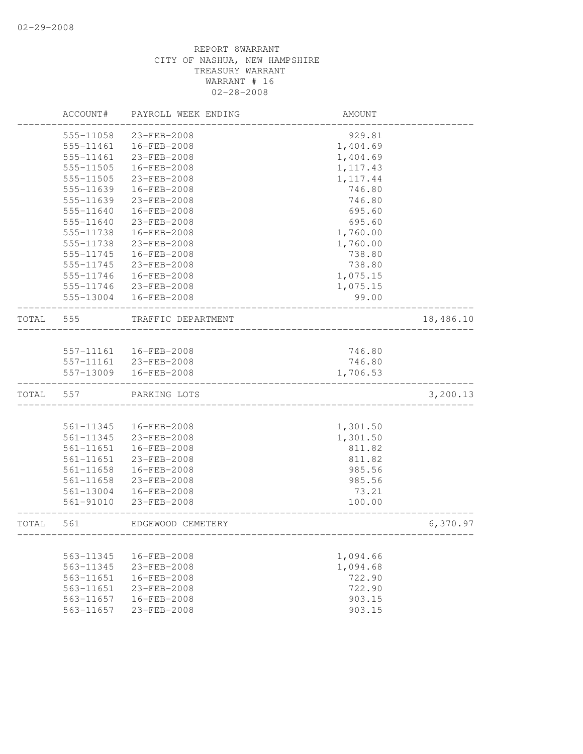02-29-2008

REPORT 8WARRANT
CITY OF NASHUA, NEW HAMPSHIRE
TREASURY WARRANT
WARRANT # 16
02-28-2008

| | ACCOUNT# | PAYROLL WEEK ENDING | AMOUNT | |
|---|---|---|---|---|
| | 555-11058 | 23-FEB-2008 | 929.81 | |
| | 555-11461 | 16-FEB-2008 | 1,404.69 | |
| | 555-11461 | 23-FEB-2008 | 1,404.69 | |
| | 555-11505 | 16-FEB-2008 | 1,117.43 | |
| | 555-11505 | 23-FEB-2008 | 1,117.44 | |
| | 555-11639 | 16-FEB-2008 | 746.80 | |
| | 555-11639 | 23-FEB-2008 | 746.80 | |
| | 555-11640 | 16-FEB-2008 | 695.60 | |
| | 555-11640 | 23-FEB-2008 | 695.60 | |
| | 555-11738 | 16-FEB-2008 | 1,760.00 | |
| | 555-11738 | 23-FEB-2008 | 1,760.00 | |
| | 555-11745 | 16-FEB-2008 | 738.80 | |
| | 555-11745 | 23-FEB-2008 | 738.80 | |
| | 555-11746 | 16-FEB-2008 | 1,075.15 | |
| | 555-11746 | 23-FEB-2008 | 1,075.15 | |
| | 555-13004 | 16-FEB-2008 | 99.00 | |
| TOTAL | 555 | TRAFFIC DEPARTMENT | | 18,486.10 |
| | 557-11161 | 16-FEB-2008 | 746.80 | |
| | 557-11161 | 23-FEB-2008 | 746.80 | |
| | 557-13009 | 16-FEB-2008 | 1,706.53 | |
| TOTAL | 557 | PARKING LOTS | | 3,200.13 |
| | 561-11345 | 16-FEB-2008 | 1,301.50 | |
| | 561-11345 | 23-FEB-2008 | 1,301.50 | |
| | 561-11651 | 16-FEB-2008 | 811.82 | |
| | 561-11651 | 23-FEB-2008 | 811.82 | |
| | 561-11658 | 16-FEB-2008 | 985.56 | |
| | 561-11658 | 23-FEB-2008 | 985.56 | |
| | 561-13004 | 16-FEB-2008 | 73.21 | |
| | 561-91010 | 23-FEB-2008 | 100.00 | |
| TOTAL | 561 | EDGEWOOD CEMETERY | | 6,370.97 |
| | 563-11345 | 16-FEB-2008 | 1,094.66 | |
| | 563-11345 | 23-FEB-2008 | 1,094.68 | |
| | 563-11651 | 16-FEB-2008 | 722.90 | |
| | 563-11651 | 23-FEB-2008 | 722.90 | |
| | 563-11657 | 16-FEB-2008 | 903.15 | |
| | 563-11657 | 23-FEB-2008 | 903.15 | |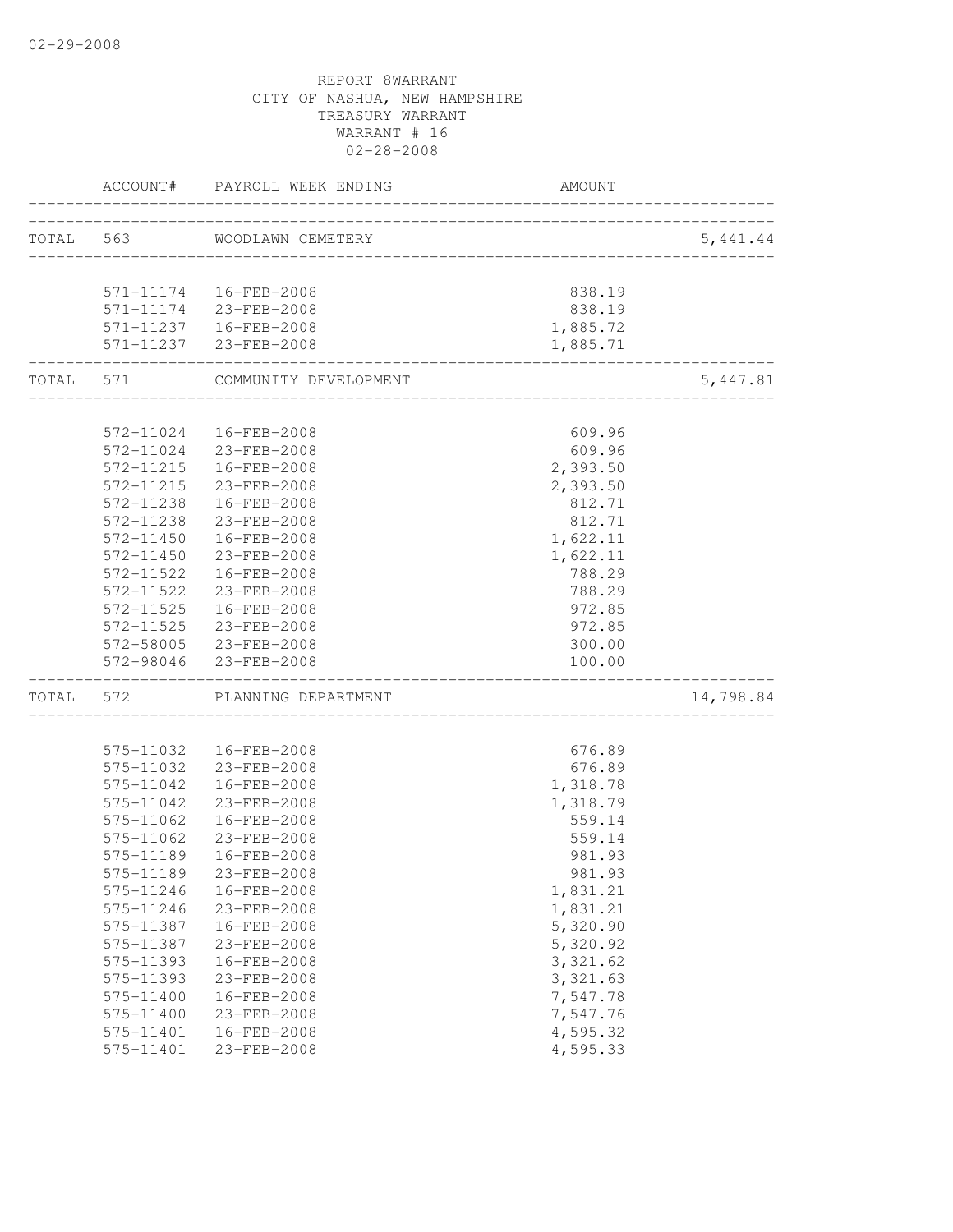02-29-2008

REPORT 8WARRANT
CITY OF NASHUA, NEW HAMPSHIRE
TREASURY WARRANT
WARRANT # 16
02-28-2008

| | ACCOUNT# | PAYROLL WEEK ENDING | AMOUNT | |
|---|---|---|---|---|
| TOTAL | 563 | WOODLAWN CEMETERY | | 5,441.44 |
| | 571-11174 | 16-FEB-2008 | 838.19 | |
| | 571-11174 | 23-FEB-2008 | 838.19 | |
| | 571-11237 | 16-FEB-2008 | 1,885.72 | |
| | 571-11237 | 23-FEB-2008 | 1,885.71 | |
| TOTAL | 571 | COMMUNITY DEVELOPMENT | | 5,447.81 |
| | 572-11024 | 16-FEB-2008 | 609.96 | |
| | 572-11024 | 23-FEB-2008 | 609.96 | |
| | 572-11215 | 16-FEB-2008 | 2,393.50 | |
| | 572-11215 | 23-FEB-2008 | 2,393.50 | |
| | 572-11238 | 16-FEB-2008 | 812.71 | |
| | 572-11238 | 23-FEB-2008 | 812.71 | |
| | 572-11450 | 16-FEB-2008 | 1,622.11 | |
| | 572-11450 | 23-FEB-2008 | 1,622.11 | |
| | 572-11522 | 16-FEB-2008 | 788.29 | |
| | 572-11522 | 23-FEB-2008 | 788.29 | |
| | 572-11525 | 16-FEB-2008 | 972.85 | |
| | 572-11525 | 23-FEB-2008 | 972.85 | |
| | 572-58005 | 23-FEB-2008 | 300.00 | |
| | 572-98046 | 23-FEB-2008 | 100.00 | |
| TOTAL | 572 | PLANNING DEPARTMENT | | 14,798.84 |
| | 575-11032 | 16-FEB-2008 | 676.89 | |
| | 575-11032 | 23-FEB-2008 | 676.89 | |
| | 575-11042 | 16-FEB-2008 | 1,318.78 | |
| | 575-11042 | 23-FEB-2008 | 1,318.79 | |
| | 575-11062 | 16-FEB-2008 | 559.14 | |
| | 575-11062 | 23-FEB-2008 | 559.14 | |
| | 575-11189 | 16-FEB-2008 | 981.93 | |
| | 575-11189 | 23-FEB-2008 | 981.93 | |
| | 575-11246 | 16-FEB-2008 | 1,831.21 | |
| | 575-11246 | 23-FEB-2008 | 1,831.21 | |
| | 575-11387 | 16-FEB-2008 | 5,320.90 | |
| | 575-11387 | 23-FEB-2008 | 5,320.92 | |
| | 575-11393 | 16-FEB-2008 | 3,321.62 | |
| | 575-11393 | 23-FEB-2008 | 3,321.63 | |
| | 575-11400 | 16-FEB-2008 | 7,547.78 | |
| | 575-11400 | 23-FEB-2008 | 7,547.76 | |
| | 575-11401 | 16-FEB-2008 | 4,595.32 | |
| | 575-11401 | 23-FEB-2008 | 4,595.33 | |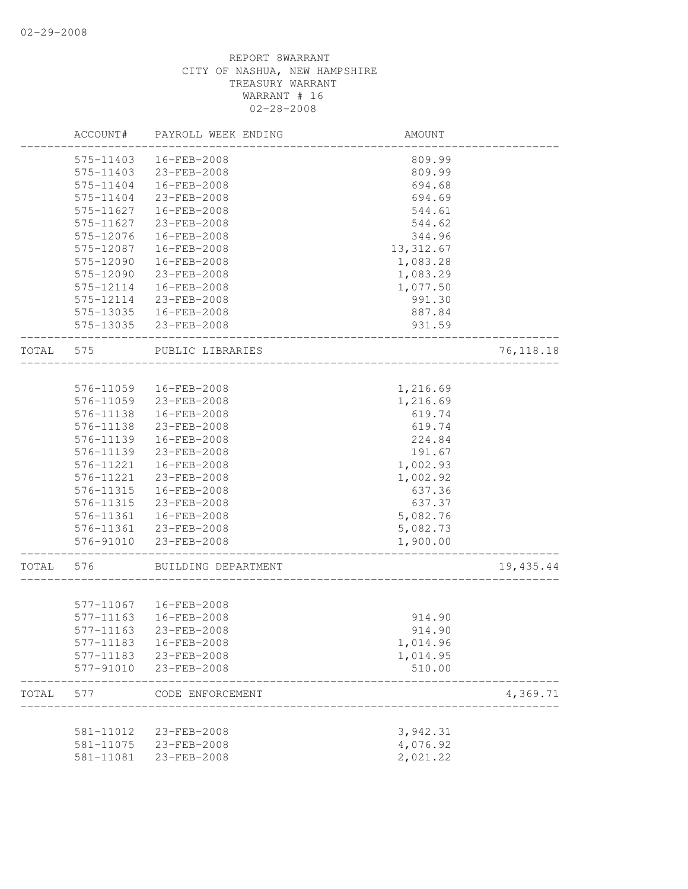REPORT 8WARRANT
CITY OF NASHUA, NEW HAMPSHIRE
TREASURY WARRANT
WARRANT # 16
02-28-2008

| | ACCOUNT# | PAYROLL WEEK ENDING | AMOUNT | |
|---|---|---|---|---|
| | 575-11403 | 16-FEB-2008 | 809.99 | |
| | 575-11403 | 23-FEB-2008 | 809.99 | |
| | 575-11404 | 16-FEB-2008 | 694.68 | |
| | 575-11404 | 23-FEB-2008 | 694.69 | |
| | 575-11627 | 16-FEB-2008 | 544.61 | |
| | 575-11627 | 23-FEB-2008 | 544.62 | |
| | 575-12076 | 16-FEB-2008 | 344.96 | |
| | 575-12087 | 16-FEB-2008 | 13,312.67 | |
| | 575-12090 | 16-FEB-2008 | 1,083.28 | |
| | 575-12090 | 23-FEB-2008 | 1,083.29 | |
| | 575-12114 | 16-FEB-2008 | 1,077.50 | |
| | 575-12114 | 23-FEB-2008 | 991.30 | |
| | 575-13035 | 16-FEB-2008 | 887.84 | |
| | 575-13035 | 23-FEB-2008 | 931.59 | |
| TOTAL | 575 | PUBLIC LIBRARIES | | 76,118.18 |
| | 576-11059 | 16-FEB-2008 | 1,216.69 | |
| | 576-11059 | 23-FEB-2008 | 1,216.69 | |
| | 576-11138 | 16-FEB-2008 | 619.74 | |
| | 576-11138 | 23-FEB-2008 | 619.74 | |
| | 576-11139 | 16-FEB-2008 | 224.84 | |
| | 576-11139 | 23-FEB-2008 | 191.67 | |
| | 576-11221 | 16-FEB-2008 | 1,002.93 | |
| | 576-11221 | 23-FEB-2008 | 1,002.92 | |
| | 576-11315 | 16-FEB-2008 | 637.36 | |
| | 576-11315 | 23-FEB-2008 | 637.37 | |
| | 576-11361 | 16-FEB-2008 | 5,082.76 | |
| | 576-11361 | 23-FEB-2008 | 5,082.73 | |
| | 576-91010 | 23-FEB-2008 | 1,900.00 | |
| TOTAL | 576 | BUILDING DEPARTMENT | | 19,435.44 |
| | 577-11067 | 16-FEB-2008 | | |
| | 577-11163 | 16-FEB-2008 | 914.90 | |
| | 577-11163 | 23-FEB-2008 | 914.90 | |
| | 577-11183 | 16-FEB-2008 | 1,014.96 | |
| | 577-11183 | 23-FEB-2008 | 1,014.95 | |
| | 577-91010 | 23-FEB-2008 | 510.00 | |
| TOTAL | 577 | CODE ENFORCEMENT | | 4,369.71 |
| | 581-11012 | 23-FEB-2008 | 3,942.31 | |
| | 581-11075 | 23-FEB-2008 | 4,076.92 | |
| | 581-11081 | 23-FEB-2008 | 2,021.22 | |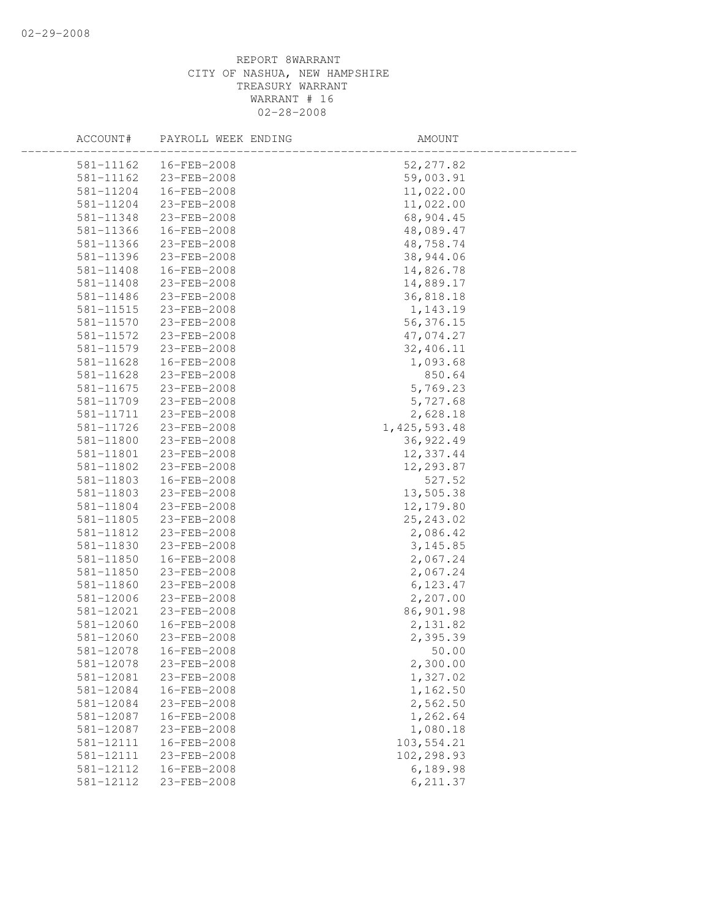REPORT 8WARRANT
CITY OF NASHUA, NEW HAMPSHIRE
TREASURY WARRANT
WARRANT # 16
02-28-2008

| ACCOUNT# | PAYROLL WEEK ENDING | AMOUNT |
|---|---|---|
| 581-11162 | 16-FEB-2008 | 52,277.82 |
| 581-11162 | 23-FEB-2008 | 59,003.91 |
| 581-11204 | 16-FEB-2008 | 11,022.00 |
| 581-11204 | 23-FEB-2008 | 11,022.00 |
| 581-11348 | 23-FEB-2008 | 68,904.45 |
| 581-11366 | 16-FEB-2008 | 48,089.47 |
| 581-11366 | 23-FEB-2008 | 48,758.74 |
| 581-11396 | 23-FEB-2008 | 38,944.06 |
| 581-11408 | 16-FEB-2008 | 14,826.78 |
| 581-11408 | 23-FEB-2008 | 14,889.17 |
| 581-11486 | 23-FEB-2008 | 36,818.18 |
| 581-11515 | 23-FEB-2008 | 1,143.19 |
| 581-11570 | 23-FEB-2008 | 56,376.15 |
| 581-11572 | 23-FEB-2008 | 47,074.27 |
| 581-11579 | 23-FEB-2008 | 32,406.11 |
| 581-11628 | 16-FEB-2008 | 1,093.68 |
| 581-11628 | 23-FEB-2008 | 850.64 |
| 581-11675 | 23-FEB-2008 | 5,769.23 |
| 581-11709 | 23-FEB-2008 | 5,727.68 |
| 581-11711 | 23-FEB-2008 | 2,628.18 |
| 581-11726 | 23-FEB-2008 | 1,425,593.48 |
| 581-11800 | 23-FEB-2008 | 36,922.49 |
| 581-11801 | 23-FEB-2008 | 12,337.44 |
| 581-11802 | 23-FEB-2008 | 12,293.87 |
| 581-11803 | 16-FEB-2008 | 527.52 |
| 581-11803 | 23-FEB-2008 | 13,505.38 |
| 581-11804 | 23-FEB-2008 | 12,179.80 |
| 581-11805 | 23-FEB-2008 | 25,243.02 |
| 581-11812 | 23-FEB-2008 | 2,086.42 |
| 581-11830 | 23-FEB-2008 | 3,145.85 |
| 581-11850 | 16-FEB-2008 | 2,067.24 |
| 581-11850 | 23-FEB-2008 | 2,067.24 |
| 581-11860 | 23-FEB-2008 | 6,123.47 |
| 581-12006 | 23-FEB-2008 | 2,207.00 |
| 581-12021 | 23-FEB-2008 | 86,901.98 |
| 581-12060 | 16-FEB-2008 | 2,131.82 |
| 581-12060 | 23-FEB-2008 | 2,395.39 |
| 581-12078 | 16-FEB-2008 | 50.00 |
| 581-12078 | 23-FEB-2008 | 2,300.00 |
| 581-12081 | 23-FEB-2008 | 1,327.02 |
| 581-12084 | 16-FEB-2008 | 1,162.50 |
| 581-12084 | 23-FEB-2008 | 2,562.50 |
| 581-12087 | 16-FEB-2008 | 1,262.64 |
| 581-12087 | 23-FEB-2008 | 1,080.18 |
| 581-12111 | 16-FEB-2008 | 103,554.21 |
| 581-12111 | 23-FEB-2008 | 102,298.93 |
| 581-12112 | 16-FEB-2008 | 6,189.98 |
| 581-12112 | 23-FEB-2008 | 6,211.37 |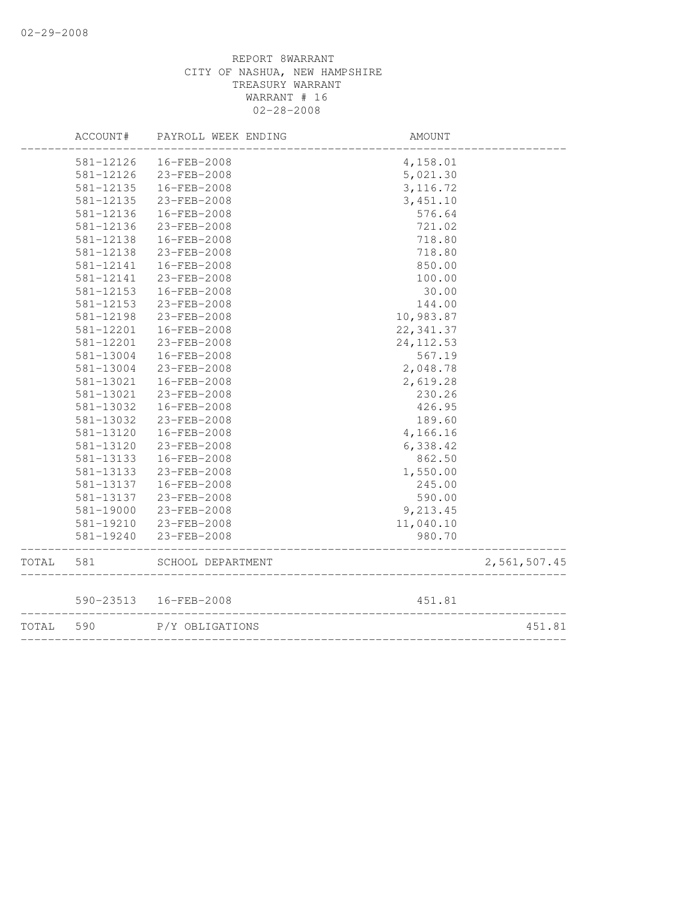REPORT 8WARRANT
CITY OF NASHUA, NEW HAMPSHIRE
TREASURY WARRANT
WARRANT # 16
02-28-2008

| | ACCOUNT# | PAYROLL WEEK ENDING | AMOUNT | |
|---|---|---|---|---|
| | 581-12126 | 16-FEB-2008 | 4,158.01 | |
| | 581-12126 | 23-FEB-2008 | 5,021.30 | |
| | 581-12135 | 16-FEB-2008 | 3,116.72 | |
| | 581-12135 | 23-FEB-2008 | 3,451.10 | |
| | 581-12136 | 16-FEB-2008 | 576.64 | |
| | 581-12136 | 23-FEB-2008 | 721.02 | |
| | 581-12138 | 16-FEB-2008 | 718.80 | |
| | 581-12138 | 23-FEB-2008 | 718.80 | |
| | 581-12141 | 16-FEB-2008 | 850.00 | |
| | 581-12141 | 23-FEB-2008 | 100.00 | |
| | 581-12153 | 16-FEB-2008 | 30.00 | |
| | 581-12153 | 23-FEB-2008 | 144.00 | |
| | 581-12198 | 23-FEB-2008 | 10,983.87 | |
| | 581-12201 | 16-FEB-2008 | 22,341.37 | |
| | 581-12201 | 23-FEB-2008 | 24,112.53 | |
| | 581-13004 | 16-FEB-2008 | 567.19 | |
| | 581-13004 | 23-FEB-2008 | 2,048.78 | |
| | 581-13021 | 16-FEB-2008 | 2,619.28 | |
| | 581-13021 | 23-FEB-2008 | 230.26 | |
| | 581-13032 | 16-FEB-2008 | 426.95 | |
| | 581-13032 | 23-FEB-2008 | 189.60 | |
| | 581-13120 | 16-FEB-2008 | 4,166.16 | |
| | 581-13120 | 23-FEB-2008 | 6,338.42 | |
| | 581-13133 | 16-FEB-2008 | 862.50 | |
| | 581-13133 | 23-FEB-2008 | 1,550.00 | |
| | 581-13137 | 16-FEB-2008 | 245.00 | |
| | 581-13137 | 23-FEB-2008 | 590.00 | |
| | 581-19000 | 23-FEB-2008 | 9,213.45 | |
| | 581-19210 | 23-FEB-2008 | 11,040.10 | |
| | 581-19240 | 23-FEB-2008 | 980.70 | |
| TOTAL | 581 | SCHOOL DEPARTMENT | | 2,561,507.45 |
| | 590-23513 | 16-FEB-2008 | 451.81 | |
| TOTAL | 590 | P/Y OBLIGATIONS | | 451.81 |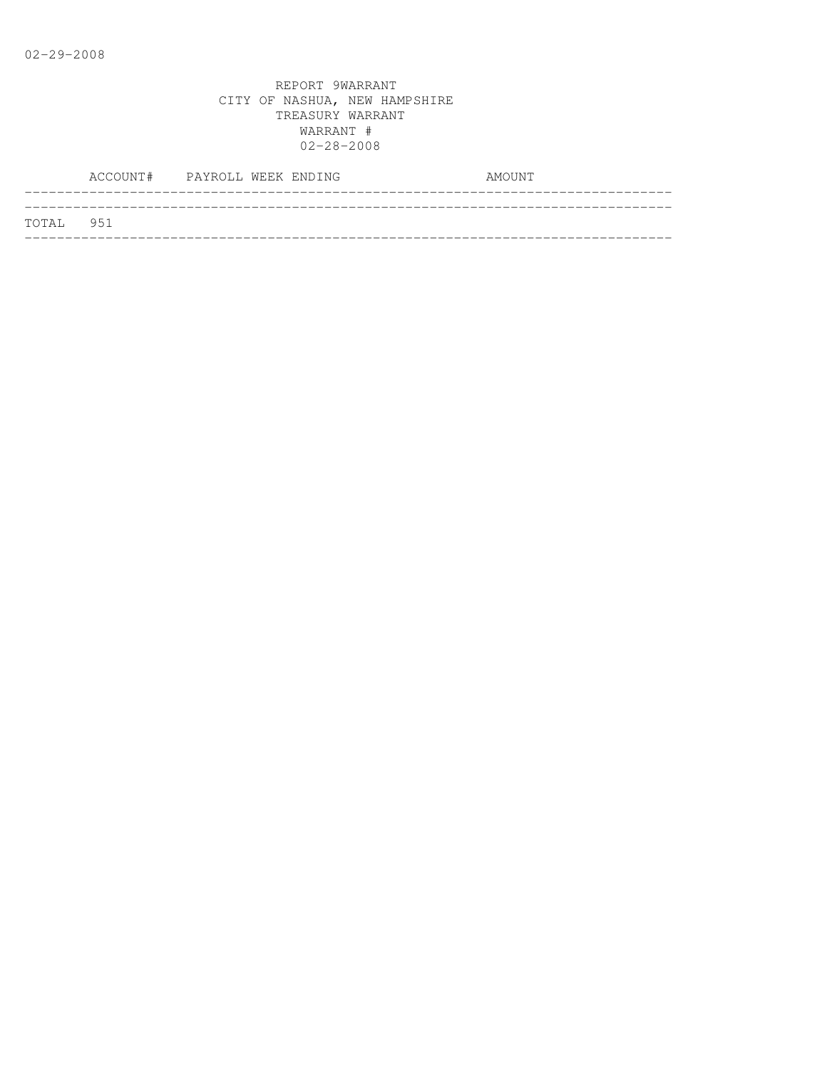REPORT 9WARRANT
CITY OF NASHUA, NEW HAMPSHIRE
TREASURY WARRANT
WARRANT #
02-28-2008

| ACCOUNT# | PAYROLL WEEK ENDING | AMOUNT |
|---|---|---|
| TOTAL 951 | | |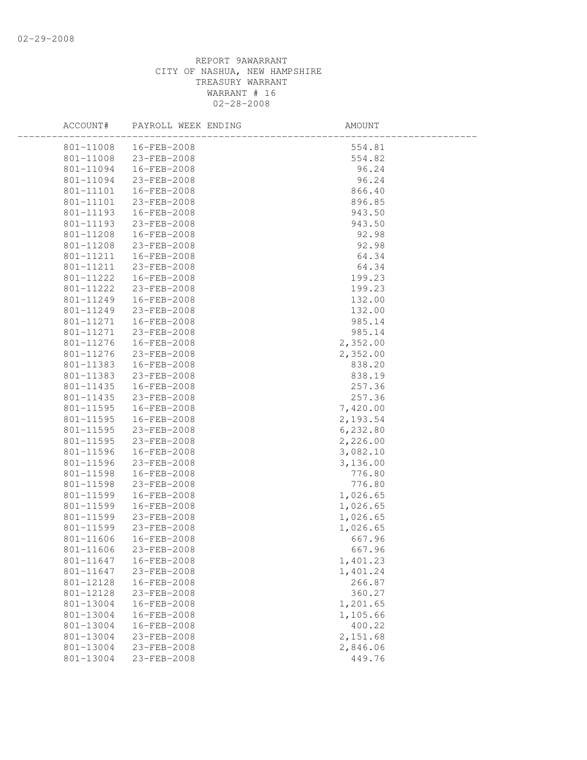REPORT 9AWARRANT
CITY OF NASHUA, NEW HAMPSHIRE
TREASURY WARRANT
WARRANT # 16
02-28-2008

| ACCOUNT# | PAYROLL WEEK ENDING | AMOUNT |
|---|---|---|
| 801-11008 | 16-FEB-2008 | 554.81 |
| 801-11008 | 23-FEB-2008 | 554.82 |
| 801-11094 | 16-FEB-2008 | 96.24 |
| 801-11094 | 23-FEB-2008 | 96.24 |
| 801-11101 | 16-FEB-2008 | 866.40 |
| 801-11101 | 23-FEB-2008 | 896.85 |
| 801-11193 | 16-FEB-2008 | 943.50 |
| 801-11193 | 23-FEB-2008 | 943.50 |
| 801-11208 | 16-FEB-2008 | 92.98 |
| 801-11208 | 23-FEB-2008 | 92.98 |
| 801-11211 | 16-FEB-2008 | 64.34 |
| 801-11211 | 23-FEB-2008 | 64.34 |
| 801-11222 | 16-FEB-2008 | 199.23 |
| 801-11222 | 23-FEB-2008 | 199.23 |
| 801-11249 | 16-FEB-2008 | 132.00 |
| 801-11249 | 23-FEB-2008 | 132.00 |
| 801-11271 | 16-FEB-2008 | 985.14 |
| 801-11271 | 23-FEB-2008 | 985.14 |
| 801-11276 | 16-FEB-2008 | 2,352.00 |
| 801-11276 | 23-FEB-2008 | 2,352.00 |
| 801-11383 | 16-FEB-2008 | 838.20 |
| 801-11383 | 23-FEB-2008 | 838.19 |
| 801-11435 | 16-FEB-2008 | 257.36 |
| 801-11435 | 23-FEB-2008 | 257.36 |
| 801-11595 | 16-FEB-2008 | 7,420.00 |
| 801-11595 | 16-FEB-2008 | 2,193.54 |
| 801-11595 | 23-FEB-2008 | 6,232.80 |
| 801-11595 | 23-FEB-2008 | 2,226.00 |
| 801-11596 | 16-FEB-2008 | 3,082.10 |
| 801-11596 | 23-FEB-2008 | 3,136.00 |
| 801-11598 | 16-FEB-2008 | 776.80 |
| 801-11598 | 23-FEB-2008 | 776.80 |
| 801-11599 | 16-FEB-2008 | 1,026.65 |
| 801-11599 | 16-FEB-2008 | 1,026.65 |
| 801-11599 | 23-FEB-2008 | 1,026.65 |
| 801-11599 | 23-FEB-2008 | 1,026.65 |
| 801-11606 | 16-FEB-2008 | 667.96 |
| 801-11606 | 23-FEB-2008 | 667.96 |
| 801-11647 | 16-FEB-2008 | 1,401.23 |
| 801-11647 | 23-FEB-2008 | 1,401.24 |
| 801-12128 | 16-FEB-2008 | 266.87 |
| 801-12128 | 23-FEB-2008 | 360.27 |
| 801-13004 | 16-FEB-2008 | 1,201.65 |
| 801-13004 | 16-FEB-2008 | 1,105.66 |
| 801-13004 | 16-FEB-2008 | 400.22 |
| 801-13004 | 23-FEB-2008 | 2,151.68 |
| 801-13004 | 23-FEB-2008 | 2,846.06 |
| 801-13004 | 23-FEB-2008 | 449.76 |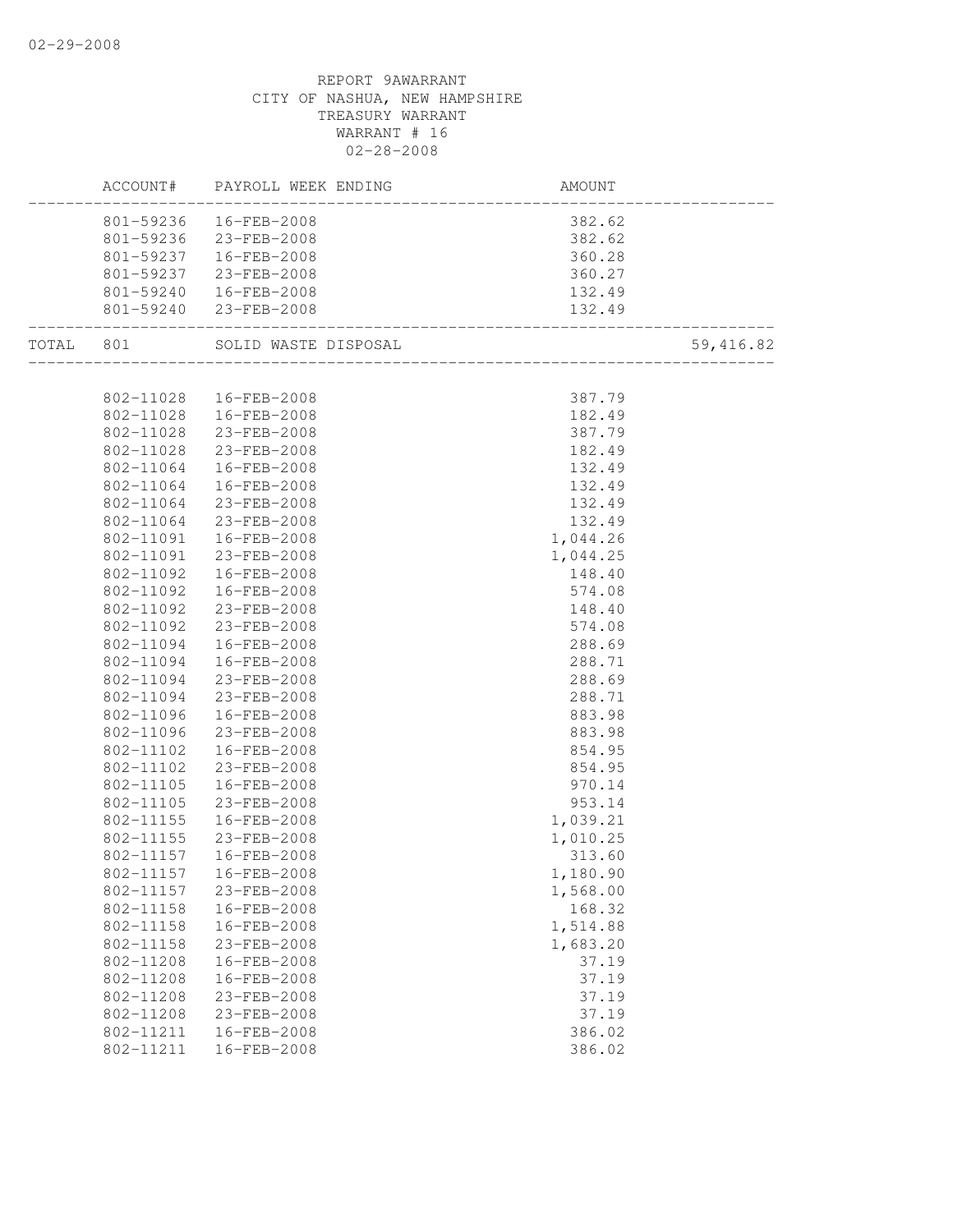REPORT 9AWARRANT
CITY OF NASHUA, NEW HAMPSHIRE
TREASURY WARRANT
WARRANT # 16
02-28-2008

| | ACCOUNT# | PAYROLL WEEK ENDING | AMOUNT | |
|---|---|---|---|---|
| | 801-59236 | 16-FEB-2008 | 382.62 | |
| | 801-59236 | 23-FEB-2008 | 382.62 | |
| | 801-59237 | 16-FEB-2008 | 360.28 | |
| | 801-59237 | 23-FEB-2008 | 360.27 | |
| | 801-59240 | 16-FEB-2008 | 132.49 | |
| | 801-59240 | 23-FEB-2008 | 132.49 | |
| TOTAL | 801 | SOLID WASTE DISPOSAL | | 59,416.82 |
| | 802-11028 | 16-FEB-2008 | 387.79 | |
| | 802-11028 | 16-FEB-2008 | 182.49 | |
| | 802-11028 | 23-FEB-2008 | 387.79 | |
| | 802-11028 | 23-FEB-2008 | 182.49 | |
| | 802-11064 | 16-FEB-2008 | 132.49 | |
| | 802-11064 | 16-FEB-2008 | 132.49 | |
| | 802-11064 | 23-FEB-2008 | 132.49 | |
| | 802-11064 | 23-FEB-2008 | 132.49 | |
| | 802-11091 | 16-FEB-2008 | 1,044.26 | |
| | 802-11091 | 23-FEB-2008 | 1,044.25 | |
| | 802-11092 | 16-FEB-2008 | 148.40 | |
| | 802-11092 | 16-FEB-2008 | 574.08 | |
| | 802-11092 | 23-FEB-2008 | 148.40 | |
| | 802-11092 | 23-FEB-2008 | 574.08 | |
| | 802-11094 | 16-FEB-2008 | 288.69 | |
| | 802-11094 | 16-FEB-2008 | 288.71 | |
| | 802-11094 | 23-FEB-2008 | 288.69 | |
| | 802-11094 | 23-FEB-2008 | 288.71 | |
| | 802-11096 | 16-FEB-2008 | 883.98 | |
| | 802-11096 | 23-FEB-2008 | 883.98 | |
| | 802-11102 | 16-FEB-2008 | 854.95 | |
| | 802-11102 | 23-FEB-2008 | 854.95 | |
| | 802-11105 | 16-FEB-2008 | 970.14 | |
| | 802-11105 | 23-FEB-2008 | 953.14 | |
| | 802-11155 | 16-FEB-2008 | 1,039.21 | |
| | 802-11155 | 23-FEB-2008 | 1,010.25 | |
| | 802-11157 | 16-FEB-2008 | 313.60 | |
| | 802-11157 | 16-FEB-2008 | 1,180.90 | |
| | 802-11157 | 23-FEB-2008 | 1,568.00 | |
| | 802-11158 | 16-FEB-2008 | 168.32 | |
| | 802-11158 | 16-FEB-2008 | 1,514.88 | |
| | 802-11158 | 23-FEB-2008 | 1,683.20 | |
| | 802-11208 | 16-FEB-2008 | 37.19 | |
| | 802-11208 | 16-FEB-2008 | 37.19 | |
| | 802-11208 | 23-FEB-2008 | 37.19 | |
| | 802-11208 | 23-FEB-2008 | 37.19 | |
| | 802-11211 | 16-FEB-2008 | 386.02 | |
| | 802-11211 | 16-FEB-2008 | 386.02 | |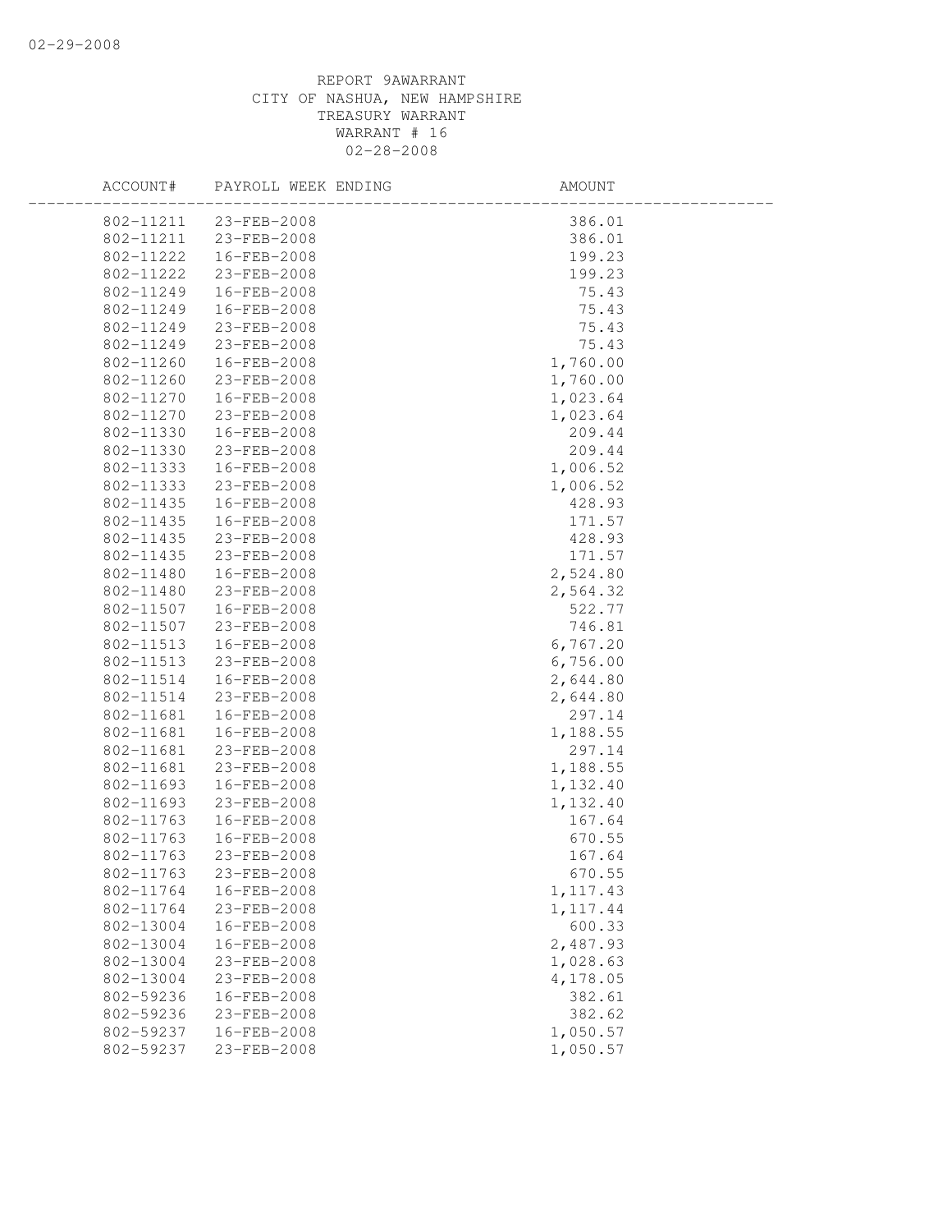REPORT 9AWARRANT
CITY OF NASHUA, NEW HAMPSHIRE
TREASURY WARRANT
WARRANT # 16
02-28-2008

| ACCOUNT# | PAYROLL WEEK ENDING | AMOUNT |
|---|---|---|
| 802-11211 | 23-FEB-2008 | 386.01 |
| 802-11211 | 23-FEB-2008 | 386.01 |
| 802-11222 | 16-FEB-2008 | 199.23 |
| 802-11222 | 23-FEB-2008 | 199.23 |
| 802-11249 | 16-FEB-2008 | 75.43 |
| 802-11249 | 16-FEB-2008 | 75.43 |
| 802-11249 | 23-FEB-2008 | 75.43 |
| 802-11249 | 23-FEB-2008 | 75.43 |
| 802-11260 | 16-FEB-2008 | 1,760.00 |
| 802-11260 | 23-FEB-2008 | 1,760.00 |
| 802-11270 | 16-FEB-2008 | 1,023.64 |
| 802-11270 | 23-FEB-2008 | 1,023.64 |
| 802-11330 | 16-FEB-2008 | 209.44 |
| 802-11330 | 23-FEB-2008 | 209.44 |
| 802-11333 | 16-FEB-2008 | 1,006.52 |
| 802-11333 | 23-FEB-2008 | 1,006.52 |
| 802-11435 | 16-FEB-2008 | 428.93 |
| 802-11435 | 16-FEB-2008 | 171.57 |
| 802-11435 | 23-FEB-2008 | 428.93 |
| 802-11435 | 23-FEB-2008 | 171.57 |
| 802-11480 | 16-FEB-2008 | 2,524.80 |
| 802-11480 | 23-FEB-2008 | 2,564.32 |
| 802-11507 | 16-FEB-2008 | 522.77 |
| 802-11507 | 23-FEB-2008 | 746.81 |
| 802-11513 | 16-FEB-2008 | 6,767.20 |
| 802-11513 | 23-FEB-2008 | 6,756.00 |
| 802-11514 | 16-FEB-2008 | 2,644.80 |
| 802-11514 | 23-FEB-2008 | 2,644.80 |
| 802-11681 | 16-FEB-2008 | 297.14 |
| 802-11681 | 16-FEB-2008 | 1,188.55 |
| 802-11681 | 23-FEB-2008 | 297.14 |
| 802-11681 | 23-FEB-2008 | 1,188.55 |
| 802-11693 | 16-FEB-2008 | 1,132.40 |
| 802-11693 | 23-FEB-2008 | 1,132.40 |
| 802-11763 | 16-FEB-2008 | 167.64 |
| 802-11763 | 16-FEB-2008 | 670.55 |
| 802-11763 | 23-FEB-2008 | 167.64 |
| 802-11763 | 23-FEB-2008 | 670.55 |
| 802-11764 | 16-FEB-2008 | 1,117.43 |
| 802-11764 | 23-FEB-2008 | 1,117.44 |
| 802-13004 | 16-FEB-2008 | 600.33 |
| 802-13004 | 16-FEB-2008 | 2,487.93 |
| 802-13004 | 23-FEB-2008 | 1,028.63 |
| 802-13004 | 23-FEB-2008 | 4,178.05 |
| 802-59236 | 16-FEB-2008 | 382.61 |
| 802-59236 | 23-FEB-2008 | 382.62 |
| 802-59237 | 16-FEB-2008 | 1,050.57 |
| 802-59237 | 23-FEB-2008 | 1,050.57 |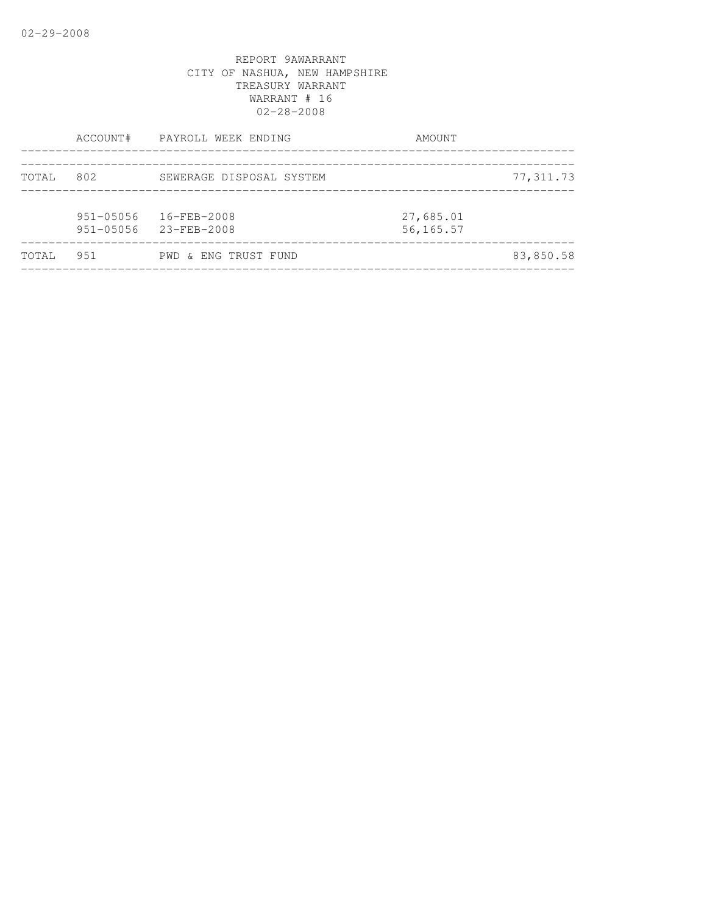02-29-2008

REPORT 9AWARRANT
CITY OF NASHUA, NEW HAMPSHIRE
TREASURY WARRANT
WARRANT # 16
02-28-2008

| | ACCOUNT# | PAYROLL WEEK ENDING | AMOUNT | |
|---|---|---|---|---|
| TOTAL | 802 | SEWERAGE DISPOSAL SYSTEM | | 77,311.73 |
| | 951-05056 | 16-FEB-2008 | 27,685.01 | |
| | 951-05056 | 23-FEB-2008 | 56,165.57 | |
| TOTAL | 951 | PWD & ENG TRUST FUND | | 83,850.58 |